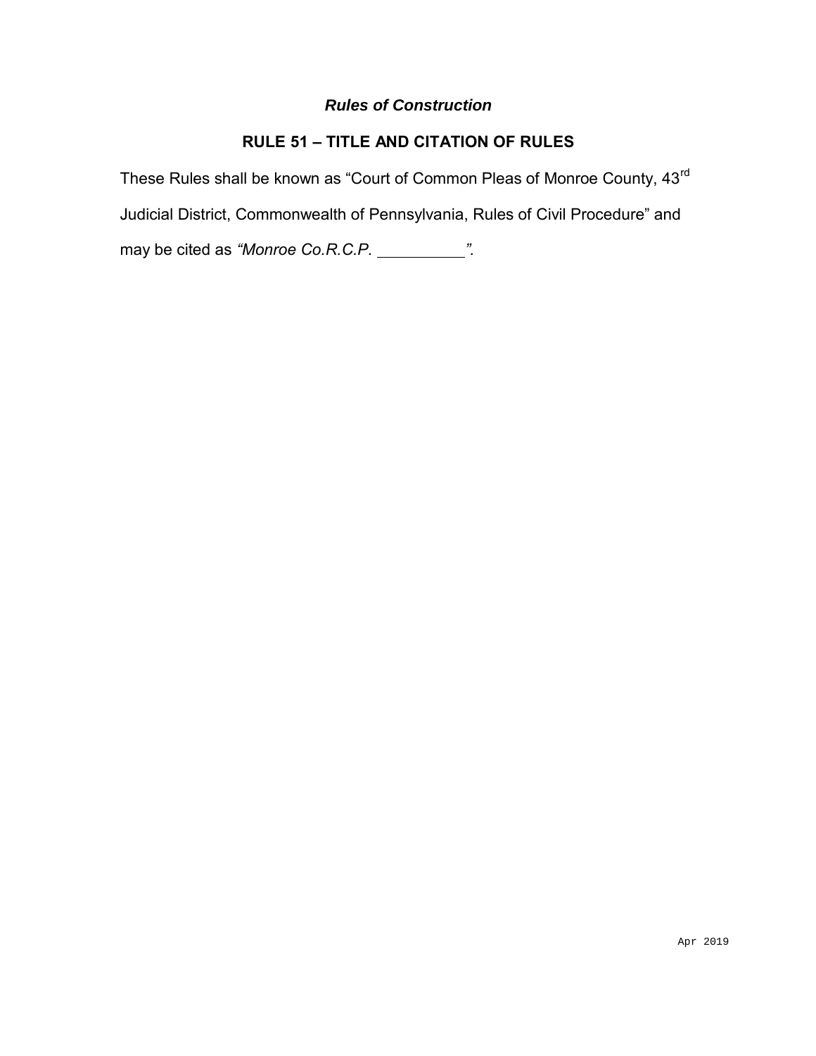## *Rules of Construction*

### RULE 51 – TITLE AND CITATION OF RULES

These Rules shall be known as "Court of Common Pleas of Monroe County, 43rd Judicial District, Commonwealth of Pennsylvania, Rules of Civil Procedure" and may be cited as *"Monroe Co.R.C.P. __________".*

Apr 2019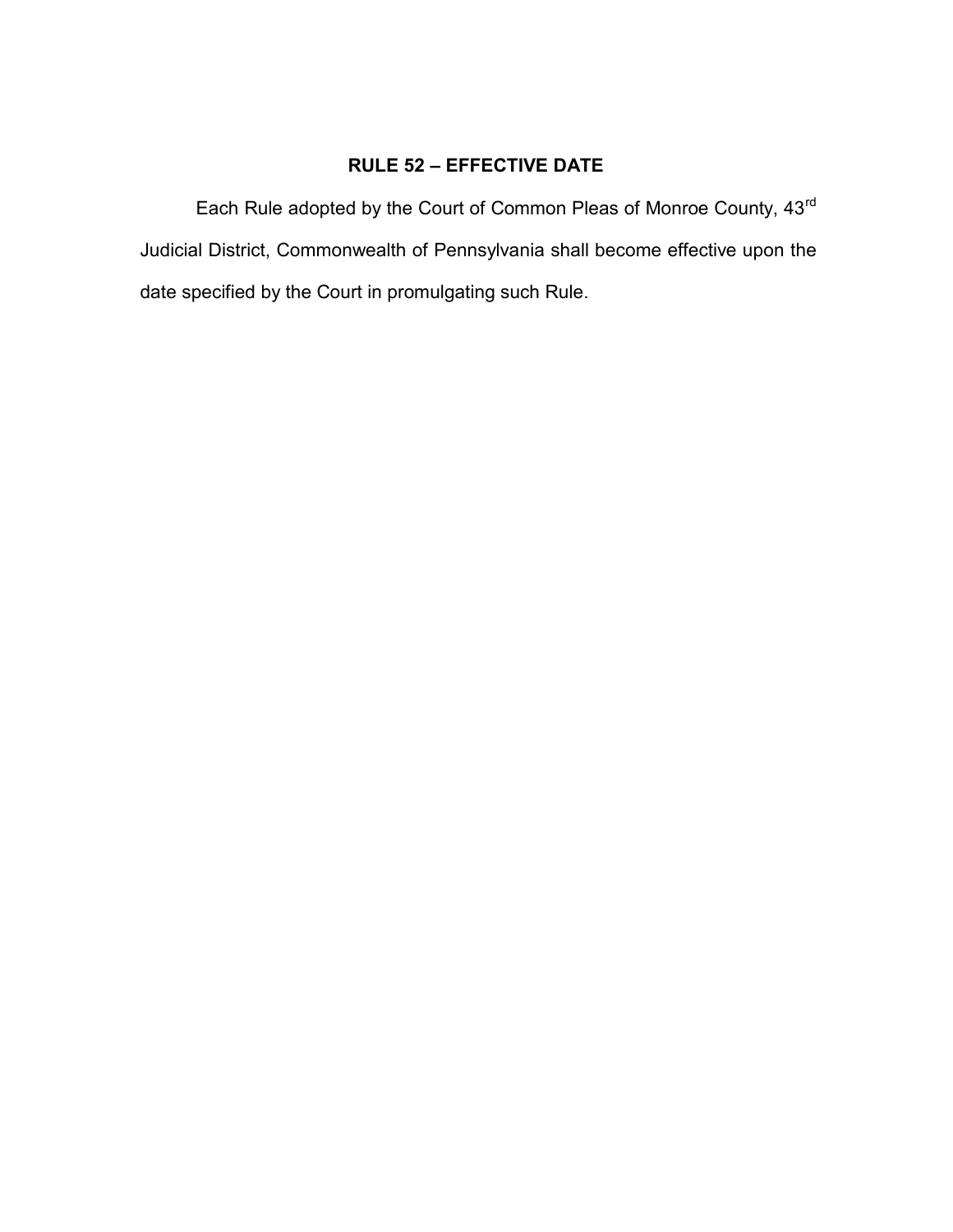## RULE 52 – EFFECTIVE DATE

Each Rule adopted by the Court of Common Pleas of Monroe County, 43rd Judicial District, Commonwealth of Pennsylvania shall become effective upon the date specified by the Court in promulgating such Rule.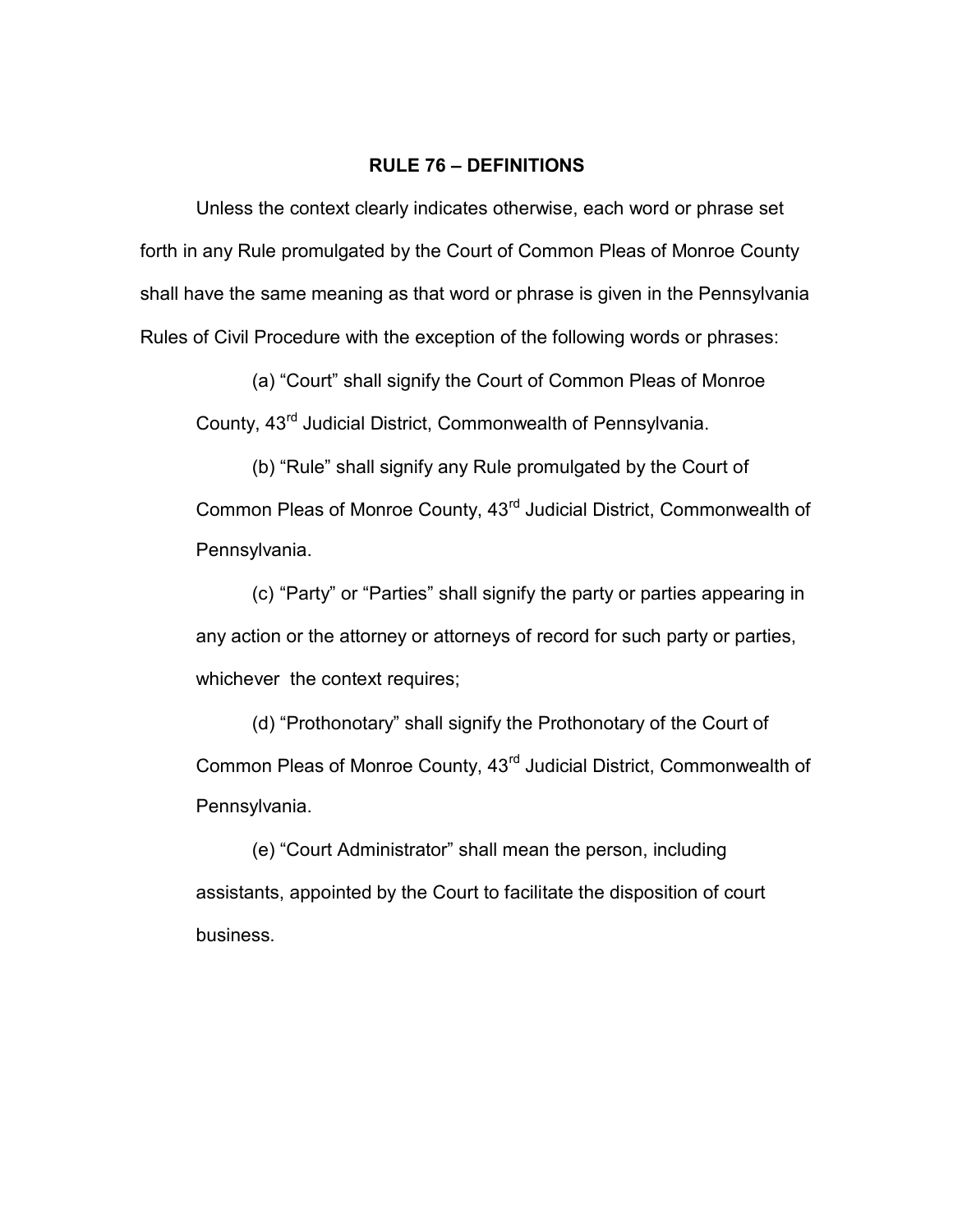## RULE 76 – DEFINITIONS

Unless the context clearly indicates otherwise, each word or phrase set forth in any Rule promulgated by the Court of Common Pleas of Monroe County shall have the same meaning as that word or phrase is given in the Pennsylvania Rules of Civil Procedure with the exception of the following words or phrases:

(a) "Court" shall signify the Court of Common Pleas of Monroe County, 43rd Judicial District, Commonwealth of Pennsylvania.

(b) "Rule" shall signify any Rule promulgated by the Court of Common Pleas of Monroe County, 43rd Judicial District, Commonwealth of Pennsylvania.

(c) "Party" or "Parties" shall signify the party or parties appearing in any action or the attorney or attorneys of record for such party or parties, whichever the context requires;

(d) "Prothonotary" shall signify the Prothonotary of the Court of Common Pleas of Monroe County, 43rd Judicial District, Commonwealth of Pennsylvania.

(e) "Court Administrator" shall mean the person, including assistants, appointed by the Court to facilitate the disposition of court business.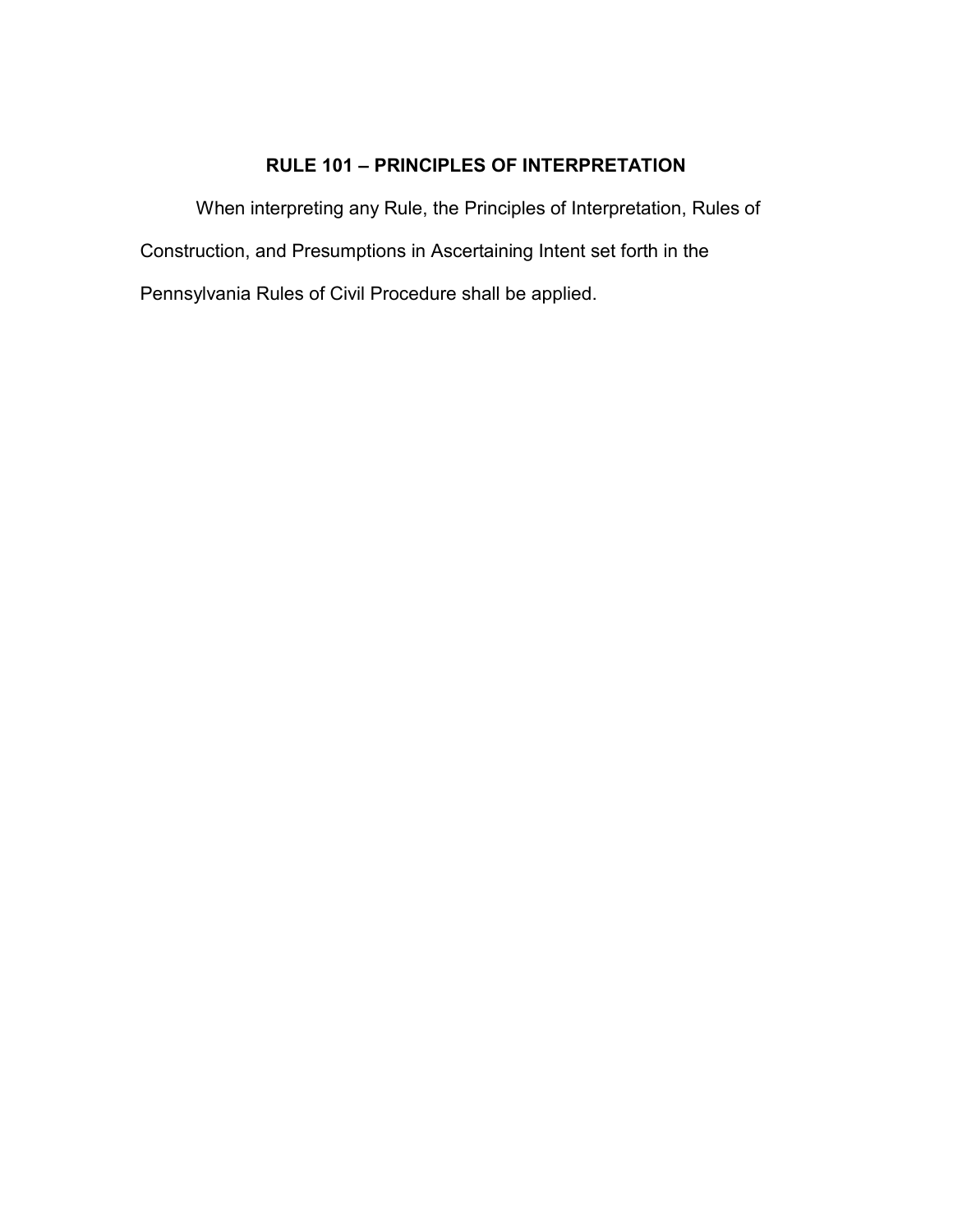## RULE 101 – PRINCIPLES OF INTERPRETATION

When interpreting any Rule, the Principles of Interpretation, Rules of Construction, and Presumptions in Ascertaining Intent set forth in the Pennsylvania Rules of Civil Procedure shall be applied.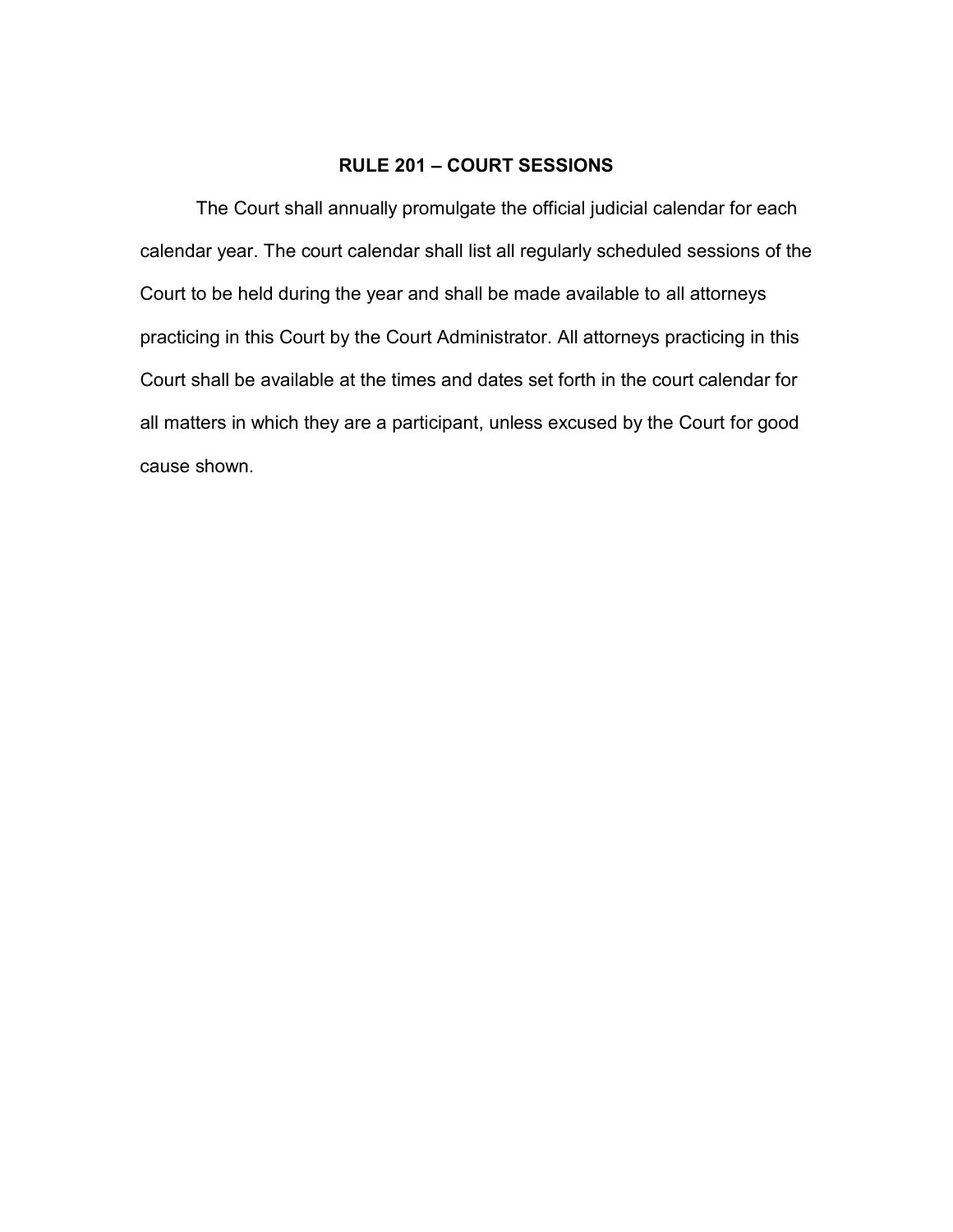## RULE 201 – COURT SESSIONS

The Court shall annually promulgate the official judicial calendar for each calendar year. The court calendar shall list all regularly scheduled sessions of the Court to be held during the year and shall be made available to all attorneys practicing in this Court by the Court Administrator. All attorneys practicing in this Court shall be available at the times and dates set forth in the court calendar for all matters in which they are a participant, unless excused by the Court for good cause shown.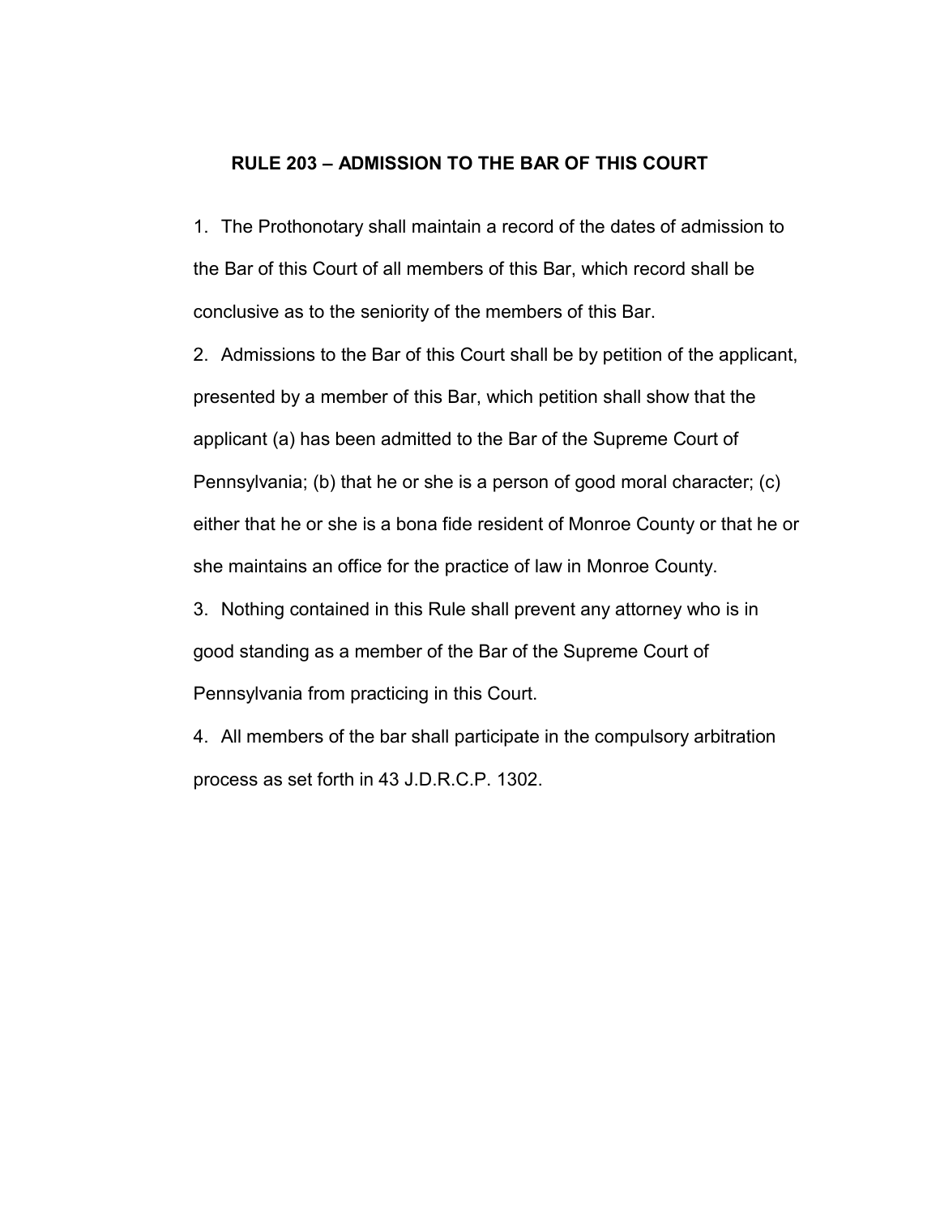## RULE 203 – ADMISSION TO THE BAR OF THIS COURT

1. The Prothonotary shall maintain a record of the dates of admission to the Bar of this Court of all members of this Bar, which record shall be conclusive as to the seniority of the members of this Bar.
2. Admissions to the Bar of this Court shall be by petition of the applicant, presented by a member of this Bar, which petition shall show that the applicant (a) has been admitted to the Bar of the Supreme Court of Pennsylvania; (b) that he or she is a person of good moral character; (c) either that he or she is a bona fide resident of Monroe County or that he or she maintains an office for the practice of law in Monroe County.
3. Nothing contained in this Rule shall prevent any attorney who is in good standing as a member of the Bar of the Supreme Court of Pennsylvania from practicing in this Court.
4. All members of the bar shall participate in the compulsory arbitration process as set forth in 43 J.D.R.C.P. 1302.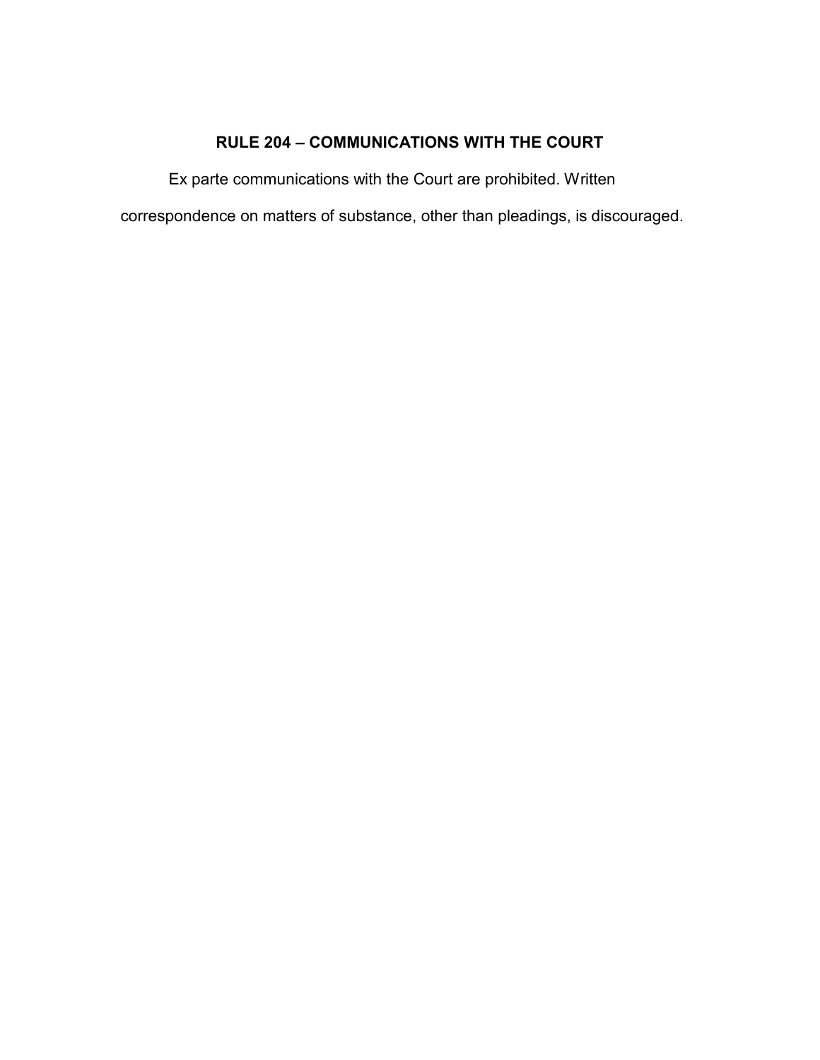## RULE 204 – COMMUNICATIONS WITH THE COURT

Ex parte communications with the Court are prohibited. Written correspondence on matters of substance, other than pleadings, is discouraged.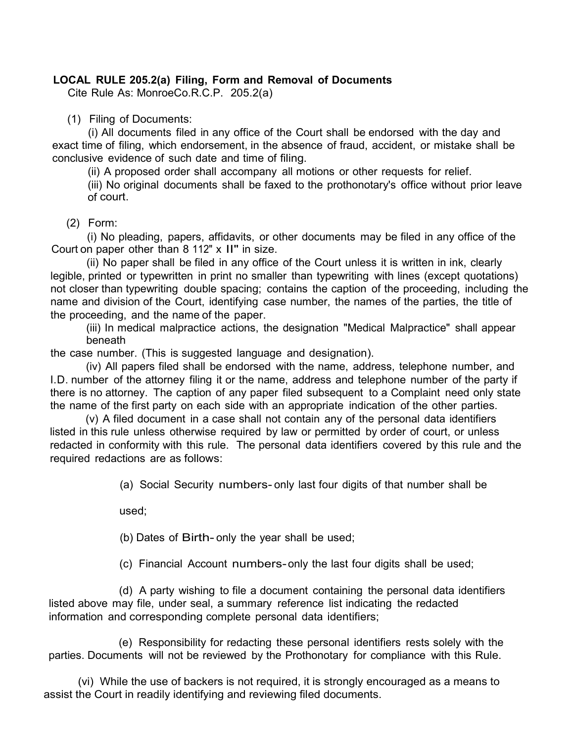**LOCAL RULE 205.2(a) Filing, Form and Removal of Documents**

Cite Rule As: MonroeCo.R.C.P. 205.2(a)

(1) Filing of Documents:

(i) All documents filed in any office of the Court shall be endorsed with the day and exact time of filing, which endorsement, in the absence of fraud, accident, or mistake shall be conclusive evidence of such date and time of filing.

(ii) A proposed order shall accompany all motions or other requests for relief.

(iii) No original documents shall be faxed to the prothonotary's office without prior leave of court.

(2) Form:

(i) No pleading, papers, affidavits, or other documents may be filed in any office of the Court on paper other than 8 112" x II" in size.

(ii) No paper shall be filed in any office of the Court unless it is written in ink, clearly legible, printed or typewritten in print no smaller than typewriting with lines (except quotations) not closer than typewriting double spacing; contains the caption of the proceeding, including the name and division of the Court, identifying case number, the names of the parties, the title of the proceeding, and the name of the paper.

(iii) In medical malpractice actions, the designation "Medical Malpractice" shall appear beneath the case number. (This is suggested language and designation).

(iv) All papers filed shall be endorsed with the name, address, telephone number, and I.D. number of the attorney filing it or the name, address and telephone number of the party if there is no attorney. The caption of any paper filed subsequent to a Complaint need only state the name of the first party on each side with an appropriate indication of the other parties.

(v) A filed document in a case shall not contain any of the personal data identifiers listed in this rule unless otherwise required by law or permitted by order of court, or unless redacted in conformity with this rule. The personal data identifiers covered by this rule and the required redactions are as follows:

(a) Social Security numbers- only last four digits of that number shall be used;

(b) Dates of Birth- only the year shall be used;

(c) Financial Account numbers- only the last four digits shall be used;

(d) A party wishing to file a document containing the personal data identifiers listed above may file, under seal, a summary reference list indicating the redacted information and corresponding complete personal data identifiers;

(e) Responsibility for redacting these personal identifiers rests solely with the parties. Documents will not be reviewed by the Prothonotary for compliance with this Rule.

(vi) While the use of backers is not required, it is strongly encouraged as a means to assist the Court in readily identifying and reviewing filed documents.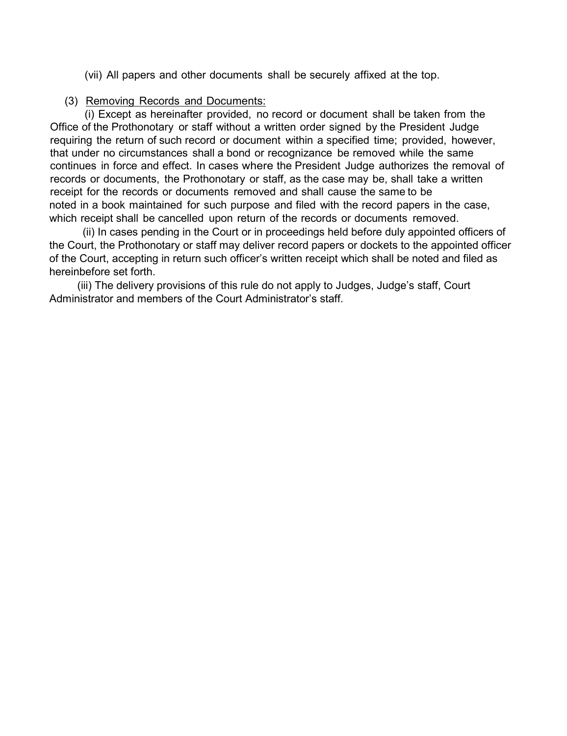(vii) All papers and other documents shall be securely affixed at the top.

(3) Removing Records and Documents:

(i) Except as hereinafter provided, no record or document shall be taken from the Office of the Prothonotary or staff without a written order signed by the President Judge requiring the return of such record or document within a specified time; provided, however, that under no circumstances shall a bond or recognizance be removed while the same continues in force and effect. In cases where the President Judge authorizes the removal of records or documents, the Prothonotary or staff, as the case may be, shall take a written receipt for the records or documents removed and shall cause the same to be noted in a book maintained for such purpose and filed with the record papers in the case, which receipt shall be cancelled upon return of the records or documents removed.

(ii) In cases pending in the Court or in proceedings held before duly appointed officers of the Court, the Prothonotary or staff may deliver record papers or dockets to the appointed officer of the Court, accepting in return such officer's written receipt which shall be noted and filed as hereinbefore set forth.

(iii) The delivery provisions of this rule do not apply to Judges, Judge's staff, Court Administrator and members of the Court Administrator's staff.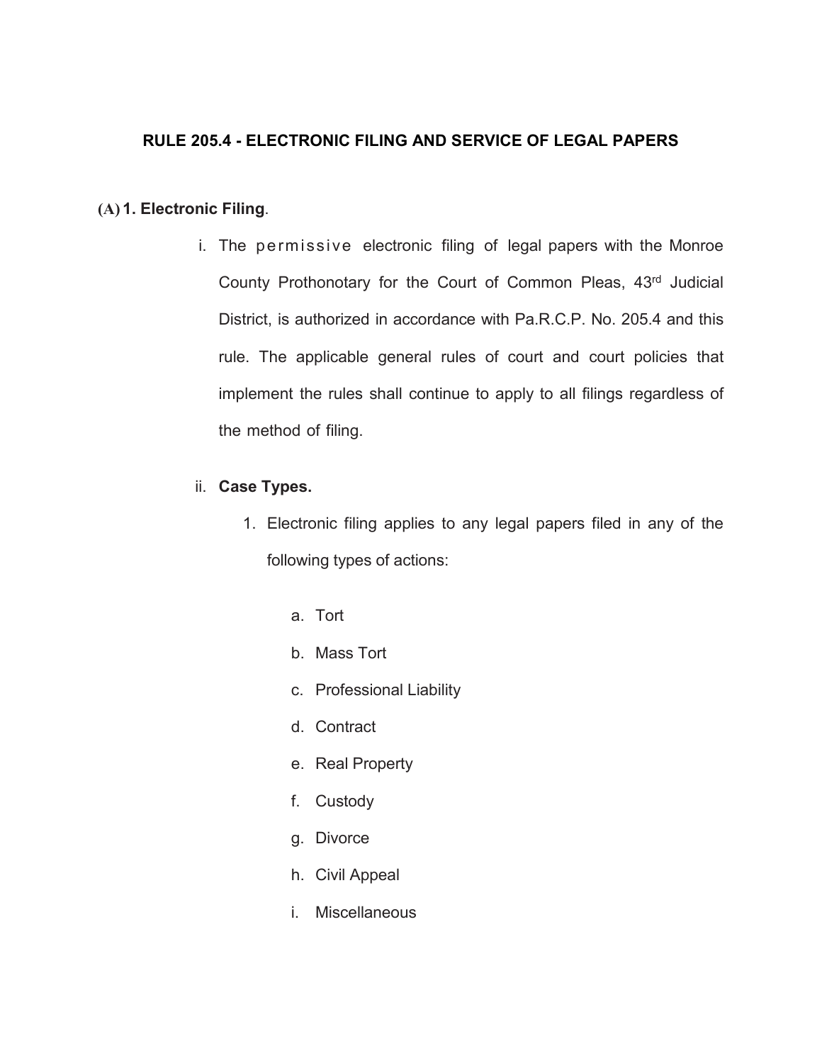## RULE 205.4 - ELECTRONIC FILING AND SERVICE OF LEGAL PAPERS

**(A) 1. Electronic Filing**.

i. The permissive electronic filing of legal papers with the Monroe County Prothonotary for the Court of Common Pleas, 43rd Judicial District, is authorized in accordance with Pa.R.C.P. No. 205.4 and this rule. The applicable general rules of court and court policies that implement the rules shall continue to apply to all filings regardless of the method of filing.

ii. **Case Types.**

1. Electronic filing applies to any legal papers filed in any of the following types of actions:

    a. Tort
    b. Mass Tort
    c. Professional Liability
    d. Contract
    e. Real Property
    f. Custody
    g. Divorce
    h. Civil Appeal
    i. Miscellaneous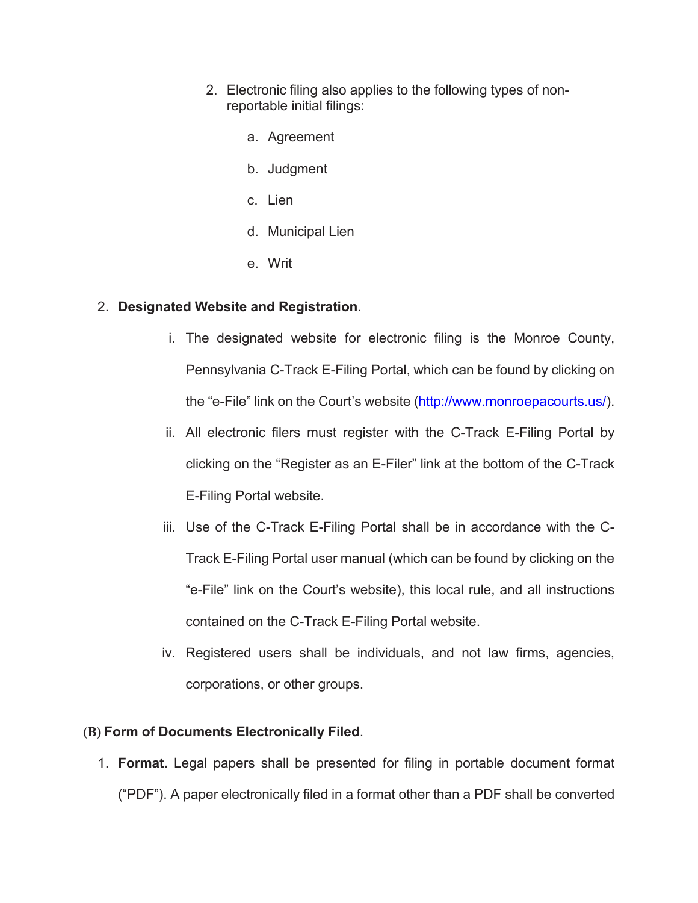2. Electronic filing also applies to the following types of non-reportable initial filings:

    a. Agreement

    b. Judgment

    c. Lien

    d. Municipal Lien

    e. Writ

2. **Designated Website and Registration**.

    i. The designated website for electronic filing is the Monroe County, Pennsylvania C-Track E-Filing Portal, which can be found by clicking on the "e-File" link on the Court's website (http://www.monroepacourts.us/).

    ii. All electronic filers must register with the C-Track E-Filing Portal by clicking on the "Register as an E-Filer" link at the bottom of the C-Track E-Filing Portal website.

    iii. Use of the C-Track E-Filing Portal shall be in accordance with the C-Track E-Filing Portal user manual (which can be found by clicking on the "e-File" link on the Court's website), this local rule, and all instructions contained on the C-Track E-Filing Portal website.

    iv. Registered users shall be individuals, and not law firms, agencies, corporations, or other groups.

**(B) Form of Documents Electronically Filed**.

1. **Format.** Legal papers shall be presented for filing in portable document format ("PDF"). A paper electronically filed in a format other than a PDF shall be converted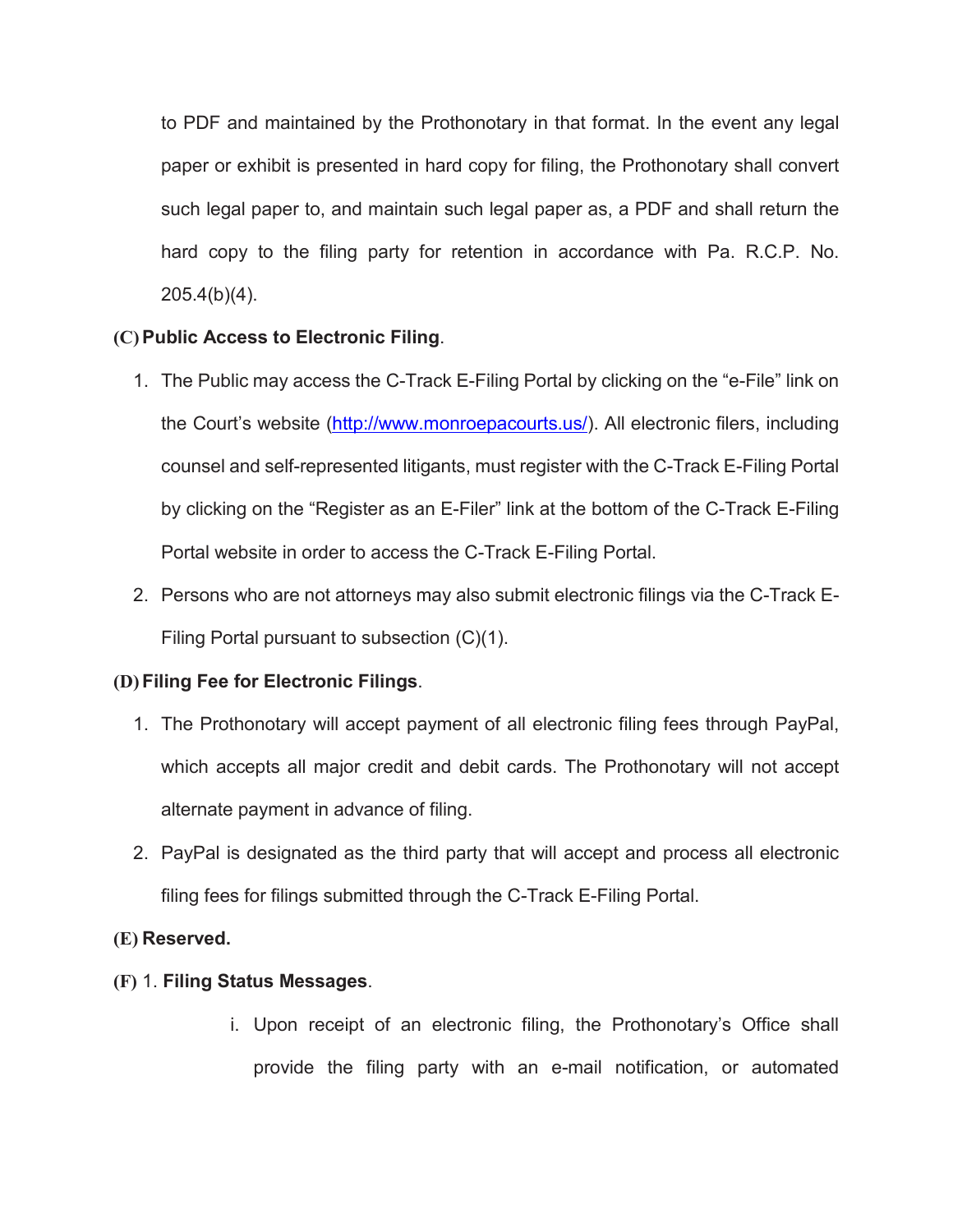to PDF and maintained by the Prothonotary in that format. In the event any legal paper or exhibit is presented in hard copy for filing, the Prothonotary shall convert such legal paper to, and maintain such legal paper as, a PDF and shall return the hard copy to the filing party for retention in accordance with Pa. R.C.P. No. 205.4(b)(4).

**(C) Public Access to Electronic Filing**.

1. The Public may access the C-Track E-Filing Portal by clicking on the "e-File" link on the Court's website ([http://www.monroepacourts.us/](http://www.monroepacourts.us/)). All electronic filers, including counsel and self-represented litigants, must register with the C-Track E-Filing Portal by clicking on the "Register as an E-Filer" link at the bottom of the C-Track E-Filing Portal website in order to access the C-Track E-Filing Portal.
2. Persons who are not attorneys may also submit electronic filings via the C-Track E-Filing Portal pursuant to subsection (C)(1).

**(D) Filing Fee for Electronic Filings**.

1. The Prothonotary will accept payment of all electronic filing fees through PayPal, which accepts all major credit and debit cards. The Prothonotary will not accept alternate payment in advance of filing.
2. PayPal is designated as the third party that will accept and process all electronic filing fees for filings submitted through the C-Track E-Filing Portal.

**(E) Reserved.**

**(F)** 1. **Filing Status Messages**.

i. Upon receipt of an electronic filing, the Prothonotary's Office shall provide the filing party with an e-mail notification, or automated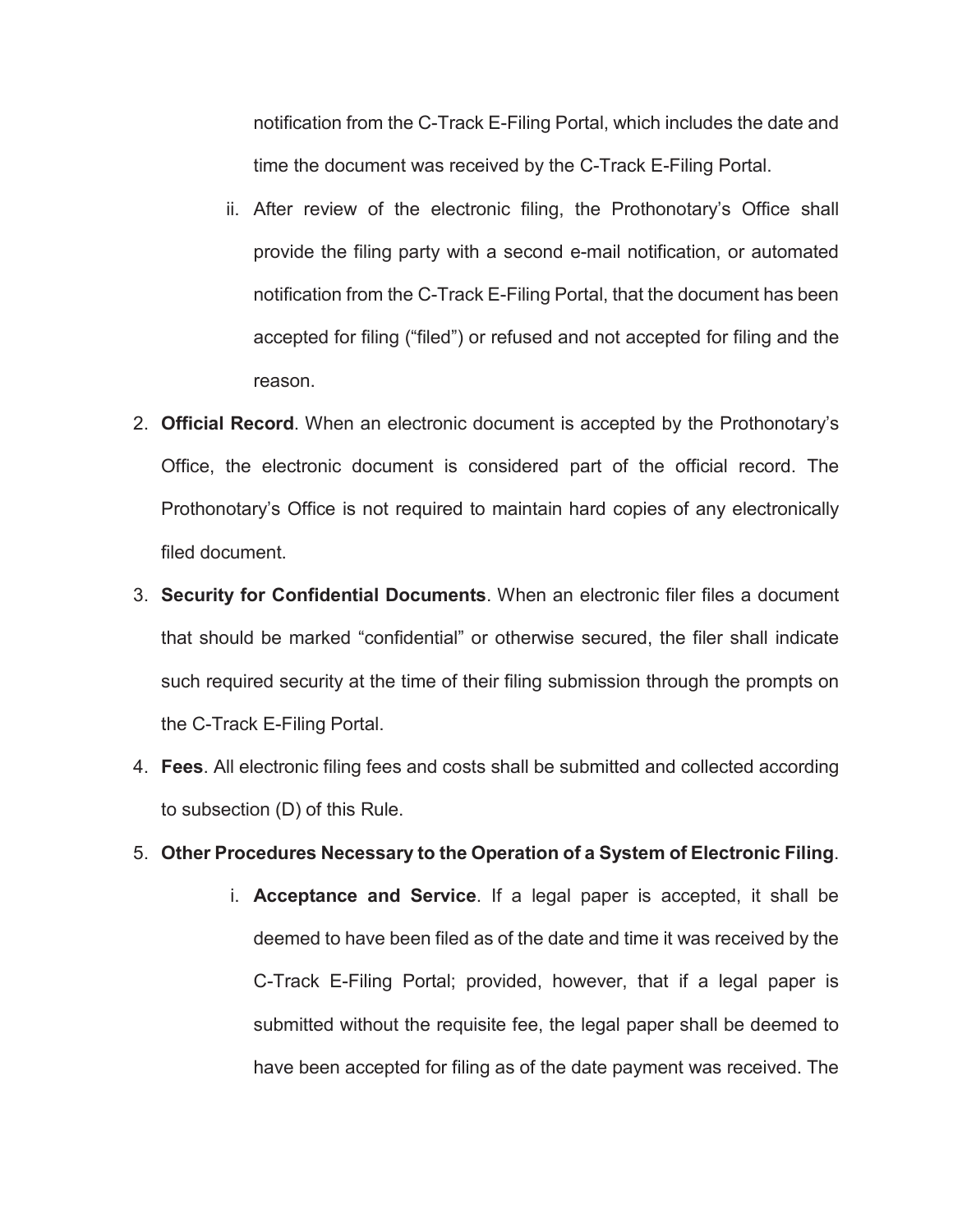notification from the C-Track E-Filing Portal, which includes the date and time the document was received by the C-Track E-Filing Portal.

   ii. After review of the electronic filing, the Prothonotary's Office shall provide the filing party with a second e-mail notification, or automated notification from the C-Track E-Filing Portal, that the document has been accepted for filing ("filed") or refused and not accepted for filing and the reason.

2. **Official Record**. When an electronic document is accepted by the Prothonotary's Office, the electronic document is considered part of the official record. The Prothonotary's Office is not required to maintain hard copies of any electronically filed document.

3. **Security for Confidential Documents**. When an electronic filer files a document that should be marked "confidential" or otherwise secured, the filer shall indicate such required security at the time of their filing submission through the prompts on the C-Track E-Filing Portal.

4. **Fees**. All electronic filing fees and costs shall be submitted and collected according to subsection (D) of this Rule.

5. **Other Procedures Necessary to the Operation of a System of Electronic Filing**.

   i. **Acceptance and Service**. If a legal paper is accepted, it shall be deemed to have been filed as of the date and time it was received by the C-Track E-Filing Portal; provided, however, that if a legal paper is submitted without the requisite fee, the legal paper shall be deemed to have been accepted for filing as of the date payment was received. The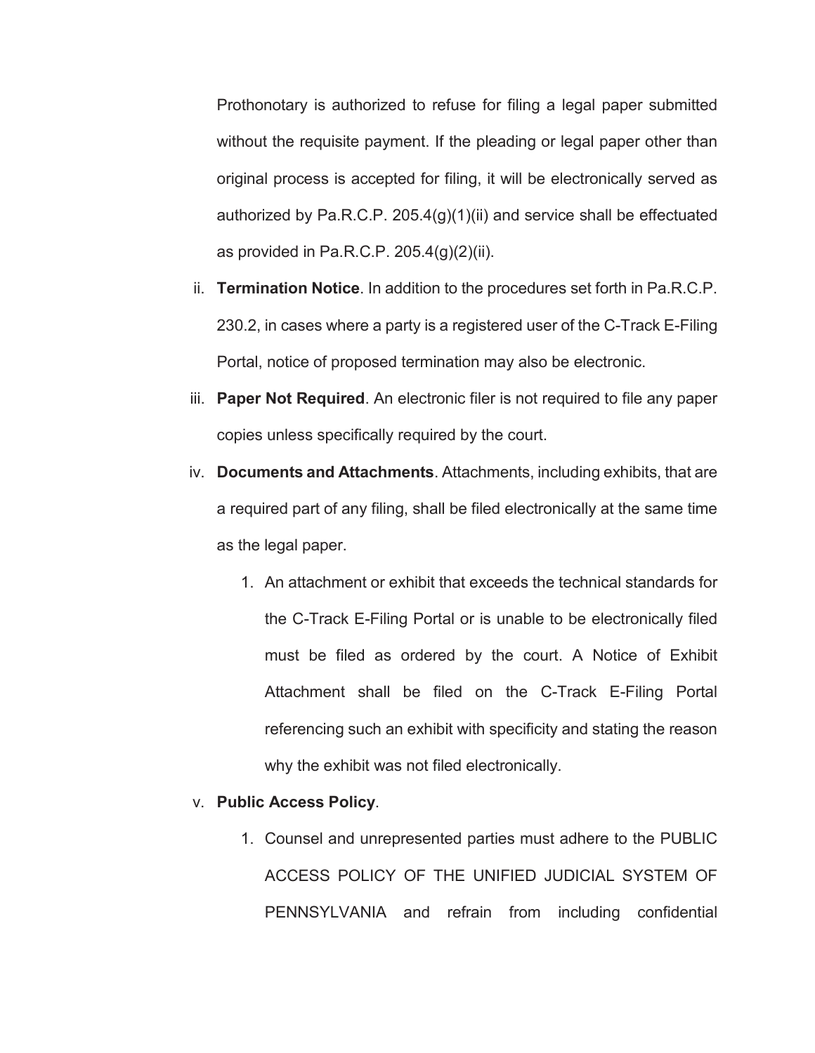Prothonotary is authorized to refuse for filing a legal paper submitted without the requisite payment. If the pleading or legal paper other than original process is accepted for filing, it will be electronically served as authorized by Pa.R.C.P. 205.4(g)(1)(ii) and service shall be effectuated as provided in Pa.R.C.P. 205.4(g)(2)(ii).

ii. **Termination Notice**. In addition to the procedures set forth in Pa.R.C.P. 230.2, in cases where a party is a registered user of the C-Track E-Filing Portal, notice of proposed termination may also be electronic.

iii. **Paper Not Required**. An electronic filer is not required to file any paper copies unless specifically required by the court.

iv. **Documents and Attachments**. Attachments, including exhibits, that are a required part of any filing, shall be filed electronically at the same time as the legal paper.

   1. An attachment or exhibit that exceeds the technical standards for the C-Track E-Filing Portal or is unable to be electronically filed must be filed as ordered by the court. A Notice of Exhibit Attachment shall be filed on the C-Track E-Filing Portal referencing such an exhibit with specificity and stating the reason why the exhibit was not filed electronically.

v. **Public Access Policy**.

   1. Counsel and unrepresented parties must adhere to the PUBLIC ACCESS POLICY OF THE UNIFIED JUDICIAL SYSTEM OF PENNSYLVANIA and refrain from including confidential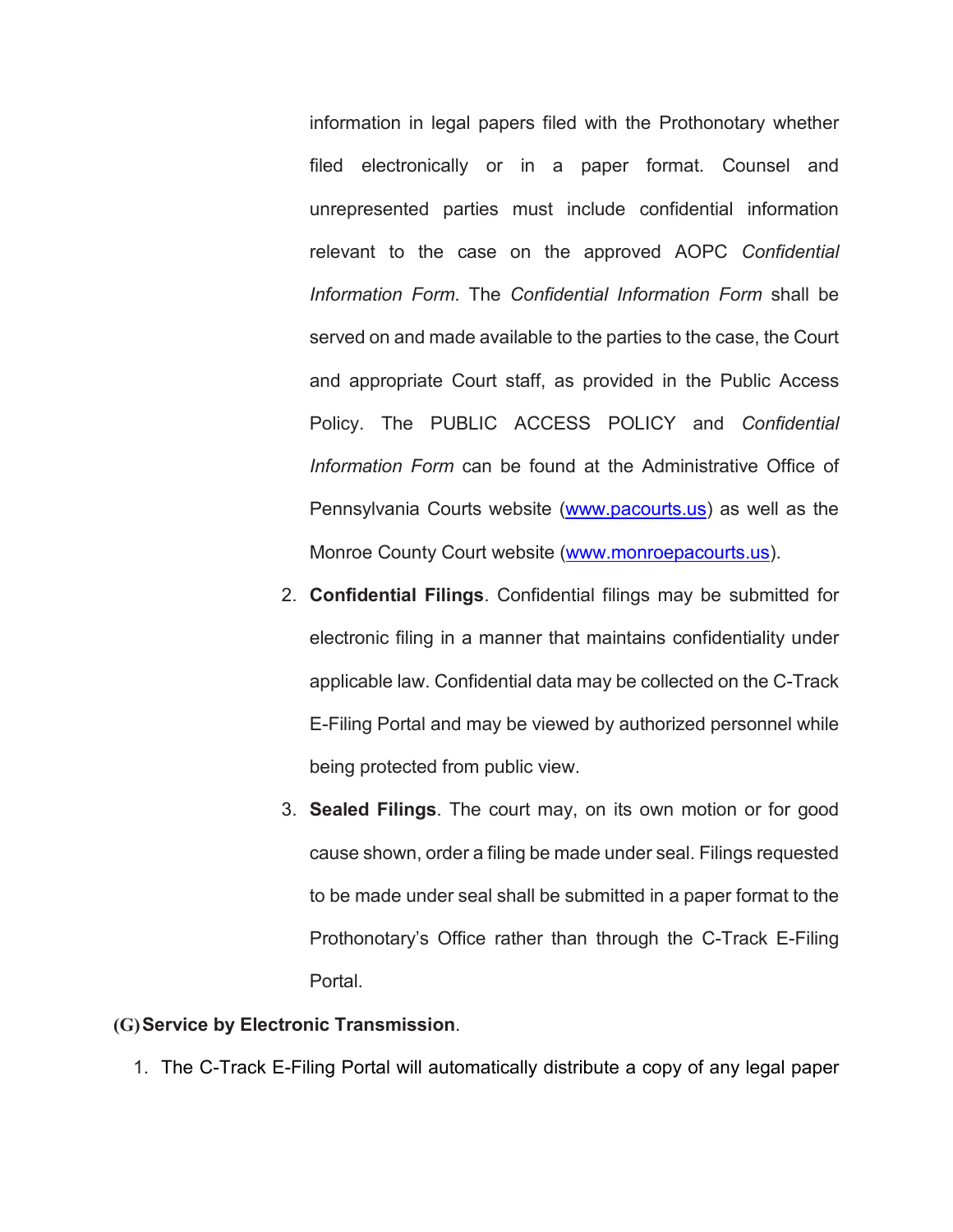information in legal papers filed with the Prothonotary whether filed electronically or in a paper format. Counsel and unrepresented parties must include confidential information relevant to the case on the approved AOPC *Confidential Information Form*. The *Confidential Information Form* shall be served on and made available to the parties to the case, the Court and appropriate Court staff, as provided in the Public Access Policy. The PUBLIC ACCESS POLICY and *Confidential Information Form* can be found at the Administrative Office of Pennsylvania Courts website (www.pacourts.us) as well as the Monroe County Court website (www.monroepacourts.us).

2. **Confidential Filings**. Confidential filings may be submitted for electronic filing in a manner that maintains confidentiality under applicable law. Confidential data may be collected on the C-Track E-Filing Portal and may be viewed by authorized personnel while being protected from public view.

3. **Sealed Filings**. The court may, on its own motion or for good cause shown, order a filing be made under seal. Filings requested to be made under seal shall be submitted in a paper format to the Prothonotary's Office rather than through the C-Track E-Filing Portal.

**(G) Service by Electronic Transmission**.

1. The C-Track E-Filing Portal will automatically distribute a copy of any legal paper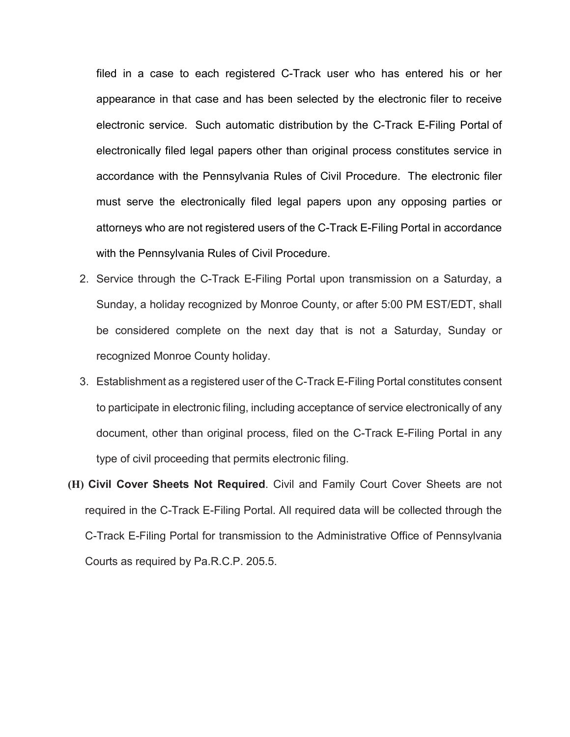filed in a case to each registered C-Track user who has entered his or her appearance in that case and has been selected by the electronic filer to receive electronic service. Such automatic distribution by the C-Track E-Filing Portal of electronically filed legal papers other than original process constitutes service in accordance with the Pennsylvania Rules of Civil Procedure. The electronic filer must serve the electronically filed legal papers upon any opposing parties or attorneys who are not registered users of the C-Track E-Filing Portal in accordance with the Pennsylvania Rules of Civil Procedure.

2. Service through the C-Track E-Filing Portal upon transmission on a Saturday, a Sunday, a holiday recognized by Monroe County, or after 5:00 PM EST/EDT, shall be considered complete on the next day that is not a Saturday, Sunday or recognized Monroe County holiday.
3. Establishment as a registered user of the C-Track E-Filing Portal constitutes consent to participate in electronic filing, including acceptance of service electronically of any document, other than original process, filed on the C-Track E-Filing Portal in any type of civil proceeding that permits electronic filing.

**(H) Civil Cover Sheets Not Required**. Civil and Family Court Cover Sheets are not required in the C-Track E-Filing Portal. All required data will be collected through the C-Track E-Filing Portal for transmission to the Administrative Office of Pennsylvania Courts as required by Pa.R.C.P. 205.5.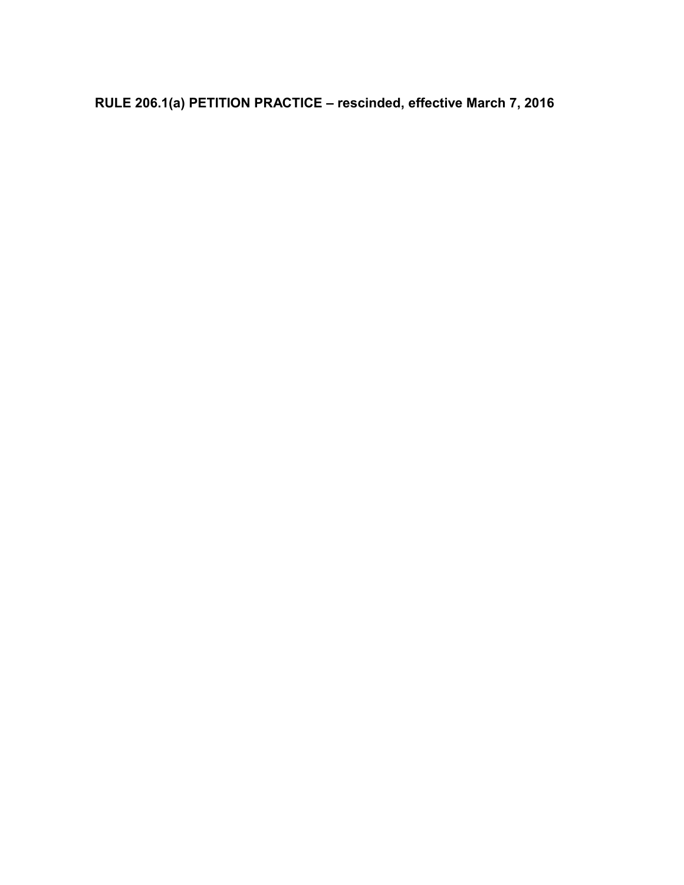**RULE 206.1(a) PETITION PRACTICE – rescinded, effective March 7, 2016**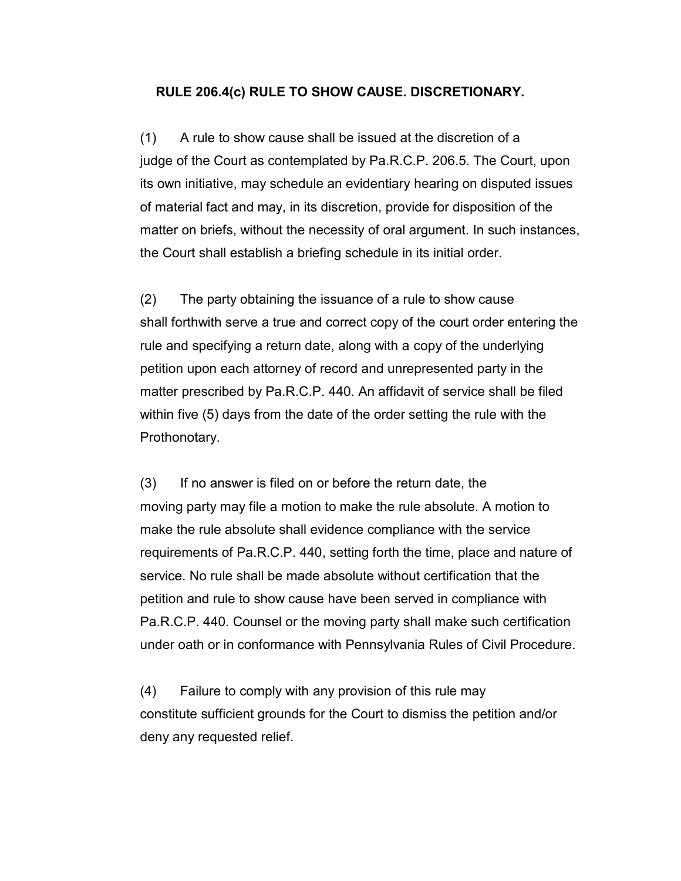## RULE 206.4(c) RULE TO SHOW CAUSE. DISCRETIONARY.

(1) A rule to show cause shall be issued at the discretion of a judge of the Court as contemplated by Pa.R.C.P. 206.5. The Court, upon its own initiative, may schedule an evidentiary hearing on disputed issues of material fact and may, in its discretion, provide for disposition of the matter on briefs, without the necessity of oral argument. In such instances, the Court shall establish a briefing schedule in its initial order.

(2) The party obtaining the issuance of a rule to show cause shall forthwith serve a true and correct copy of the court order entering the rule and specifying a return date, along with a copy of the underlying petition upon each attorney of record and unrepresented party in the matter prescribed by Pa.R.C.P. 440. An affidavit of service shall be filed within five (5) days from the date of the order setting the rule with the Prothonotary.

(3) If no answer is filed on or before the return date, the moving party may file a motion to make the rule absolute. A motion to make the rule absolute shall evidence compliance with the service requirements of Pa.R.C.P. 440, setting forth the time, place and nature of service. No rule shall be made absolute without certification that the petition and rule to show cause have been served in compliance with Pa.R.C.P. 440. Counsel or the moving party shall make such certification under oath or in conformance with Pennsylvania Rules of Civil Procedure.

(4) Failure to comply with any provision of this rule may constitute sufficient grounds for the Court to dismiss the petition and/or deny any requested relief.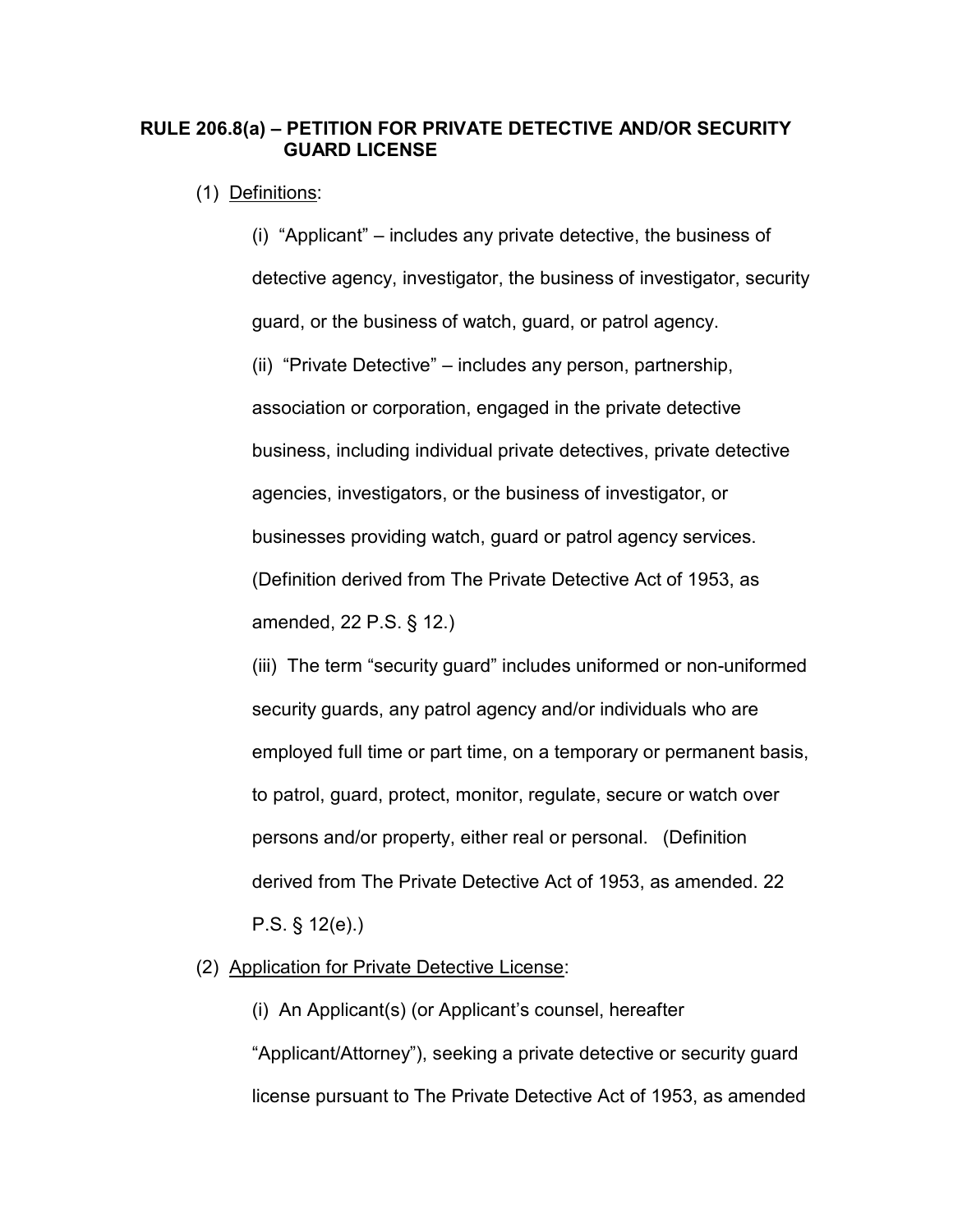**RULE 206.8(a) – PETITION FOR PRIVATE DETECTIVE AND/OR SECURITY GUARD LICENSE**

(1) Definitions:

(i) "Applicant" – includes any private detective, the business of detective agency, investigator, the business of investigator, security guard, or the business of watch, guard, or patrol agency.

(ii) "Private Detective" – includes any person, partnership, association or corporation, engaged in the private detective business, including individual private detectives, private detective agencies, investigators, or the business of investigator, or businesses providing watch, guard or patrol agency services. (Definition derived from The Private Detective Act of 1953, as amended, 22 P.S. § 12.)

(iii) The term "security guard" includes uniformed or non-uniformed security guards, any patrol agency and/or individuals who are employed full time or part time, on a temporary or permanent basis, to patrol, guard, protect, monitor, regulate, secure or watch over persons and/or property, either real or personal. (Definition derived from The Private Detective Act of 1953, as amended. 22 P.S. § 12(e).)

(2) Application for Private Detective License:

(i) An Applicant(s) (or Applicant's counsel, hereafter "Applicant/Attorney"), seeking a private detective or security guard license pursuant to The Private Detective Act of 1953, as amended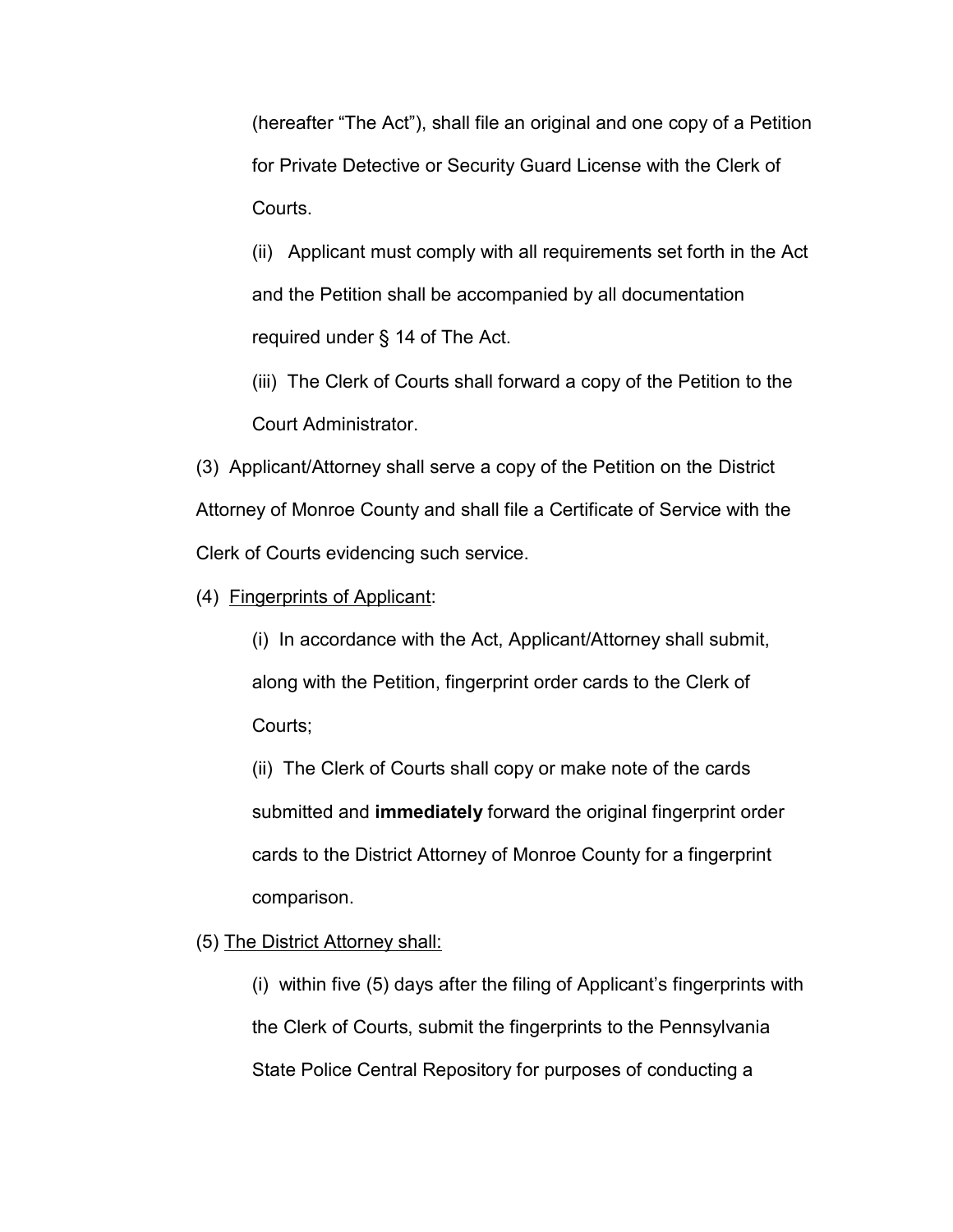(hereafter "The Act"), shall file an original and one copy of a Petition for Private Detective or Security Guard License with the Clerk of Courts.

(ii) Applicant must comply with all requirements set forth in the Act and the Petition shall be accompanied by all documentation required under § 14 of The Act.

(iii) The Clerk of Courts shall forward a copy of the Petition to the Court Administrator.

(3) Applicant/Attorney shall serve a copy of the Petition on the District Attorney of Monroe County and shall file a Certificate of Service with the Clerk of Courts evidencing such service.

(4) <u>Fingerprints of Applicant</u>:

(i) In accordance with the Act, Applicant/Attorney shall submit, along with the Petition, fingerprint order cards to the Clerk of Courts;

(ii) The Clerk of Courts shall copy or make note of the cards submitted and **immediately** forward the original fingerprint order cards to the District Attorney of Monroe County for a fingerprint comparison.

(5) <u>The District Attorney shall:</u>

(i) within five (5) days after the filing of Applicant's fingerprints with the Clerk of Courts, submit the fingerprints to the Pennsylvania State Police Central Repository for purposes of conducting a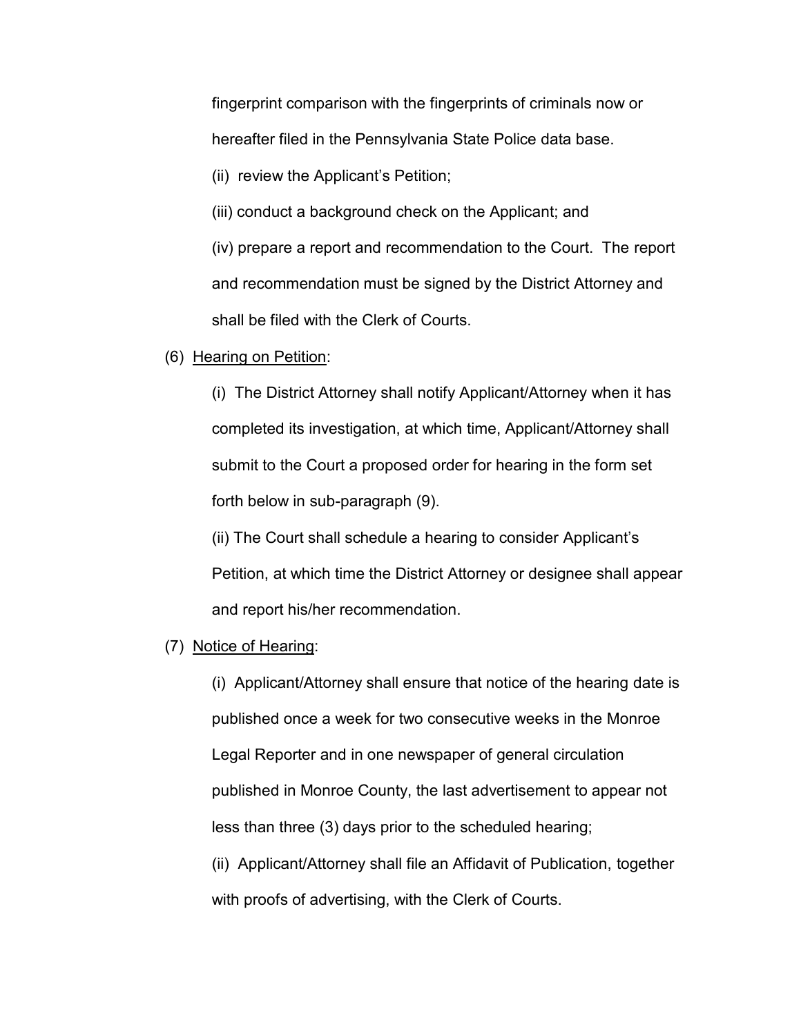fingerprint comparison with the fingerprints of criminals now or hereafter filed in the Pennsylvania State Police data base.

(ii) review the Applicant's Petition;

(iii) conduct a background check on the Applicant; and

(iv) prepare a report and recommendation to the Court. The report and recommendation must be signed by the District Attorney and shall be filed with the Clerk of Courts.

(6) Hearing on Petition:

(i) The District Attorney shall notify Applicant/Attorney when it has completed its investigation, at which time, Applicant/Attorney shall submit to the Court a proposed order for hearing in the form set forth below in sub-paragraph (9).

(ii) The Court shall schedule a hearing to consider Applicant's Petition, at which time the District Attorney or designee shall appear and report his/her recommendation.

(7) Notice of Hearing:

(i) Applicant/Attorney shall ensure that notice of the hearing date is published once a week for two consecutive weeks in the Monroe Legal Reporter and in one newspaper of general circulation published in Monroe County, the last advertisement to appear not less than three (3) days prior to the scheduled hearing;

(ii) Applicant/Attorney shall file an Affidavit of Publication, together with proofs of advertising, with the Clerk of Courts.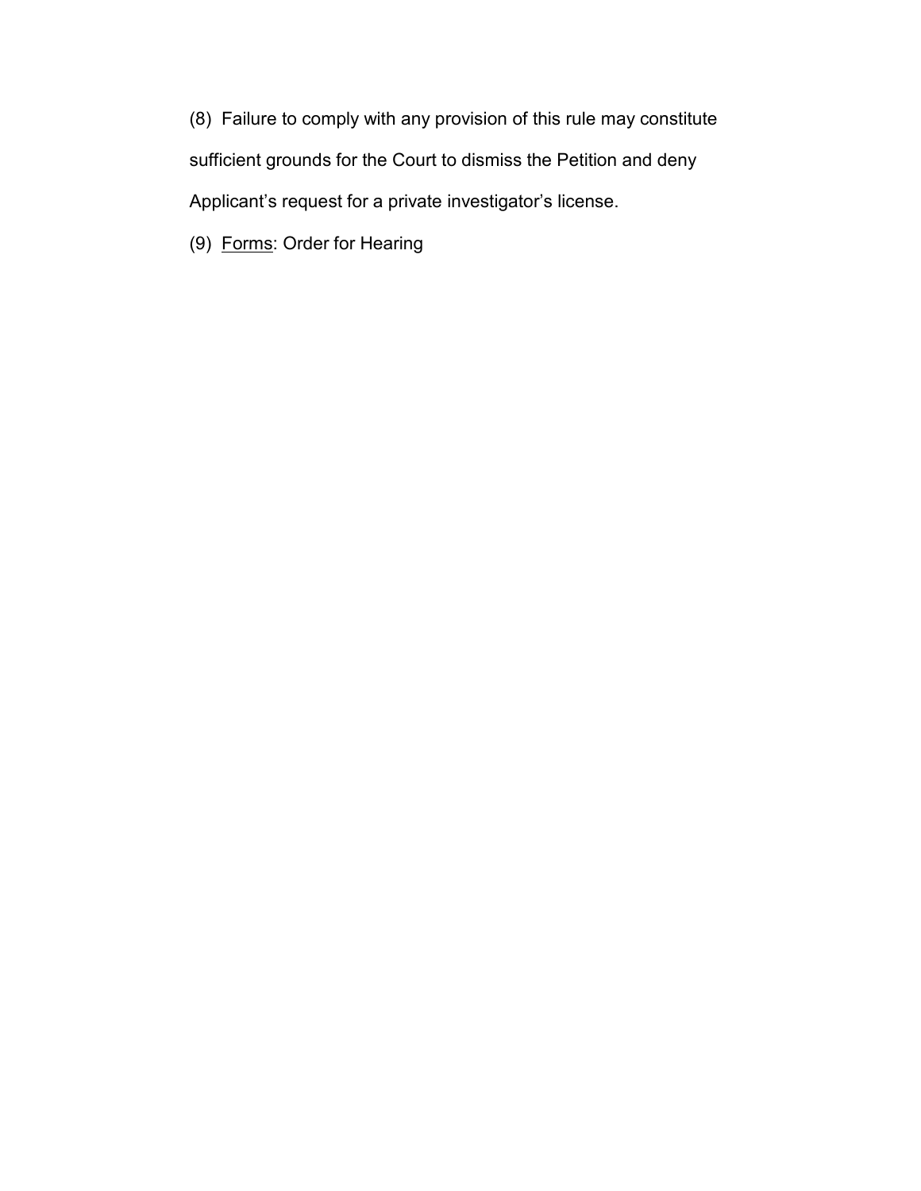(8) Failure to comply with any provision of this rule may constitute sufficient grounds for the Court to dismiss the Petition and deny Applicant's request for a private investigator's license.

(9) <u>Forms</u>: Order for Hearing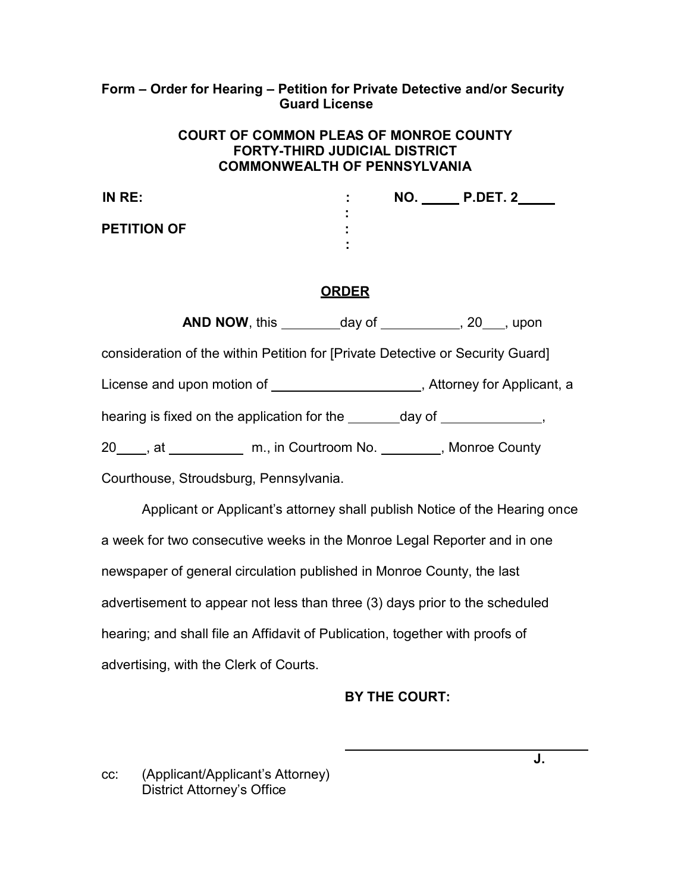**Form – Order for Hearing – Petition for Private Detective and/or Security Guard License**

**COURT OF COMMON PLEAS OF MONROE COUNTY**
**FORTY-THIRD JUDICIAL DISTRICT**
**COMMONWEALTH OF PENNSYLVANIA**

| | | |
|---|---|---|
| **IN RE:** | : | **NO. _____ P.DET. 2_____** |
| | : | |
| **PETITION OF** | : | |
| | : | |

**ORDER**

**AND NOW**, this ________day of __________, 20___, upon consideration of the within Petition for [Private Detective or Security Guard] License and upon motion of ____________________, Attorney for Applicant, a hearing is fixed on the application for the _______day of _____________, 20____, at __________ m., in Courtroom No. ________, Monroe County Courthouse, Stroudsburg, Pennsylvania.

Applicant or Applicant's attorney shall publish Notice of the Hearing once a week for two consecutive weeks in the Monroe Legal Reporter and in one newspaper of general circulation published in Monroe County, the last advertisement to appear not less than three (3) days prior to the scheduled hearing; and shall file an Affidavit of Publication, together with proofs of advertising, with the Clerk of Courts.

**BY THE COURT:**

________________________________ **J.**

cc: (Applicant/Applicant's Attorney)
District Attorney's Office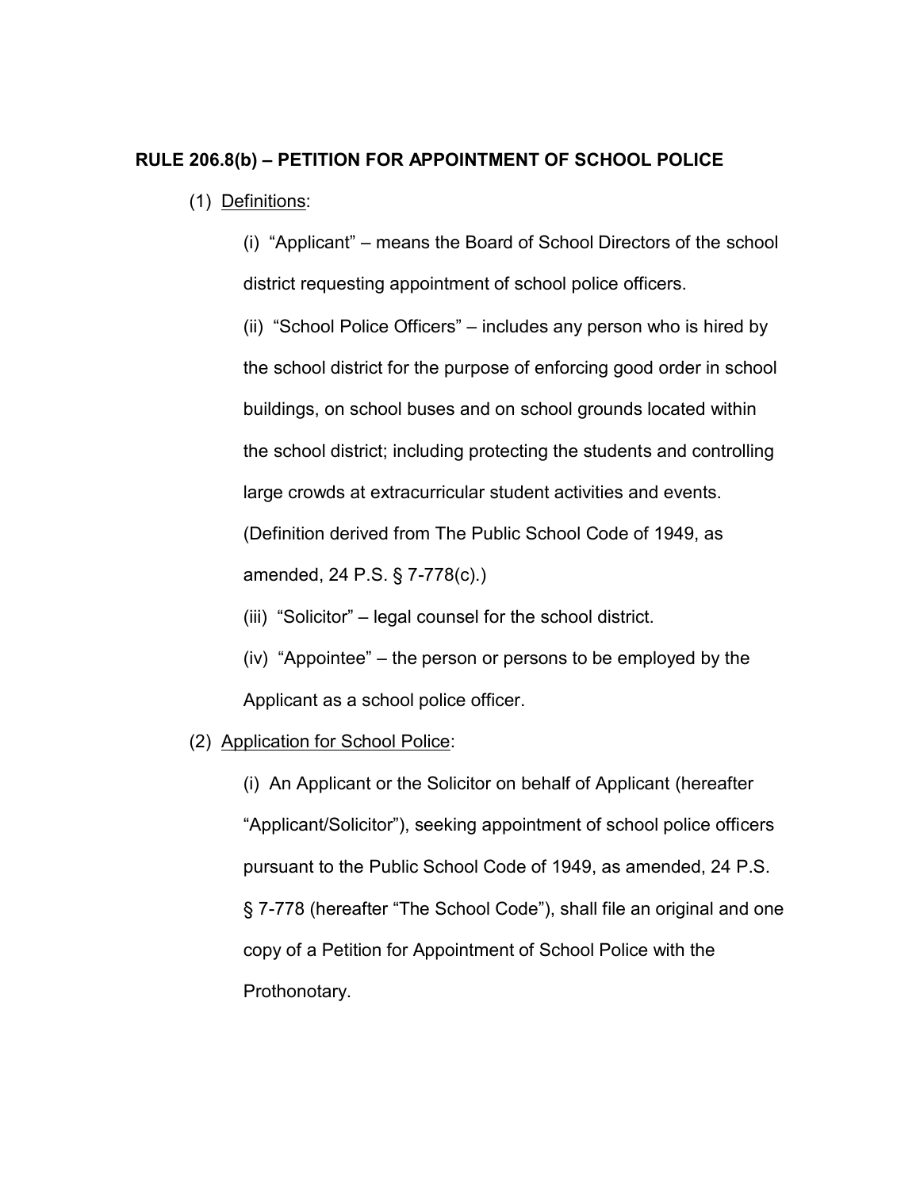**RULE 206.8(b) – PETITION FOR APPOINTMENT OF SCHOOL POLICE**

(1) Definitions:

(i) "Applicant" – means the Board of School Directors of the school district requesting appointment of school police officers.

(ii) "School Police Officers" – includes any person who is hired by the school district for the purpose of enforcing good order in school buildings, on school buses and on school grounds located within the school district; including protecting the students and controlling large crowds at extracurricular student activities and events. (Definition derived from The Public School Code of 1949, as amended, 24 P.S. § 7-778(c).)

(iii) "Solicitor" – legal counsel for the school district.

(iv) "Appointee" – the person or persons to be employed by the Applicant as a school police officer.

(2) Application for School Police:

(i) An Applicant or the Solicitor on behalf of Applicant (hereafter "Applicant/Solicitor"), seeking appointment of school police officers pursuant to the Public School Code of 1949, as amended, 24 P.S. § 7-778 (hereafter "The School Code"), shall file an original and one copy of a Petition for Appointment of School Police with the Prothonotary.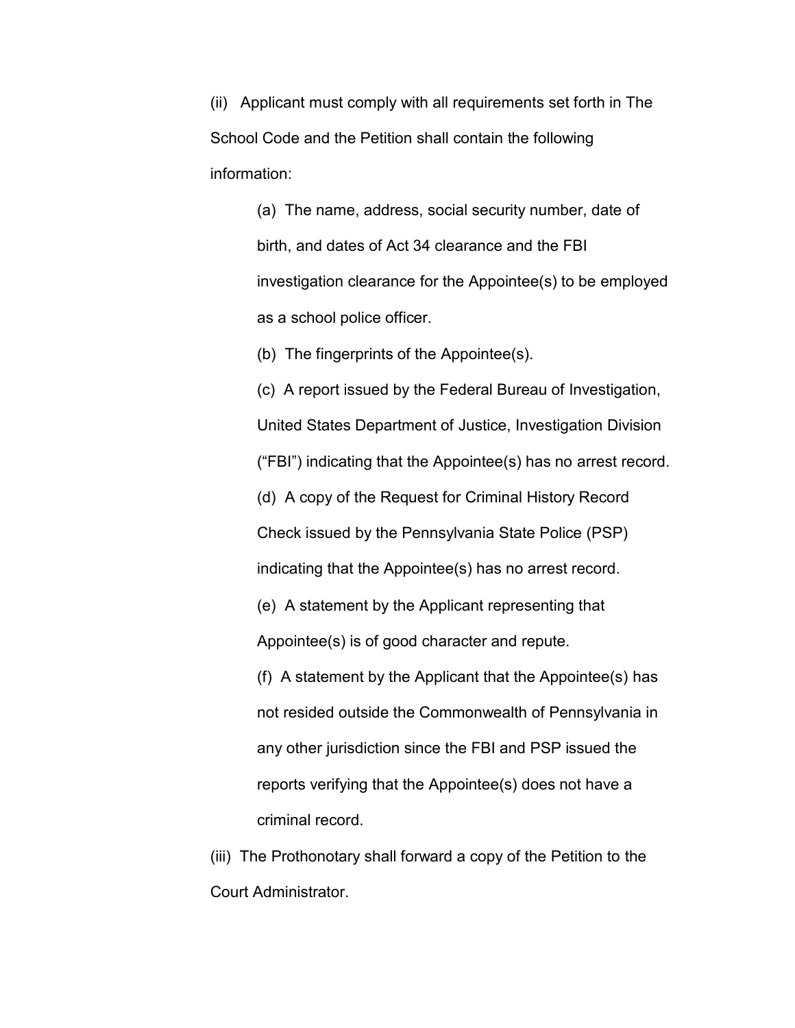(ii) Applicant must comply with all requirements set forth in The School Code and the Petition shall contain the following information:

(a) The name, address, social security number, date of birth, and dates of Act 34 clearance and the FBI investigation clearance for the Appointee(s) to be employed as a school police officer.

(b) The fingerprints of the Appointee(s).

(c) A report issued by the Federal Bureau of Investigation, United States Department of Justice, Investigation Division ("FBI") indicating that the Appointee(s) has no arrest record.

(d) A copy of the Request for Criminal History Record Check issued by the Pennsylvania State Police (PSP) indicating that the Appointee(s) has no arrest record.

(e) A statement by the Applicant representing that Appointee(s) is of good character and repute.

(f) A statement by the Applicant that the Appointee(s) has not resided outside the Commonwealth of Pennsylvania in any other jurisdiction since the FBI and PSP issued the reports verifying that the Appointee(s) does not have a criminal record.

(iii) The Prothonotary shall forward a copy of the Petition to the Court Administrator.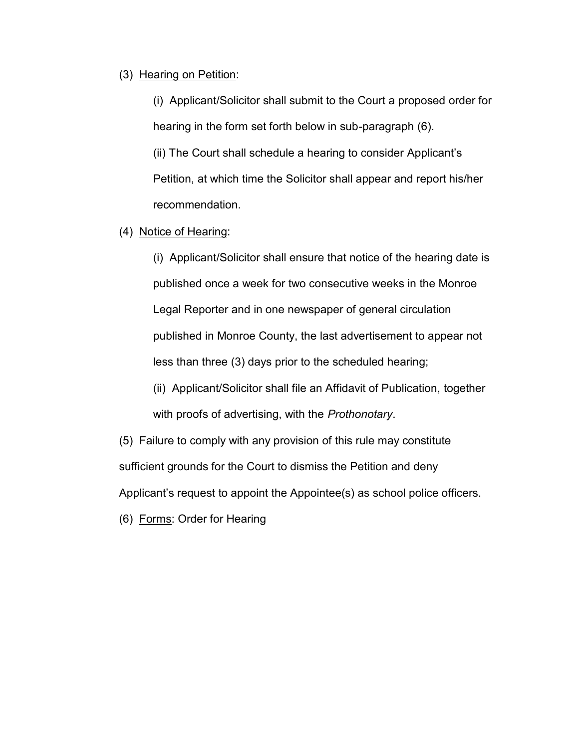(3) <u>Hearing on Petition</u>:

(i) Applicant/Solicitor shall submit to the Court a proposed order for hearing in the form set forth below in sub-paragraph (6).

(ii) The Court shall schedule a hearing to consider Applicant's Petition, at which time the Solicitor shall appear and report his/her recommendation.

(4) <u>Notice of Hearing</u>:

(i) Applicant/Solicitor shall ensure that notice of the hearing date is published once a week for two consecutive weeks in the Monroe Legal Reporter and in one newspaper of general circulation published in Monroe County, the last advertisement to appear not less than three (3) days prior to the scheduled hearing;

(ii) Applicant/Solicitor shall file an Affidavit of Publication, together with proofs of advertising, with the *Prothonotary*.

(5) Failure to comply with any provision of this rule may constitute sufficient grounds for the Court to dismiss the Petition and deny Applicant's request to appoint the Appointee(s) as school police officers.

(6) <u>Forms</u>: Order for Hearing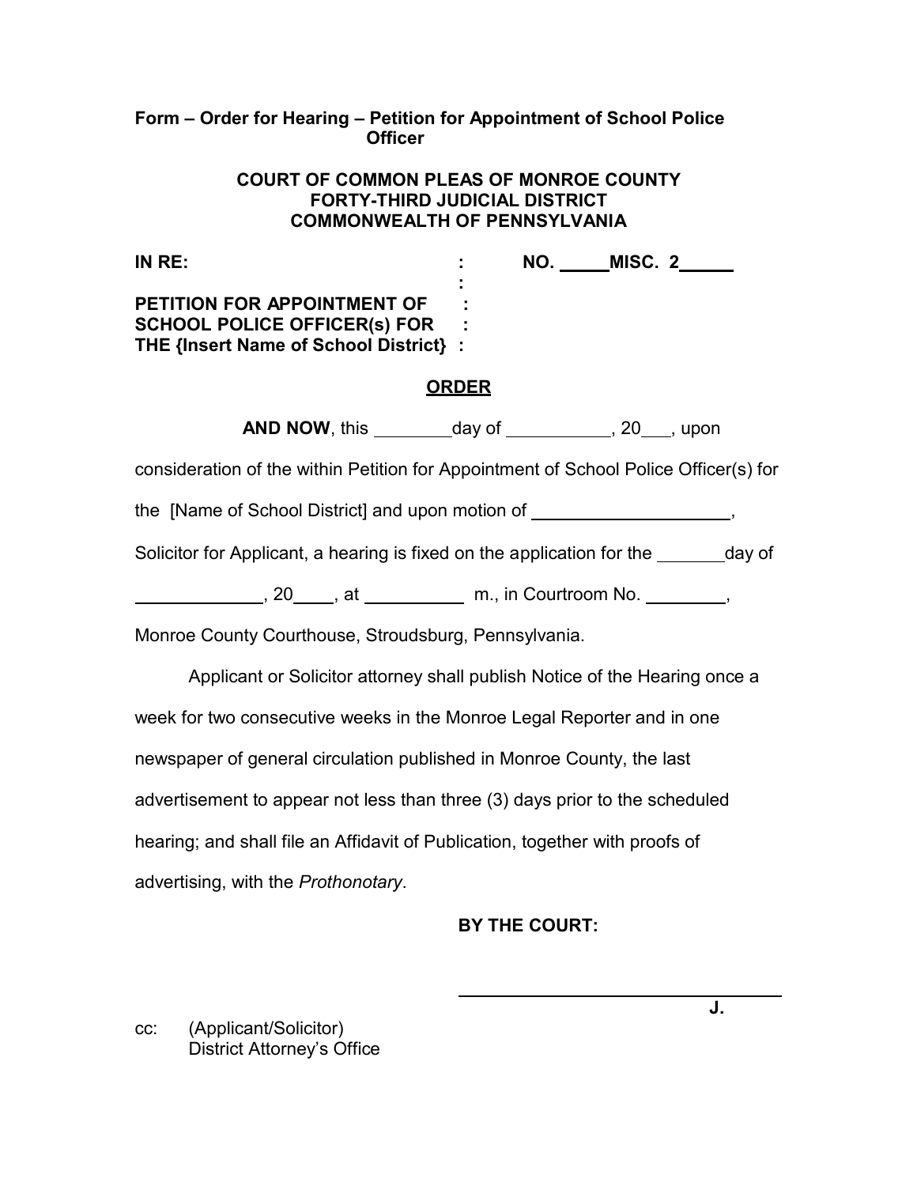**Form – Order for Hearing – Petition for Appointment of School Police Officer**

**COURT OF COMMON PLEAS OF MONROE COUNTY**
**FORTY-THIRD JUDICIAL DISTRICT**
**COMMONWEALTH OF PENNSYLVANIA**

**IN RE:** : **NO. _____MISC. 2_____**
:
**PETITION FOR APPOINTMENT OF** :
**SCHOOL POLICE OFFICER(s) FOR** :
**THE {Insert Name of School District}** :

**ORDER**

**AND NOW**, this ________day of ___________, 20___, upon consideration of the within Petition for Appointment of School Police Officer(s) for the [Name of School District] and upon motion of ____________________, Solicitor for Applicant, a hearing is fixed on the application for the _______day of _____________, 20____, at __________ m., in Courtroom No. ________, Monroe County Courthouse, Stroudsburg, Pennsylvania.

Applicant or Solicitor attorney shall publish Notice of the Hearing once a week for two consecutive weeks in the Monroe Legal Reporter and in one newspaper of general circulation published in Monroe County, the last advertisement to appear not less than three (3) days prior to the scheduled hearing; and shall file an Affidavit of Publication, together with proofs of advertising, with the *Prothonotary*.

**BY THE COURT:**

_________________________________ **J.**

cc: (Applicant/Solicitor)
District Attorney's Office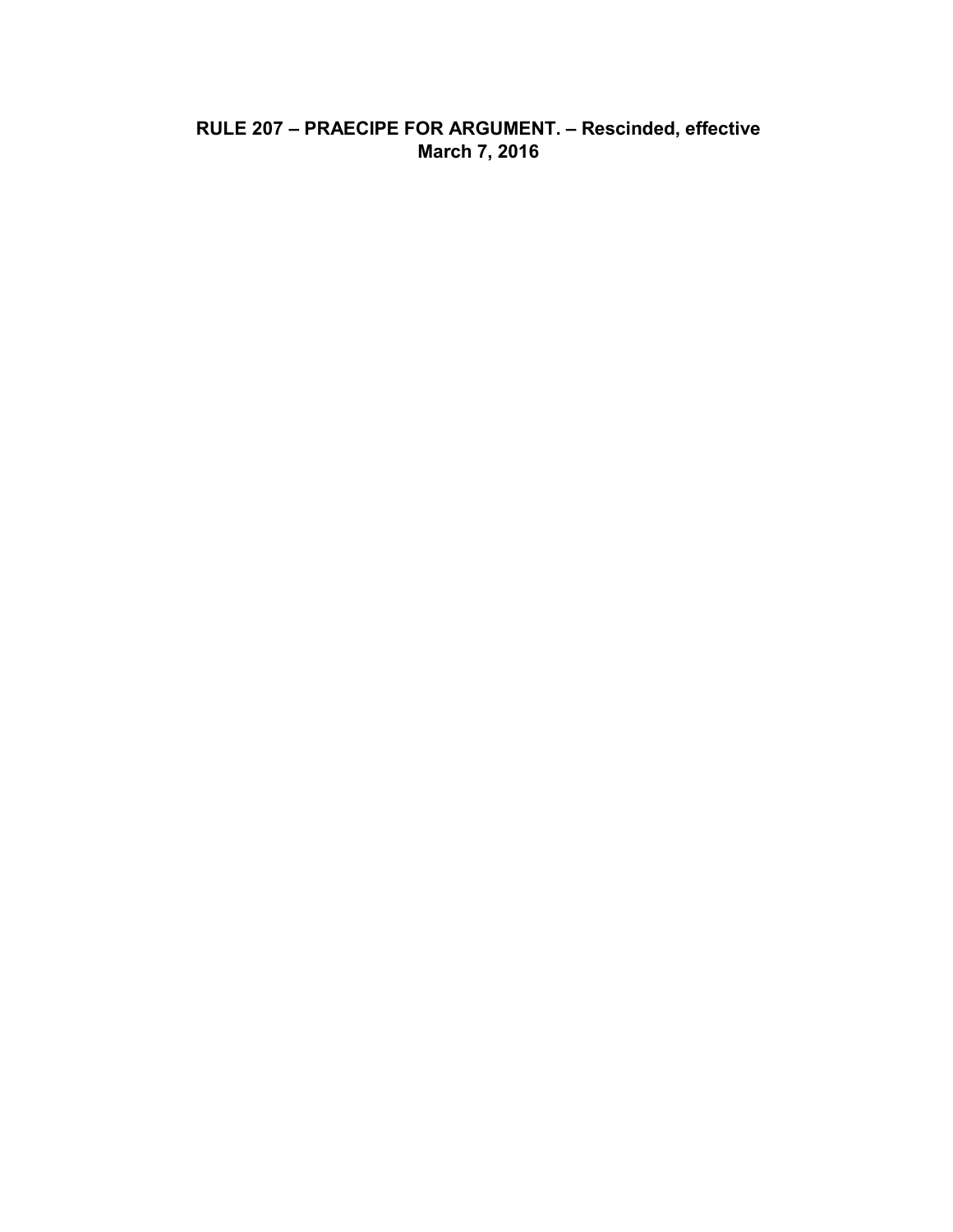## RULE 207 – PRAECIPE FOR ARGUMENT. – Rescinded, effective March 7, 2016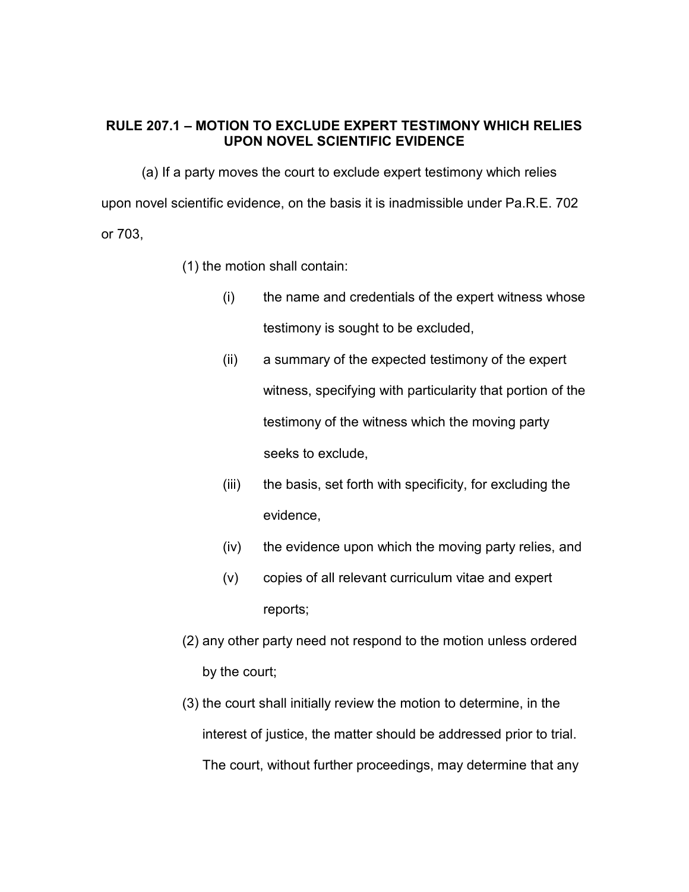## RULE 207.1 – MOTION TO EXCLUDE EXPERT TESTIMONY WHICH RELIES UPON NOVEL SCIENTIFIC EVIDENCE

(a) If a party moves the court to exclude expert testimony which relies upon novel scientific evidence, on the basis it is inadmissible under Pa.R.E. 702 or 703,

(1) the motion shall contain:

(i) the name and credentials of the expert witness whose testimony is sought to be excluded,

(ii) a summary of the expected testimony of the expert witness, specifying with particularity that portion of the testimony of the witness which the moving party seeks to exclude,

(iii) the basis, set forth with specificity, for excluding the evidence,

(iv) the evidence upon which the moving party relies, and

(v) copies of all relevant curriculum vitae and expert reports;

(2) any other party need not respond to the motion unless ordered by the court;

(3) the court shall initially review the motion to determine, in the interest of justice, the matter should be addressed prior to trial. The court, without further proceedings, may determine that any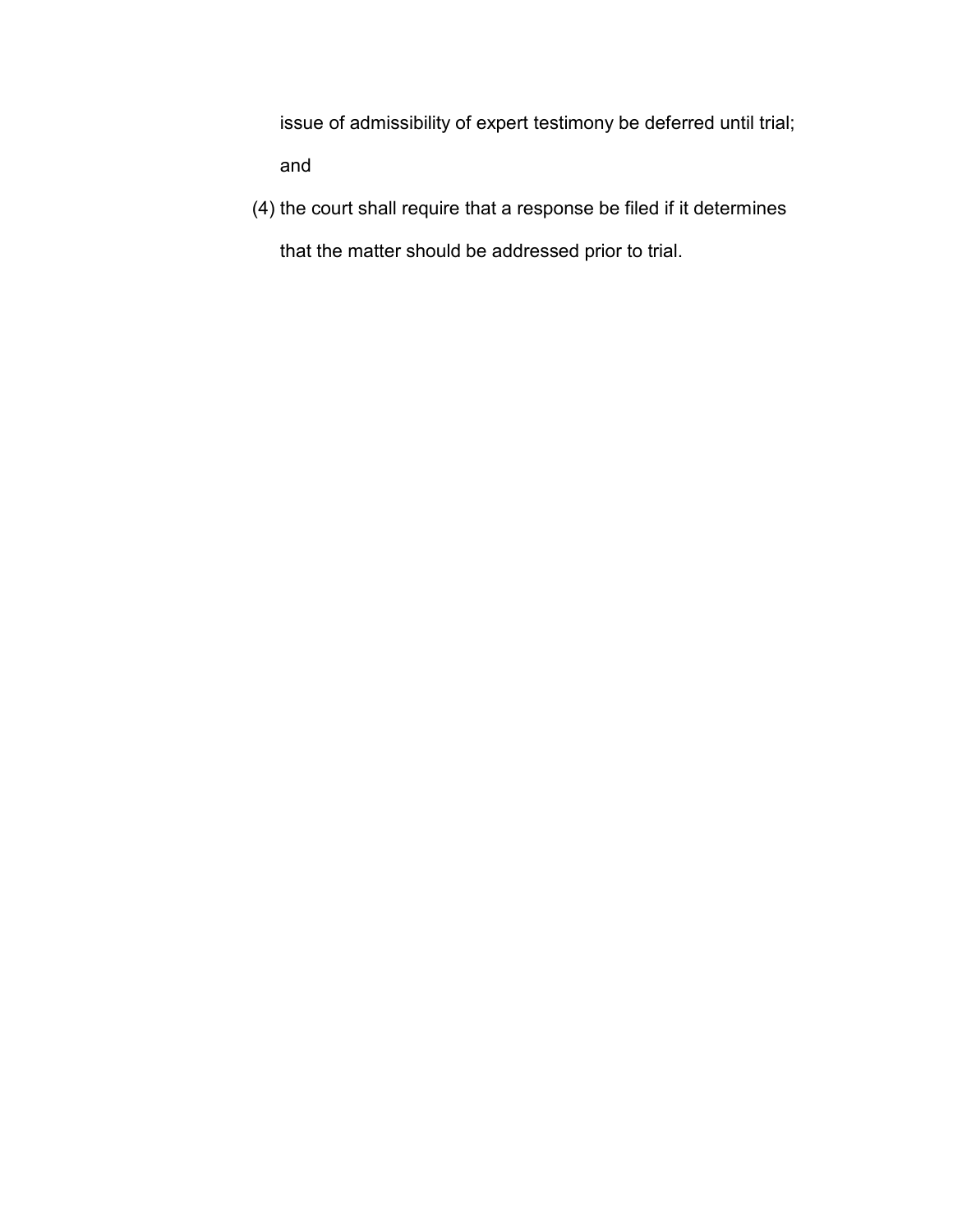issue of admissibility of expert testimony be deferred until trial; and

(4) the court shall require that a response be filed if it determines that the matter should be addressed prior to trial.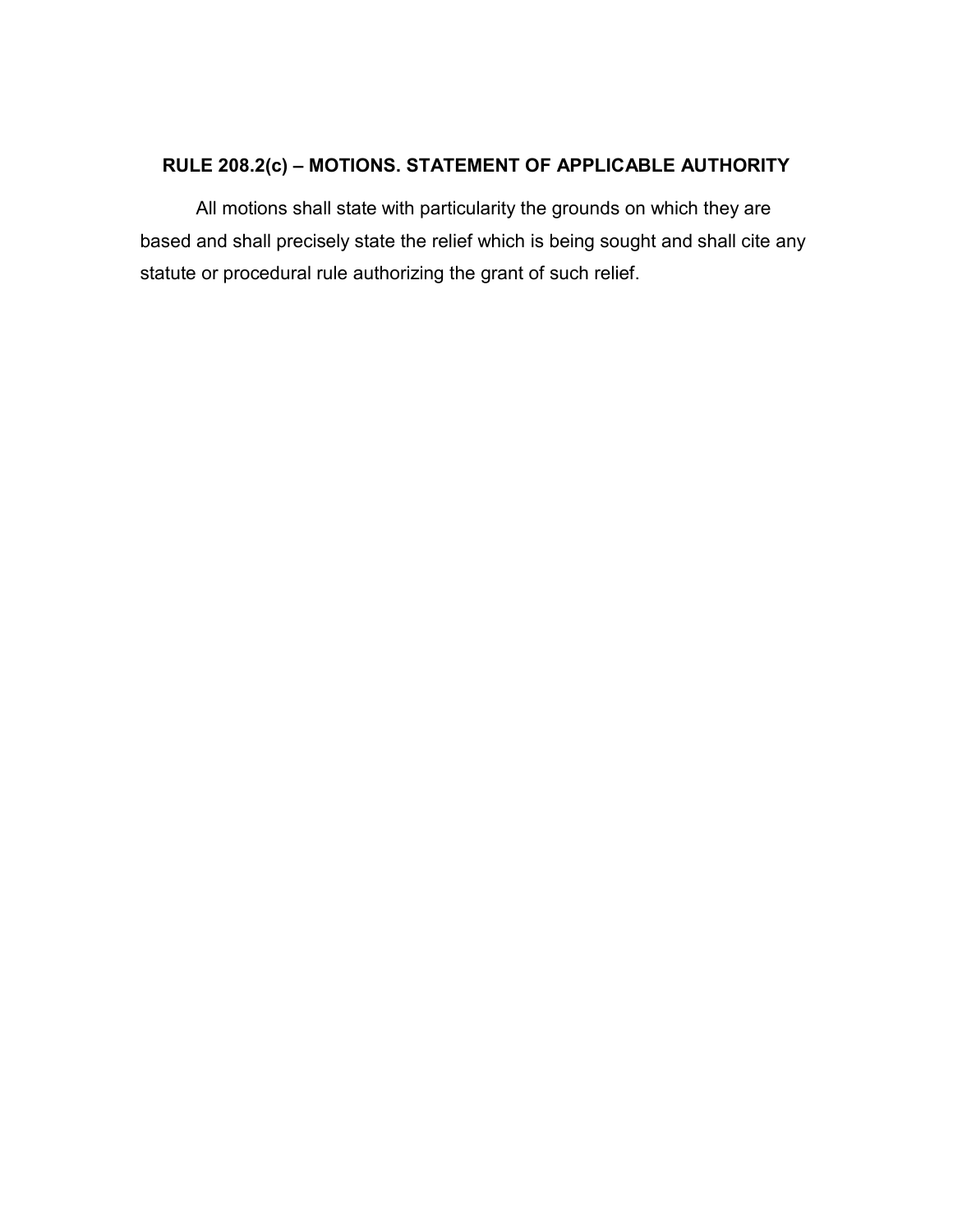## RULE 208.2(c) – MOTIONS. STATEMENT OF APPLICABLE AUTHORITY

All motions shall state with particularity the grounds on which they are based and shall precisely state the relief which is being sought and shall cite any statute or procedural rule authorizing the grant of such relief.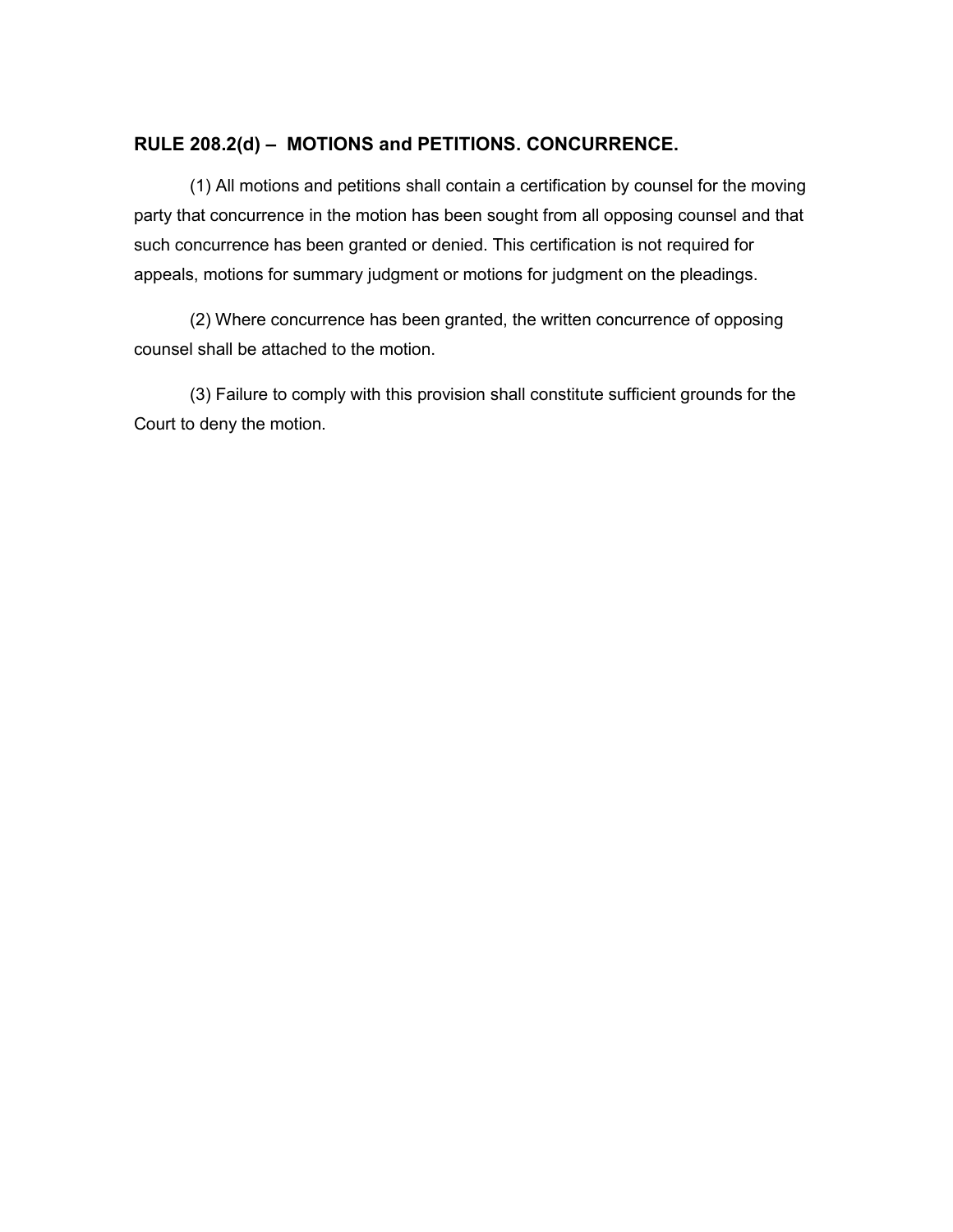## RULE 208.2(d) – MOTIONS and PETITIONS. CONCURRENCE.

(1) All motions and petitions shall contain a certification by counsel for the moving party that concurrence in the motion has been sought from all opposing counsel and that such concurrence has been granted or denied. This certification is not required for appeals, motions for summary judgment or motions for judgment on the pleadings.

(2) Where concurrence has been granted, the written concurrence of opposing counsel shall be attached to the motion.

(3) Failure to comply with this provision shall constitute sufficient grounds for the Court to deny the motion.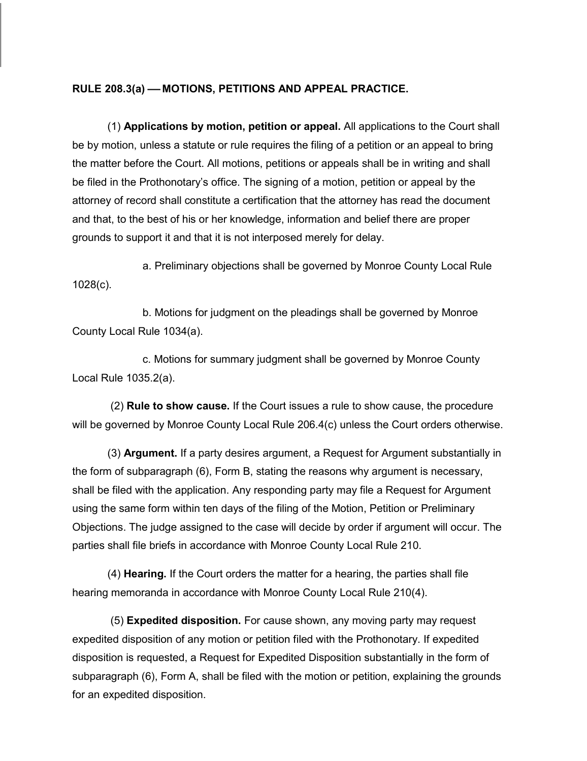**RULE 208.3(a) — MOTIONS, PETITIONS AND APPEAL PRACTICE.**

(1) **Applications by motion, petition or appeal.** All applications to the Court shall be by motion, unless a statute or rule requires the filing of a petition or an appeal to bring the matter before the Court. All motions, petitions or appeals shall be in writing and shall be filed in the Prothonotary's office. The signing of a motion, petition or appeal by the attorney of record shall constitute a certification that the attorney has read the document and that, to the best of his or her knowledge, information and belief there are proper grounds to support it and that it is not interposed merely for delay.

a. Preliminary objections shall be governed by Monroe County Local Rule 1028(c).

b. Motions for judgment on the pleadings shall be governed by Monroe County Local Rule 1034(a).

c. Motions for summary judgment shall be governed by Monroe County Local Rule 1035.2(a).

(2) **Rule to show cause.** If the Court issues a rule to show cause, the procedure will be governed by Monroe County Local Rule 206.4(c) unless the Court orders otherwise.

(3) **Argument.** If a party desires argument, a Request for Argument substantially in the form of subparagraph (6), Form B, stating the reasons why argument is necessary, shall be filed with the application. Any responding party may file a Request for Argument using the same form within ten days of the filing of the Motion, Petition or Preliminary Objections. The judge assigned to the case will decide by order if argument will occur. The parties shall file briefs in accordance with Monroe County Local Rule 210.

(4) **Hearing.** If the Court orders the matter for a hearing, the parties shall file hearing memoranda in accordance with Monroe County Local Rule 210(4).

(5) **Expedited disposition.** For cause shown, any moving party may request expedited disposition of any motion or petition filed with the Prothonotary. If expedited disposition is requested, a Request for Expedited Disposition substantially in the form of subparagraph (6), Form A, shall be filed with the motion or petition, explaining the grounds for an expedited disposition.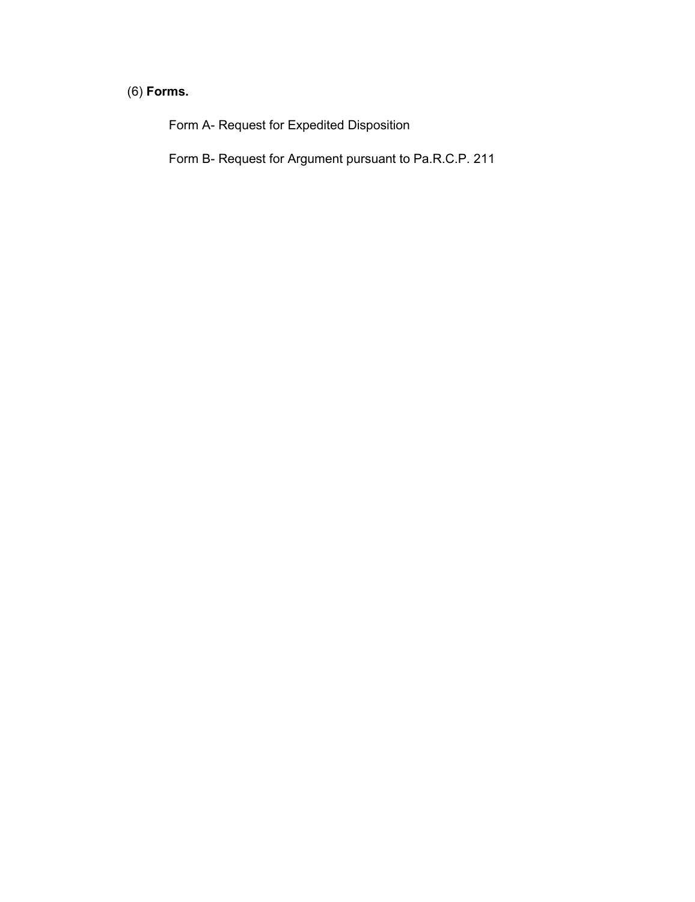(6) **Forms.**

Form A- Request for Expedited Disposition

Form B- Request for Argument pursuant to Pa.R.C.P. 211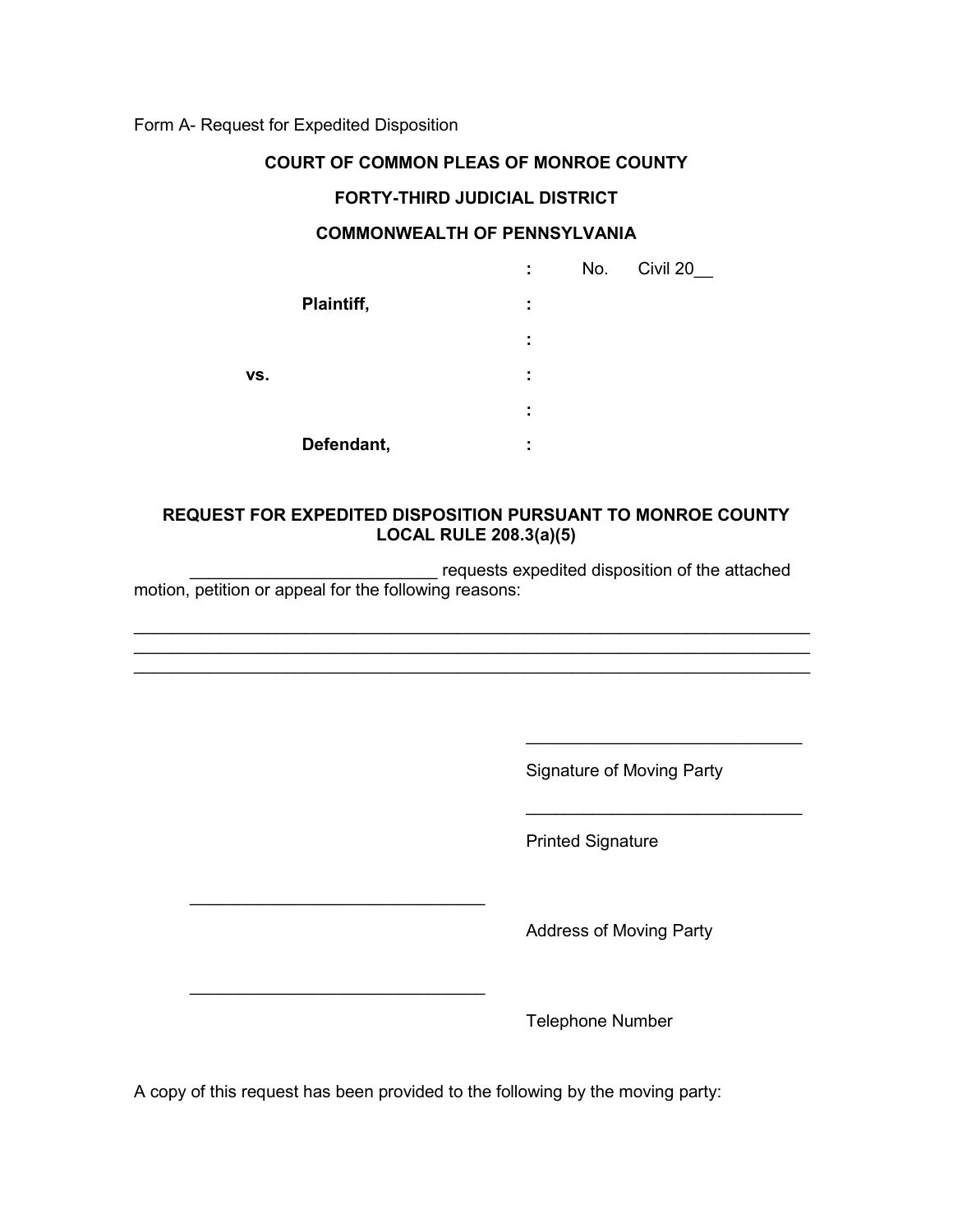Form A- Request for Expedited Disposition

**COURT OF COMMON PLEAS OF MONROE COUNTY**

**FORTY-THIRD JUDICIAL DISTRICT**

**COMMONWEALTH OF PENNSYLVANIA**

| | | |
|---|---|---|
| | : | No. Civil 20__ |
| **Plaintiff,** | : | |
| | : | |
| **vs.** | : | |
| | : | |
| **Defendant,** | : | |

**REQUEST FOR EXPEDITED DISPOSITION PURSUANT TO MONROE COUNTY LOCAL RULE 208.3(a)(5)**

__________________________ requests expedited disposition of the attached motion, petition or appeal for the following reasons:

________________________________________________________________________
________________________________________________________________________
________________________________________________________________________

______________________________
Signature of Moving Party

______________________________
Printed Signature

_______________________________
Address of Moving Party

_______________________________
Telephone Number

A copy of this request has been provided to the following by the moving party: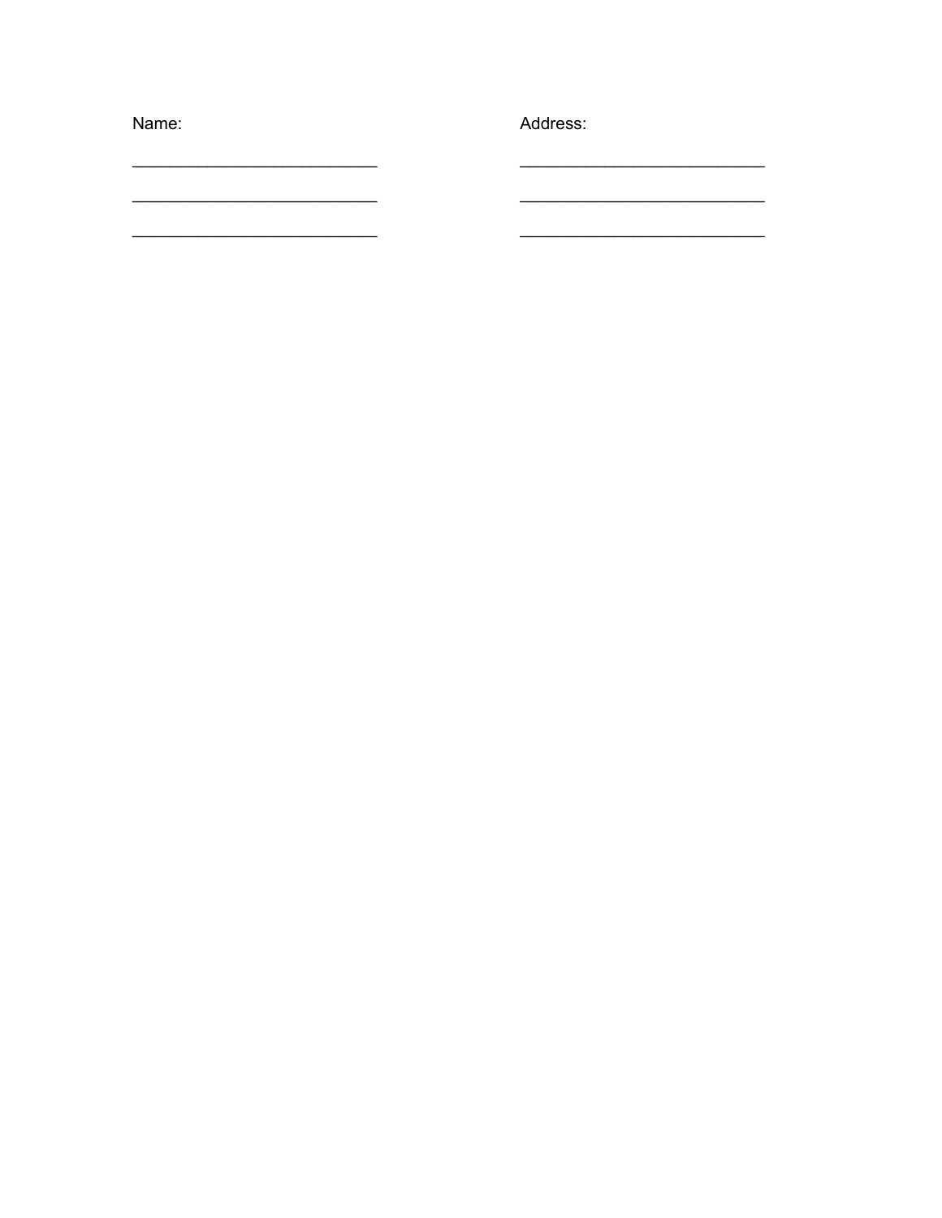Name:

___________________________

___________________________

___________________________

Address:

___________________________

___________________________

___________________________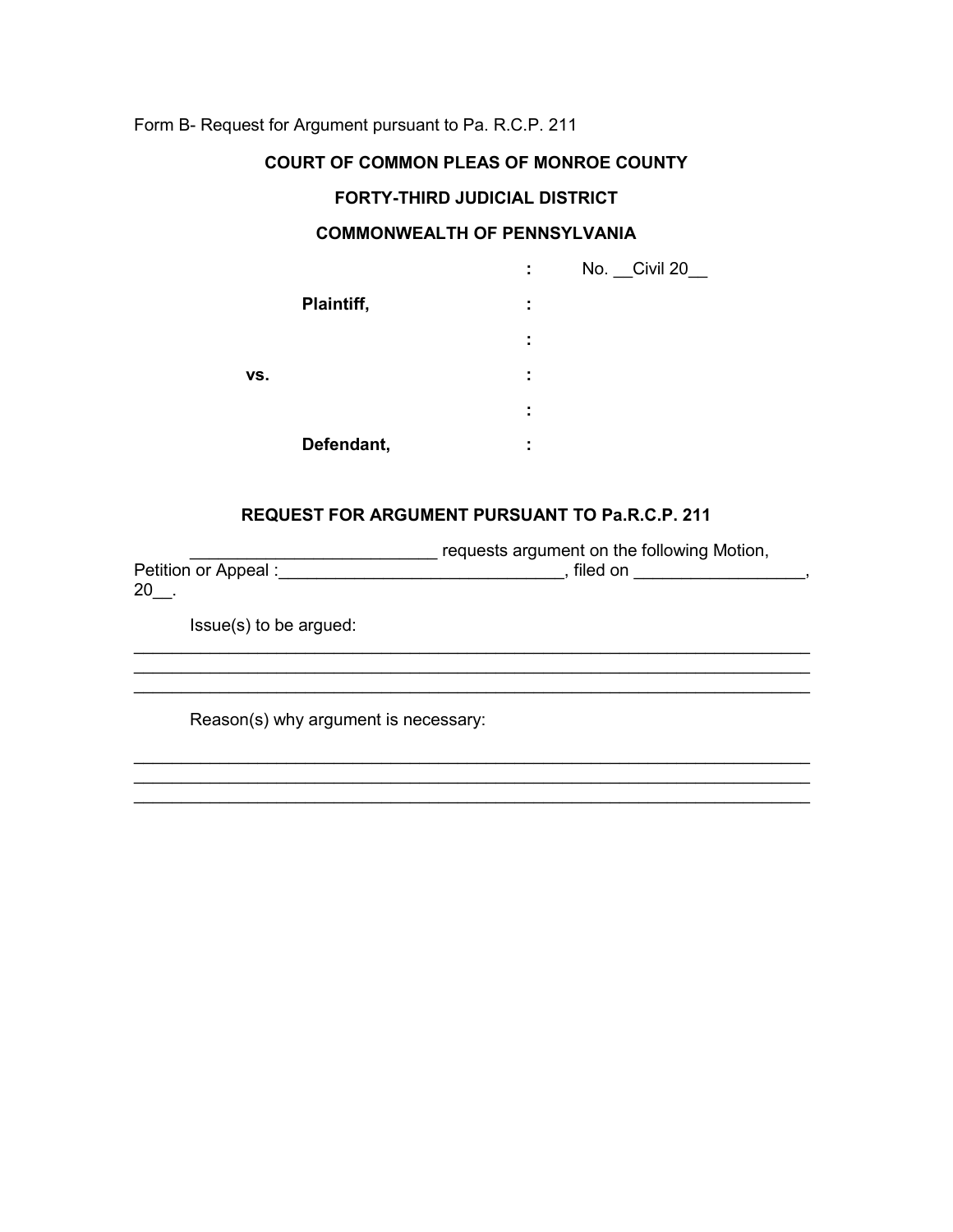Form B- Request for Argument pursuant to Pa. R.C.P. 211

**COURT OF COMMON PLEAS OF MONROE COUNTY**

**FORTY-THIRD JUDICIAL DISTRICT**

**COMMONWEALTH OF PENNSYLVANIA**

| | | |
|---|---|---|
| | : | No. __Civil 20__ |
| **Plaintiff,** | : | |
| | : | |
| **vs.** | : | |
| | : | |
| **Defendant,** | : | |

**REQUEST FOR ARGUMENT PURSUANT TO Pa.R.C.P. 211**

_________________________ requests argument on the following Motion, Petition or Appeal :_____________________________, filed on _________________, 20__.

Issue(s) to be argued:

___________________________________________________________________________
___________________________________________________________________________
___________________________________________________________________________

Reason(s) why argument is necessary:

___________________________________________________________________________
___________________________________________________________________________
___________________________________________________________________________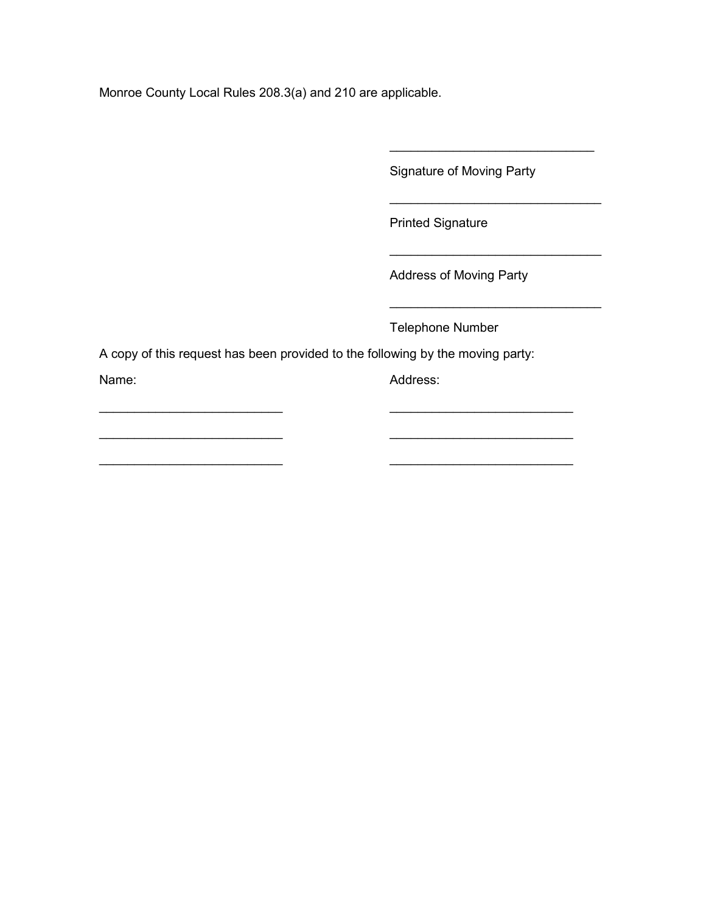Monroe County Local Rules 208.3(a) and 210 are applicable.

_____________________________

Signature of Moving Party

______________________________

Printed Signature

______________________________

Address of Moving Party

______________________________

Telephone Number

A copy of this request has been provided to the following by the moving party:

| Name: | Address: |
|---|---|
| __________________________ | __________________________ |
| __________________________ | __________________________ |
| __________________________ | __________________________ |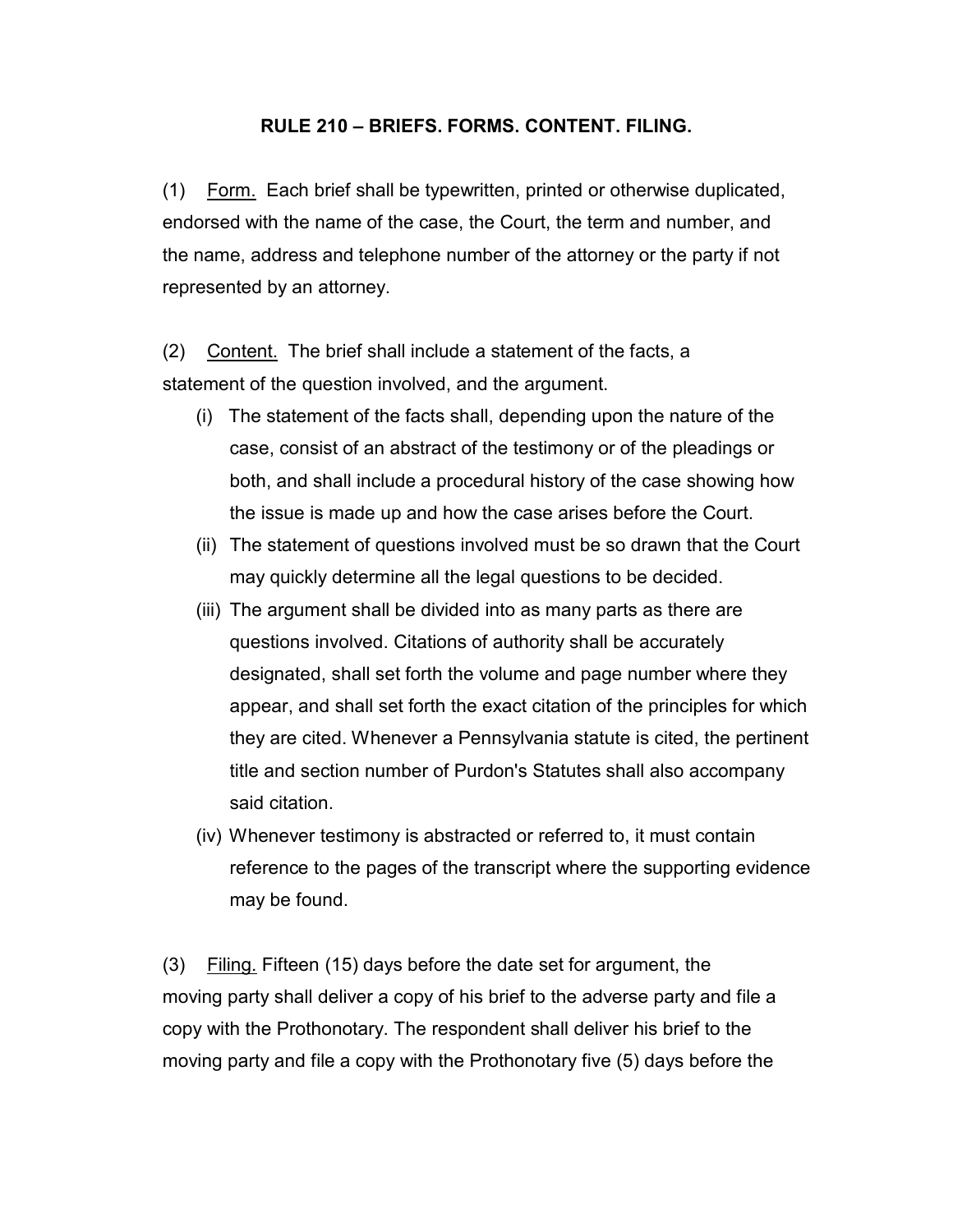## RULE 210 – BRIEFS. FORMS. CONTENT. FILING.

(1) Form. Each brief shall be typewritten, printed or otherwise duplicated, endorsed with the name of the case, the Court, the term and number, and the name, address and telephone number of the attorney or the party if not represented by an attorney.

(2) Content. The brief shall include a statement of the facts, a statement of the question involved, and the argument.

- (i) The statement of the facts shall, depending upon the nature of the case, consist of an abstract of the testimony or of the pleadings or both, and shall include a procedural history of the case showing how the issue is made up and how the case arises before the Court.
- (ii) The statement of questions involved must be so drawn that the Court may quickly determine all the legal questions to be decided.
- (iii) The argument shall be divided into as many parts as there are questions involved. Citations of authority shall be accurately designated, shall set forth the volume and page number where they appear, and shall set forth the exact citation of the principles for which they are cited. Whenever a Pennsylvania statute is cited, the pertinent title and section number of Purdon's Statutes shall also accompany said citation.
- (iv) Whenever testimony is abstracted or referred to, it must contain reference to the pages of the transcript where the supporting evidence may be found.

(3) Filing. Fifteen (15) days before the date set for argument, the moving party shall deliver a copy of his brief to the adverse party and file a copy with the Prothonotary. The respondent shall deliver his brief to the moving party and file a copy with the Prothonotary five (5) days before the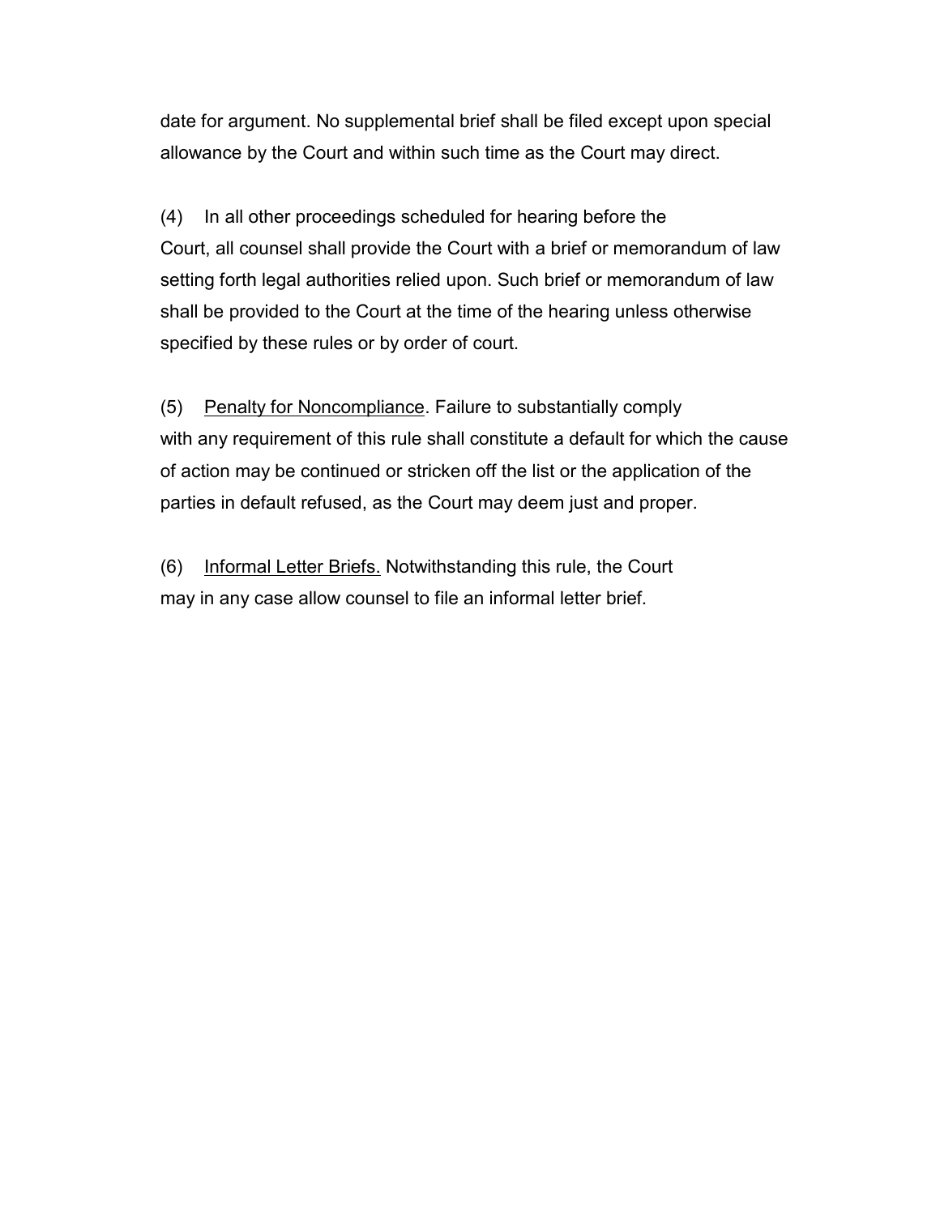date for argument. No supplemental brief shall be filed except upon special allowance by the Court and within such time as the Court may direct.

(4) In all other proceedings scheduled for hearing before the Court, all counsel shall provide the Court with a brief or memorandum of law setting forth legal authorities relied upon. Such brief or memorandum of law shall be provided to the Court at the time of the hearing unless otherwise specified by these rules or by order of court.

(5) Penalty for Noncompliance. Failure to substantially comply with any requirement of this rule shall constitute a default for which the cause of action may be continued or stricken off the list or the application of the parties in default refused, as the Court may deem just and proper.

(6) Informal Letter Briefs. Notwithstanding this rule, the Court may in any case allow counsel to file an informal letter brief.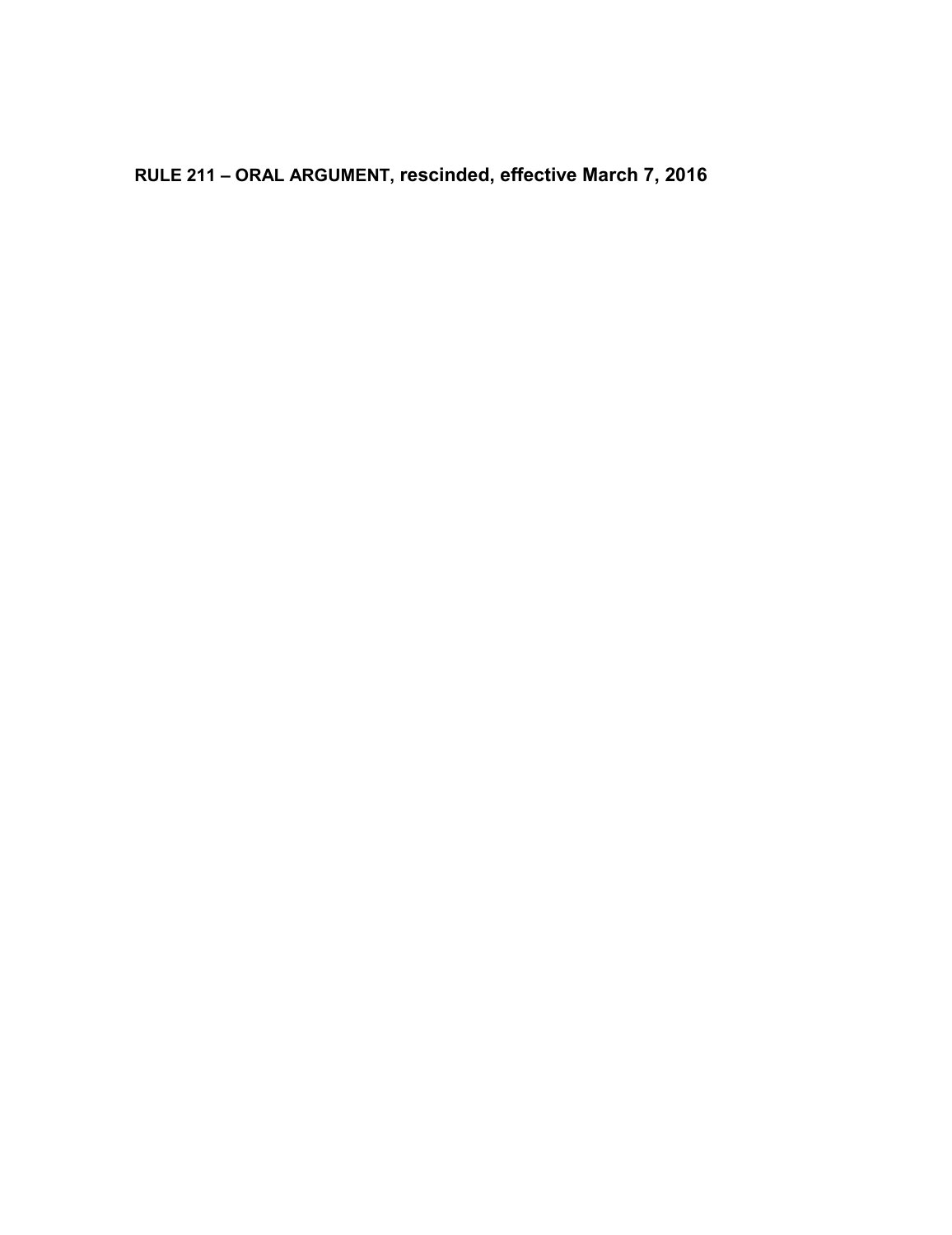**RULE 211 – ORAL ARGUMENT, rescinded, effective March 7, 2016**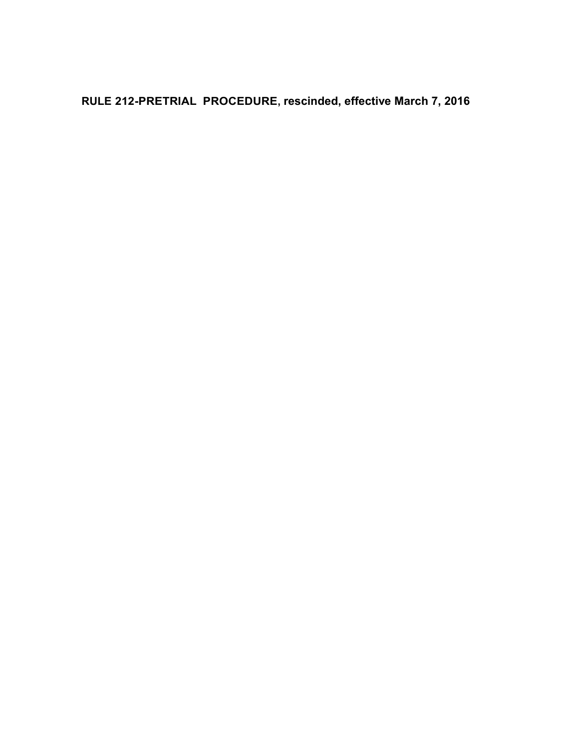**RULE 212-PRETRIAL  PROCEDURE, rescinded, effective March 7, 2016**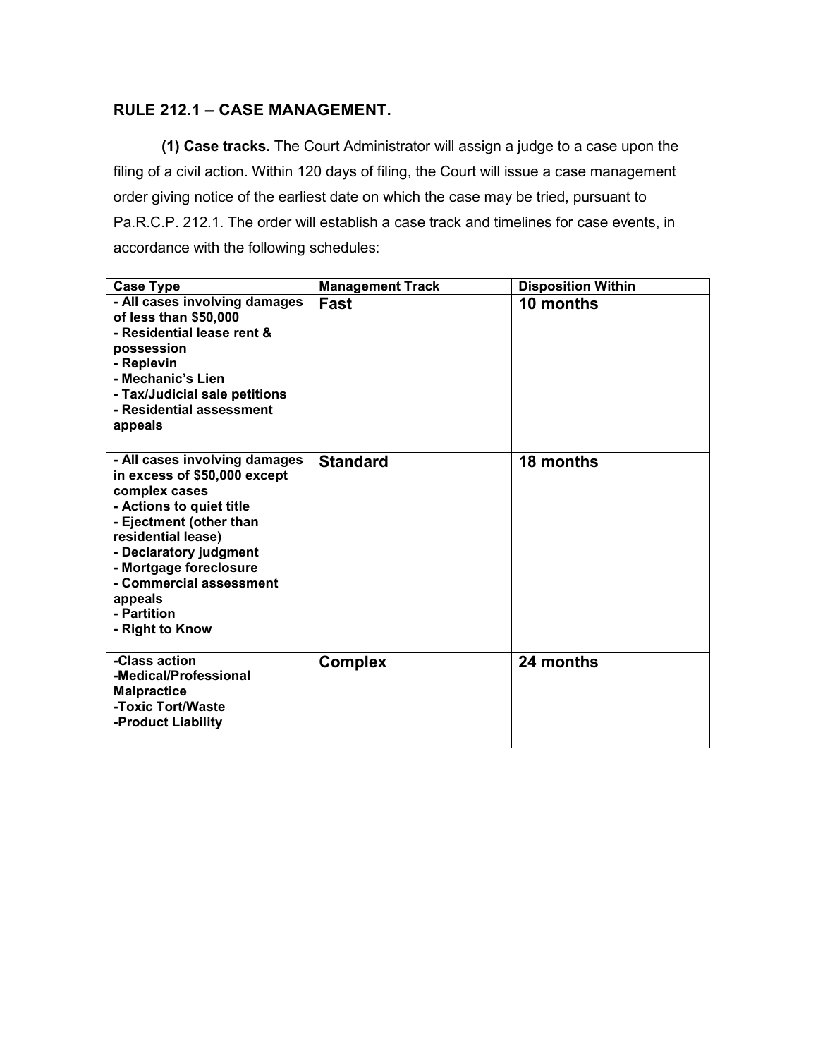## RULE 212.1 – CASE MANAGEMENT.

**(1) Case tracks.** The Court Administrator will assign a judge to a case upon the filing of a civil action. Within 120 days of filing, the Court will issue a case management order giving notice of the earliest date on which the case may be tried, pursuant to Pa.R.C.P. 212.1. The order will establish a case track and timelines for case events, in accordance with the following schedules:

| Case Type | Management Track | Disposition Within |
|---|---|---|
| **- All cases involving damages of less than $50,000<br>- Residential lease rent & possession<br>- Replevin<br>- Mechanic's Lien<br>- Tax/Judicial sale petitions<br>- Residential assessment appeals** | **Fast** | **10 months** |
| **- All cases involving damages in excess of $50,000 except complex cases<br>- Actions to quiet title<br>- Ejectment (other than residential lease)<br>- Declaratory judgment<br>- Mortgage foreclosure<br>- Commercial assessment appeals<br>- Partition<br>- Right to Know** | **Standard** | **18 months** |
| **-Class action<br>-Medical/Professional Malpractice<br>-Toxic Tort/Waste<br>-Product Liability** | **Complex** | **24 months** |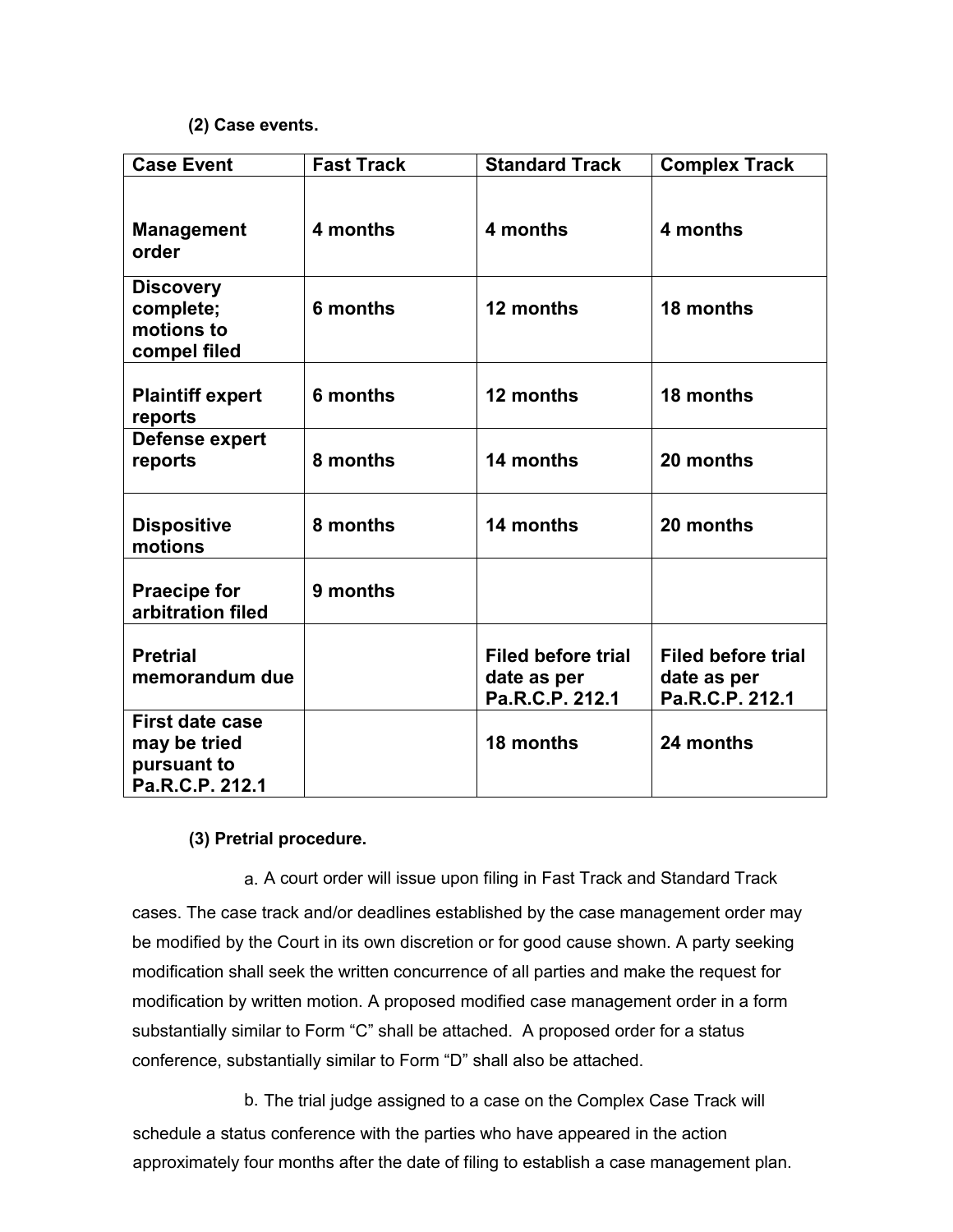**(2) Case events.**

| Case Event | Fast Track | Standard Track | Complex Track |
|---|---|---|---|
| **Management order** | **4 months** | **4 months** | **4 months** |
| **Discovery complete; motions to compel filed** | **6 months** | **12 months** | **18 months** |
| **Plaintiff expert reports** | **6 months** | **12 months** | **18 months** |
| **Defense expert reports** | **8 months** | **14 months** | **20 months** |
| **Dispositive motions** | **8 months** | **14 months** | **20 months** |
| **Praecipe for arbitration filed** | **9 months** | | |
| **Pretrial memorandum due** | | **Filed before trial date as per Pa.R.C.P. 212.1** | **Filed before trial date as per Pa.R.C.P. 212.1** |
| **First date case may be tried pursuant to Pa.R.C.P. 212.1** | | **18 months** | **24 months** |

**(3) Pretrial procedure.**

a. A court order will issue upon filing in Fast Track and Standard Track cases. The case track and/or deadlines established by the case management order may be modified by the Court in its own discretion or for good cause shown. A party seeking modification shall seek the written concurrence of all parties and make the request for modification by written motion. A proposed modified case management order in a form substantially similar to Form "C" shall be attached. A proposed order for a status conference, substantially similar to Form "D" shall also be attached.

b. The trial judge assigned to a case on the Complex Case Track will schedule a status conference with the parties who have appeared in the action approximately four months after the date of filing to establish a case management plan.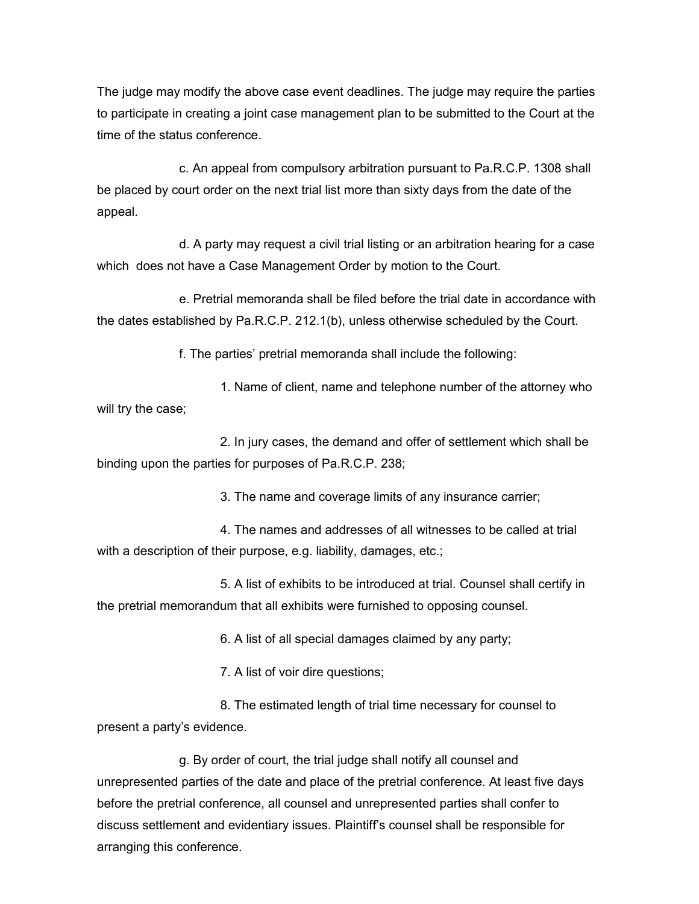The judge may modify the above case event deadlines. The judge may require the parties to participate in creating a joint case management plan to be submitted to the Court at the time of the status conference.

c. An appeal from compulsory arbitration pursuant to Pa.R.C.P. 1308 shall be placed by court order on the next trial list more than sixty days from the date of the appeal.

d. A party may request a civil trial listing or an arbitration hearing for a case which does not have a Case Management Order by motion to the Court.

e. Pretrial memoranda shall be filed before the trial date in accordance with the dates established by Pa.R.C.P. 212.1(b), unless otherwise scheduled by the Court.

f. The parties' pretrial memoranda shall include the following:

1. Name of client, name and telephone number of the attorney who will try the case;

2. In jury cases, the demand and offer of settlement which shall be binding upon the parties for purposes of Pa.R.C.P. 238;

3. The name and coverage limits of any insurance carrier;

4. The names and addresses of all witnesses to be called at trial with a description of their purpose, e.g. liability, damages, etc.;

5. A list of exhibits to be introduced at trial. Counsel shall certify in the pretrial memorandum that all exhibits were furnished to opposing counsel.

6. A list of all special damages claimed by any party;

7. A list of voir dire questions;

8. The estimated length of trial time necessary for counsel to present a party's evidence.

g. By order of court, the trial judge shall notify all counsel and unrepresented parties of the date and place of the pretrial conference. At least five days before the pretrial conference, all counsel and unrepresented parties shall confer to discuss settlement and evidentiary issues. Plaintiff's counsel shall be responsible for arranging this conference.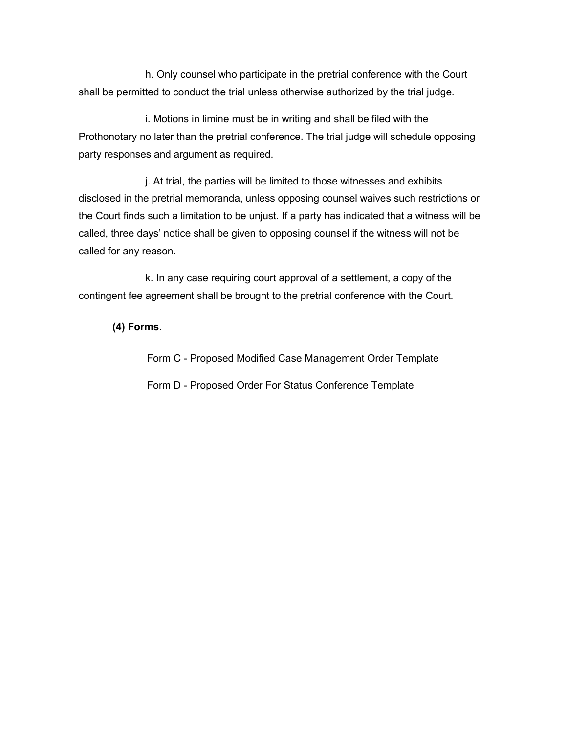h. Only counsel who participate in the pretrial conference with the Court shall be permitted to conduct the trial unless otherwise authorized by the trial judge.

i. Motions in limine must be in writing and shall be filed with the Prothonotary no later than the pretrial conference. The trial judge will schedule opposing party responses and argument as required.

j. At trial, the parties will be limited to those witnesses and exhibits disclosed in the pretrial memoranda, unless opposing counsel waives such restrictions or the Court finds such a limitation to be unjust. If a party has indicated that a witness will be called, three days' notice shall be given to opposing counsel if the witness will not be called for any reason.

k. In any case requiring court approval of a settlement, a copy of the contingent fee agreement shall be brought to the pretrial conference with the Court.

**(4) Forms.**

Form C - Proposed Modified Case Management Order Template

Form D - Proposed Order For Status Conference Template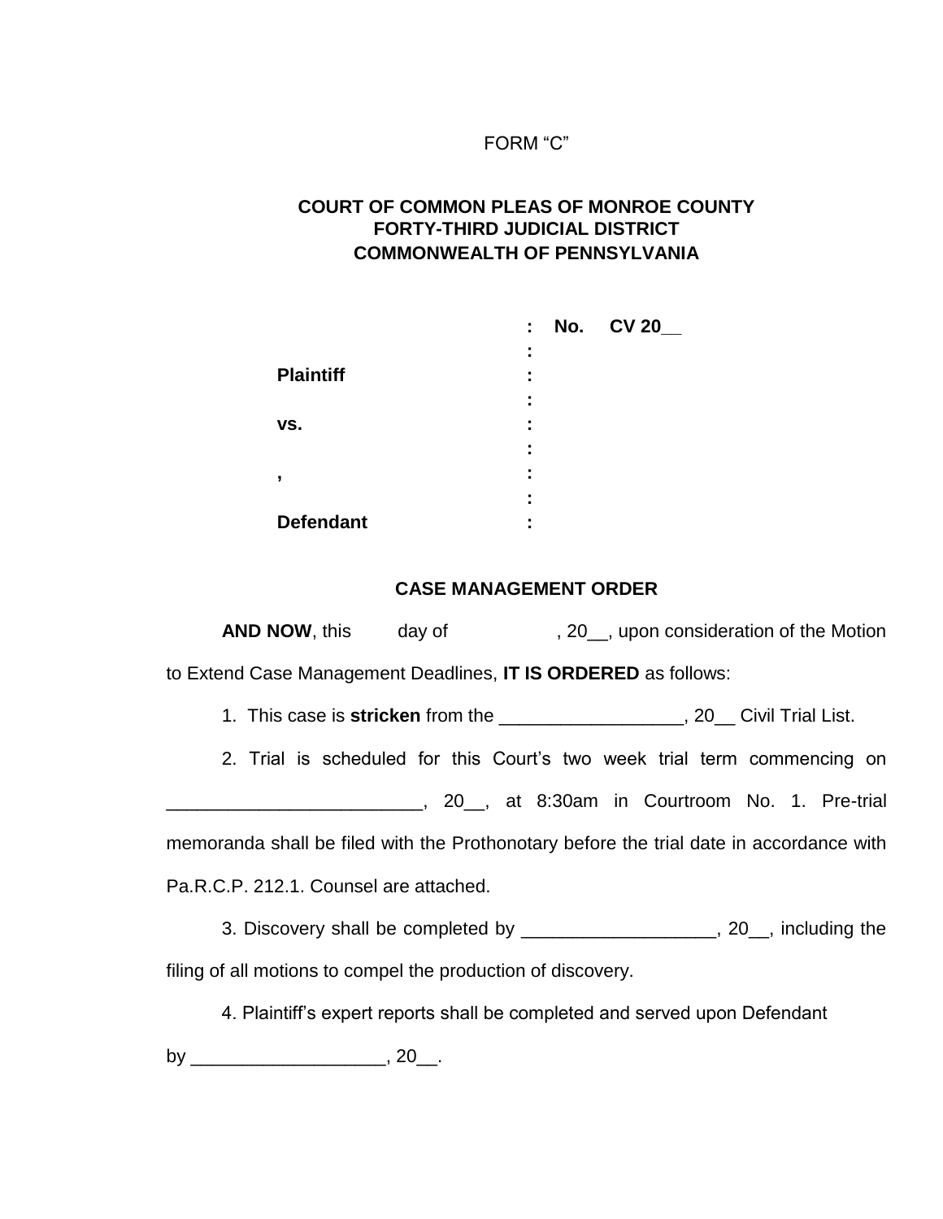FORM “C”

**COURT OF COMMON PLEAS OF MONROE COUNTY**
**FORTY-THIRD JUDICIAL DISTRICT**
**COMMONWEALTH OF PENNSYLVANIA**

| | | |
|---|---|---|
| | : | **No. CV 20__** |
| | : | |
| **Plaintiff** | : | |
| | : | |
| **vs.** | : | |
| | : | |
| **,** | : | |
| | : | |
| **Defendant** | : | |

**CASE MANAGEMENT ORDER**

**AND NOW**, this day of , 20__, upon consideration of the Motion to Extend Case Management Deadlines, **IT IS ORDERED** as follows:

1. This case is **stricken** from the __________________, 20__ Civil Trial List.

2. Trial is scheduled for this Court’s two week trial term commencing on _________________________, 20__, at 8:30am in Courtroom No. 1. Pre-trial memoranda shall be filed with the Prothonotary before the trial date in accordance with Pa.R.C.P. 212.1. Counsel are attached.

3. Discovery shall be completed by ___________________, 20__, including the filing of all motions to compel the production of discovery.

4. Plaintiff’s expert reports shall be completed and served upon Defendant by ___________________, 20__.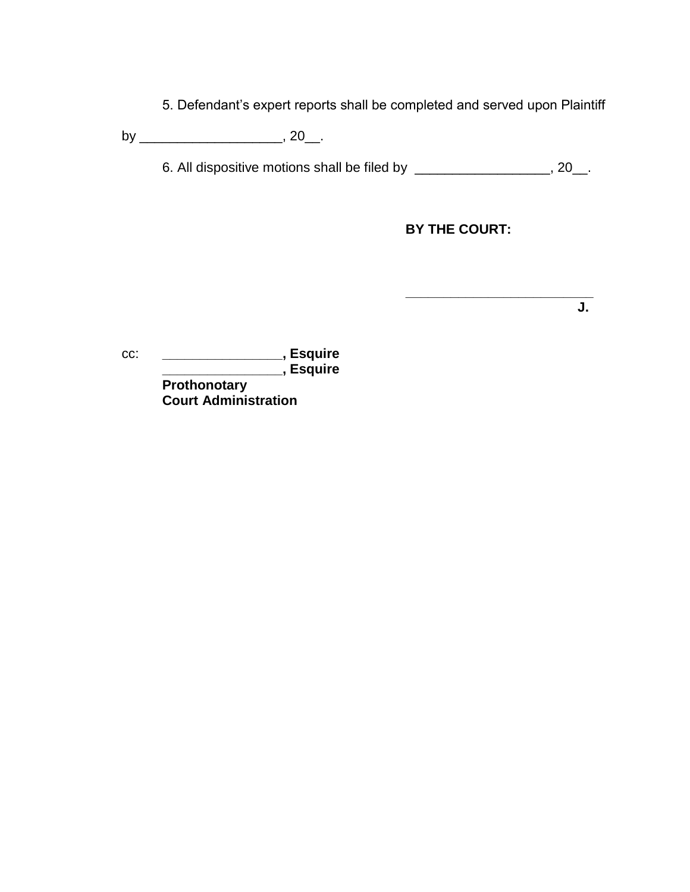5. Defendant's expert reports shall be completed and served upon Plaintiff by ___________________, 20__.

6. All dispositive motions shall be filed by __________________, 20__.

**BY THE COURT:**

_________________________
**J.**

cc: ________________**, Esquire**
________________**, Esquire**
**Prothonotary**
**Court Administration**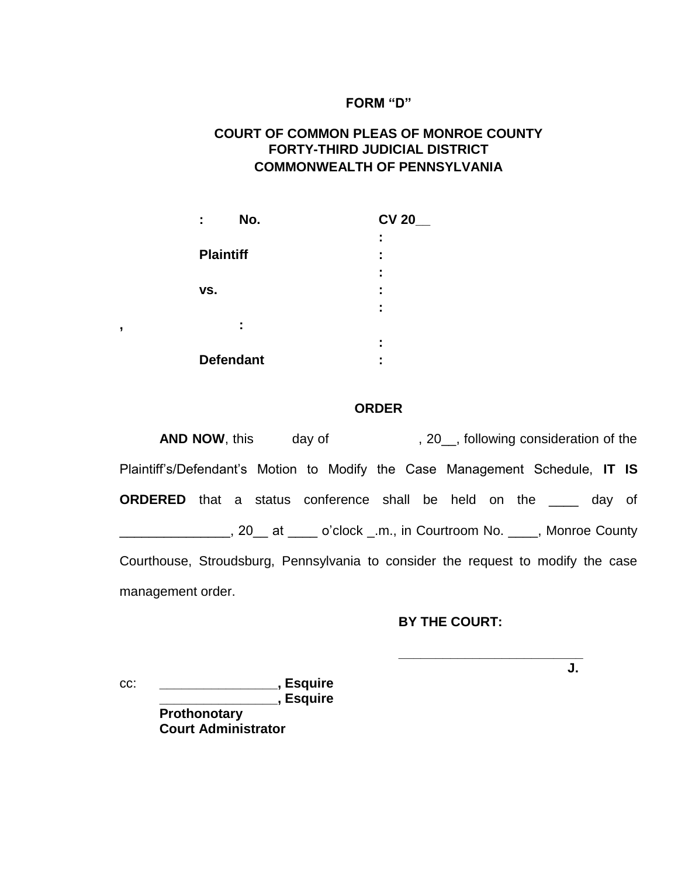**FORM "D"**

**COURT OF COMMON PLEAS OF MONROE COUNTY**
**FORTY-THIRD JUDICIAL DISTRICT**
**COMMONWEALTH OF PENNSYLVANIA**

**:     No.                    CV 20__**
**:**
**Plaintiff                    :**
**:**
**vs.                          :**
**:**
**,            :**
**:**
**Defendant                    :**

**ORDER**

**AND NOW**, this day of , 20__, following consideration of the Plaintiff's/Defendant's Motion to Modify the Case Management Schedule, **IT IS ORDERED** that a status conference shall be held on the ____ day of _______________, 20__ at ____ o'clock _.m., in Courtroom No. ____, Monroe County Courthouse, Stroudsburg, Pennsylvania to consider the request to modify the case management order.

**BY THE COURT:**

_________________________
**J.**

cc: **________________, Esquire**
**________________, Esquire**
**Prothonotary**
**Court Administrator**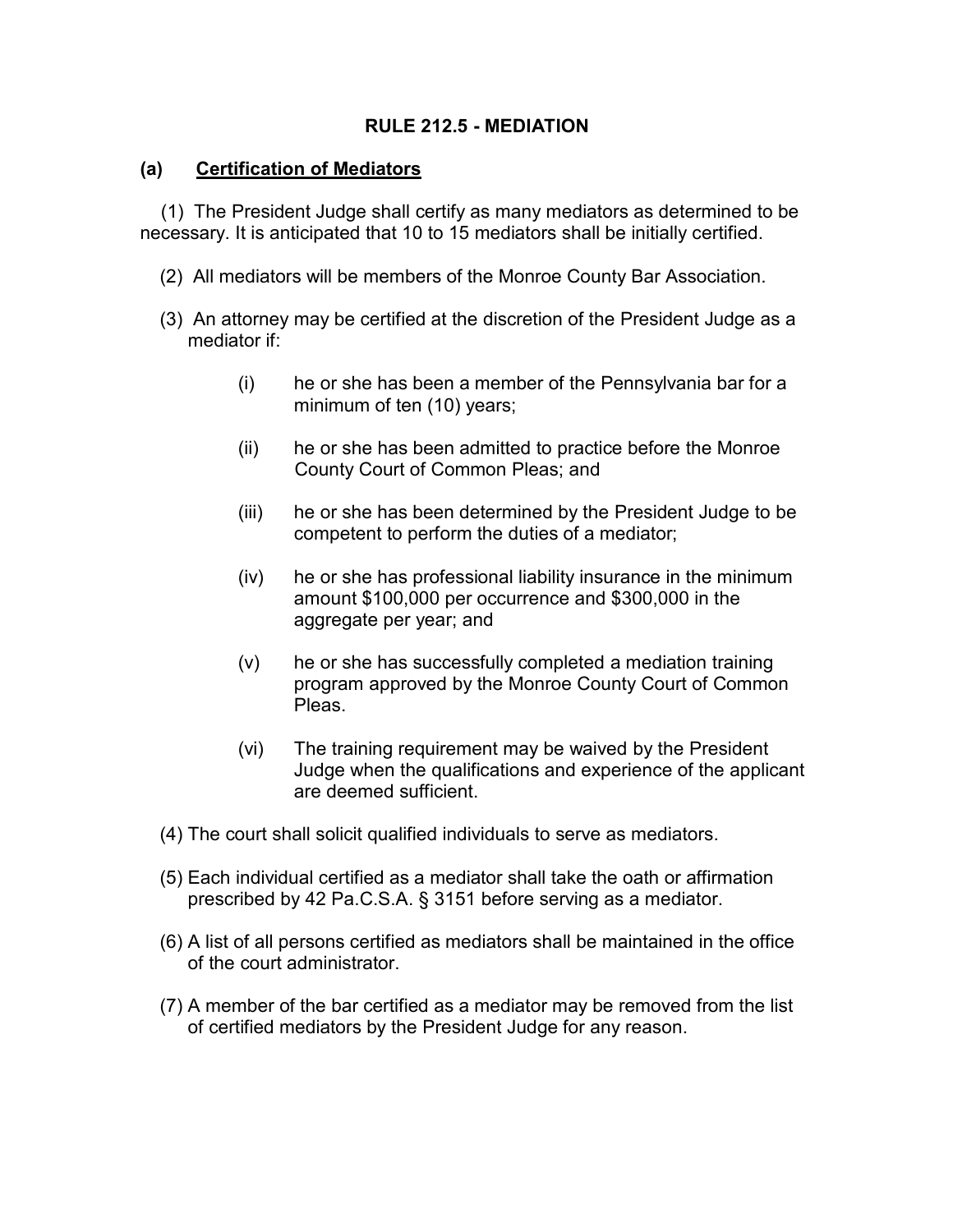# RULE 212.5 - MEDIATION

## (a) Certification of Mediators

(1) The President Judge shall certify as many mediators as determined to be necessary. It is anticipated that 10 to 15 mediators shall be initially certified.

(2) All mediators will be members of the Monroe County Bar Association.

(3) An attorney may be certified at the discretion of the President Judge as a mediator if:

  (i) he or she has been a member of the Pennsylvania bar for a minimum of ten (10) years;

  (ii) he or she has been admitted to practice before the Monroe County Court of Common Pleas; and

  (iii) he or she has been determined by the President Judge to be competent to perform the duties of a mediator;

  (iv) he or she has professional liability insurance in the minimum amount $100,000 per occurrence and $300,000 in the aggregate per year; and

  (v) he or she has successfully completed a mediation training program approved by the Monroe County Court of Common Pleas.

  (vi) The training requirement may be waived by the President Judge when the qualifications and experience of the applicant are deemed sufficient.

(4) The court shall solicit qualified individuals to serve as mediators.

(5) Each individual certified as a mediator shall take the oath or affirmation prescribed by 42 Pa.C.S.A. § 3151 before serving as a mediator.

(6) A list of all persons certified as mediators shall be maintained in the office of the court administrator.

(7) A member of the bar certified as a mediator may be removed from the list of certified mediators by the President Judge for any reason.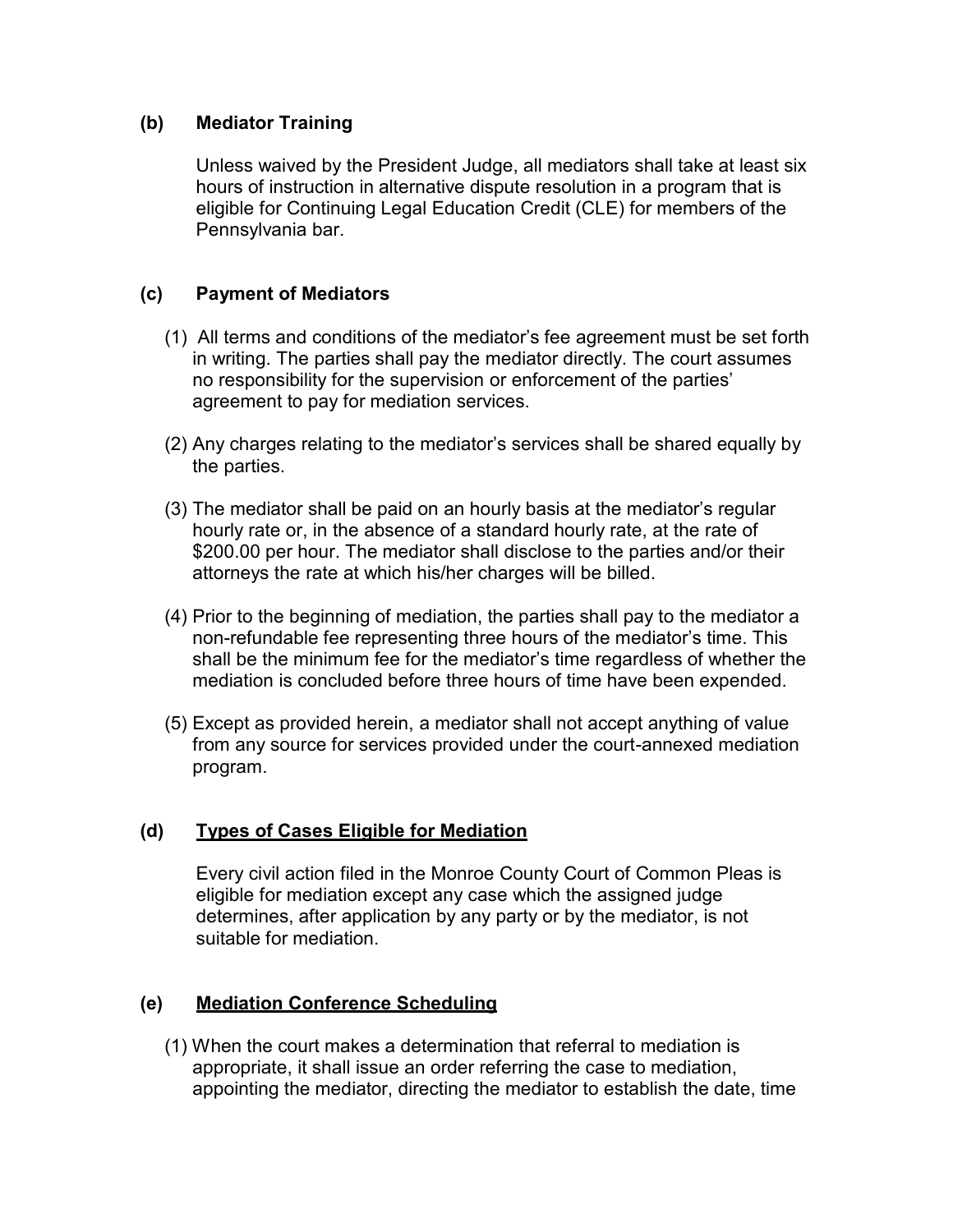**(b) Mediator Training**

Unless waived by the President Judge, all mediators shall take at least six hours of instruction in alternative dispute resolution in a program that is eligible for Continuing Legal Education Credit (CLE) for members of the Pennsylvania bar.

**(c) Payment of Mediators**

(1) All terms and conditions of the mediator's fee agreement must be set forth in writing. The parties shall pay the mediator directly. The court assumes no responsibility for the supervision or enforcement of the parties' agreement to pay for mediation services.

(2) Any charges relating to the mediator's services shall be shared equally by the parties.

(3) The mediator shall be paid on an hourly basis at the mediator's regular hourly rate or, in the absence of a standard hourly rate, at the rate of $200.00 per hour. The mediator shall disclose to the parties and/or their attorneys the rate at which his/her charges will be billed.

(4) Prior to the beginning of mediation, the parties shall pay to the mediator a non-refundable fee representing three hours of the mediator's time. This shall be the minimum fee for the mediator's time regardless of whether the mediation is concluded before three hours of time have been expended.

(5) Except as provided herein, a mediator shall not accept anything of value from any source for services provided under the court-annexed mediation program.

**(d) <u>Types of Cases Eligible for Mediation</u>**

Every civil action filed in the Monroe County Court of Common Pleas is eligible for mediation except any case which the assigned judge determines, after application by any party or by the mediator, is not suitable for mediation.

**(e) <u>Mediation Conference Scheduling</u>**

(1) When the court makes a determination that referral to mediation is appropriate, it shall issue an order referring the case to mediation, appointing the mediator, directing the mediator to establish the date, time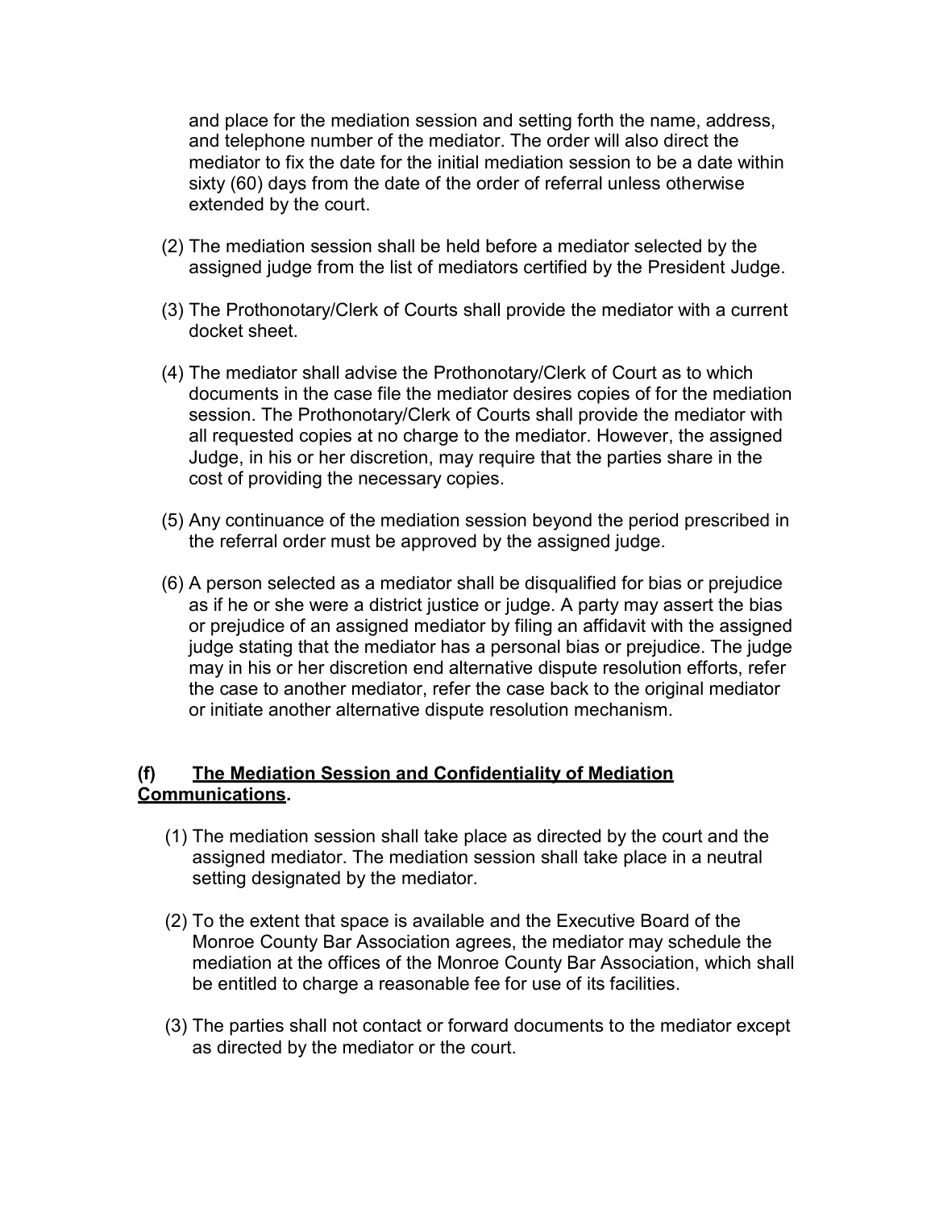and place for the mediation session and setting forth the name, address, and telephone number of the mediator. The order will also direct the mediator to fix the date for the initial mediation session to be a date within sixty (60) days from the date of the order of referral unless otherwise extended by the court.

(2) The mediation session shall be held before a mediator selected by the assigned judge from the list of mediators certified by the President Judge.

(3) The Prothonotary/Clerk of Courts shall provide the mediator with a current docket sheet.

(4) The mediator shall advise the Prothonotary/Clerk of Court as to which documents in the case file the mediator desires copies of for the mediation session. The Prothonotary/Clerk of Courts shall provide the mediator with all requested copies at no charge to the mediator. However, the assigned Judge, in his or her discretion, may require that the parties share in the cost of providing the necessary copies.

(5) Any continuance of the mediation session beyond the period prescribed in the referral order must be approved by the assigned judge.

(6) A person selected as a mediator shall be disqualified for bias or prejudice as if he or she were a district justice or judge. A party may assert the bias or prejudice of an assigned mediator by filing an affidavit with the assigned judge stating that the mediator has a personal bias or prejudice. The judge may in his or her discretion end alternative dispute resolution efforts, refer the case to another mediator, refer the case back to the original mediator or initiate another alternative dispute resolution mechanism.

**(f) <u>The Mediation Session and Confidentiality of Mediation Communications</u>.**

(1) The mediation session shall take place as directed by the court and the assigned mediator. The mediation session shall take place in a neutral setting designated by the mediator.

(2) To the extent that space is available and the Executive Board of the Monroe County Bar Association agrees, the mediator may schedule the mediation at the offices of the Monroe County Bar Association, which shall be entitled to charge a reasonable fee for use of its facilities.

(3) The parties shall not contact or forward documents to the mediator except as directed by the mediator or the court.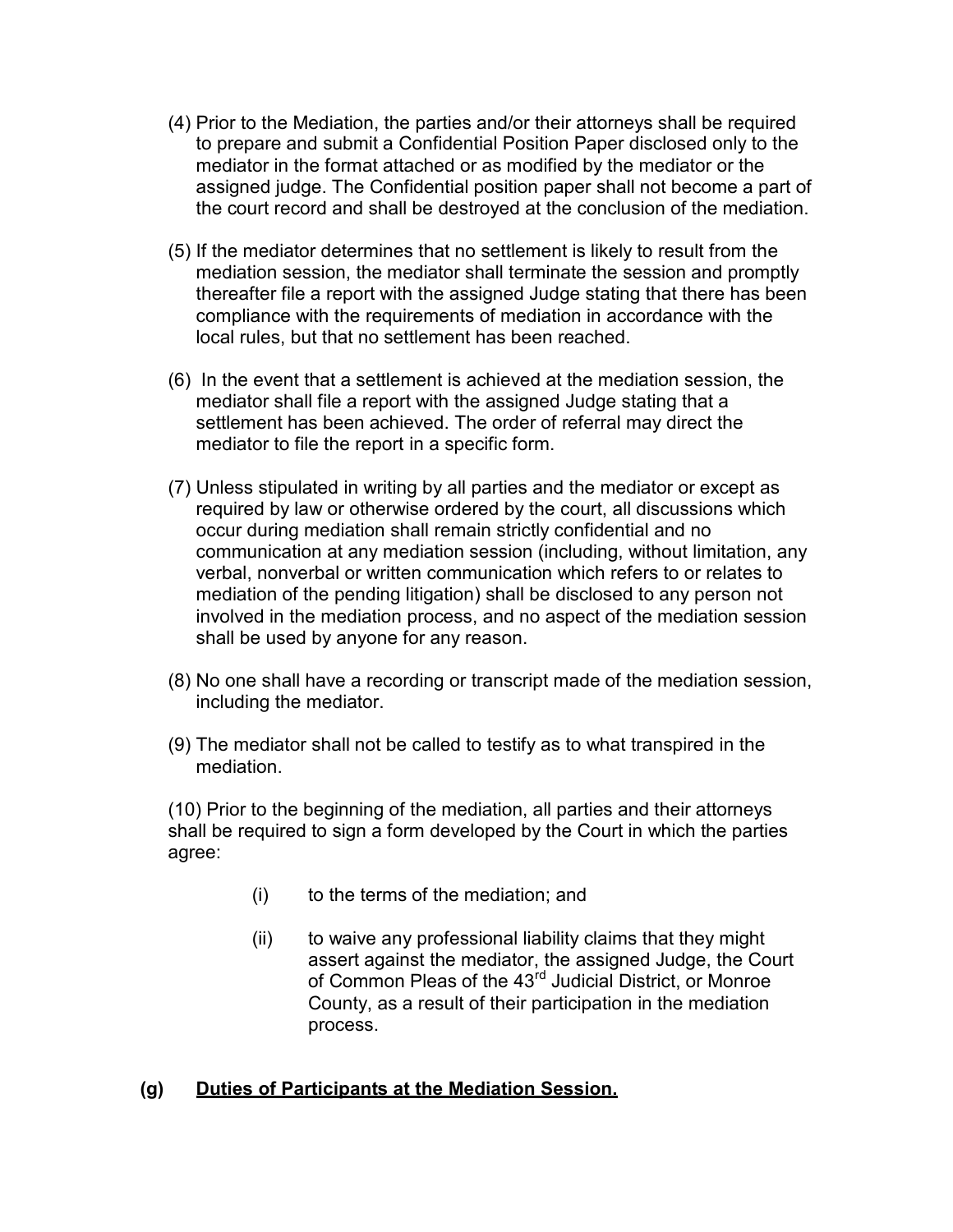(4) Prior to the Mediation, the parties and/or their attorneys shall be required to prepare and submit a Confidential Position Paper disclosed only to the mediator in the format attached or as modified by the mediator or the assigned judge. The Confidential position paper shall not become a part of the court record and shall be destroyed at the conclusion of the mediation.

(5) If the mediator determines that no settlement is likely to result from the mediation session, the mediator shall terminate the session and promptly thereafter file a report with the assigned Judge stating that there has been compliance with the requirements of mediation in accordance with the local rules, but that no settlement has been reached.

(6) In the event that a settlement is achieved at the mediation session, the mediator shall file a report with the assigned Judge stating that a settlement has been achieved. The order of referral may direct the mediator to file the report in a specific form.

(7) Unless stipulated in writing by all parties and the mediator or except as required by law or otherwise ordered by the court, all discussions which occur during mediation shall remain strictly confidential and no communication at any mediation session (including, without limitation, any verbal, nonverbal or written communication which refers to or relates to mediation of the pending litigation) shall be disclosed to any person not involved in the mediation process, and no aspect of the mediation session shall be used by anyone for any reason.

(8) No one shall have a recording or transcript made of the mediation session, including the mediator.

(9) The mediator shall not be called to testify as to what transpired in the mediation.

(10) Prior to the beginning of the mediation, all parties and their attorneys shall be required to sign a form developed by the Court in which the parties agree:

(i) to the terms of the mediation; and

(ii) to waive any professional liability claims that they might assert against the mediator, the assigned Judge, the Court of Common Pleas of the 43rd Judicial District, or Monroe County, as a result of their participation in the mediation process.

**(g) <u>Duties of Participants at the Mediation Session.</u>**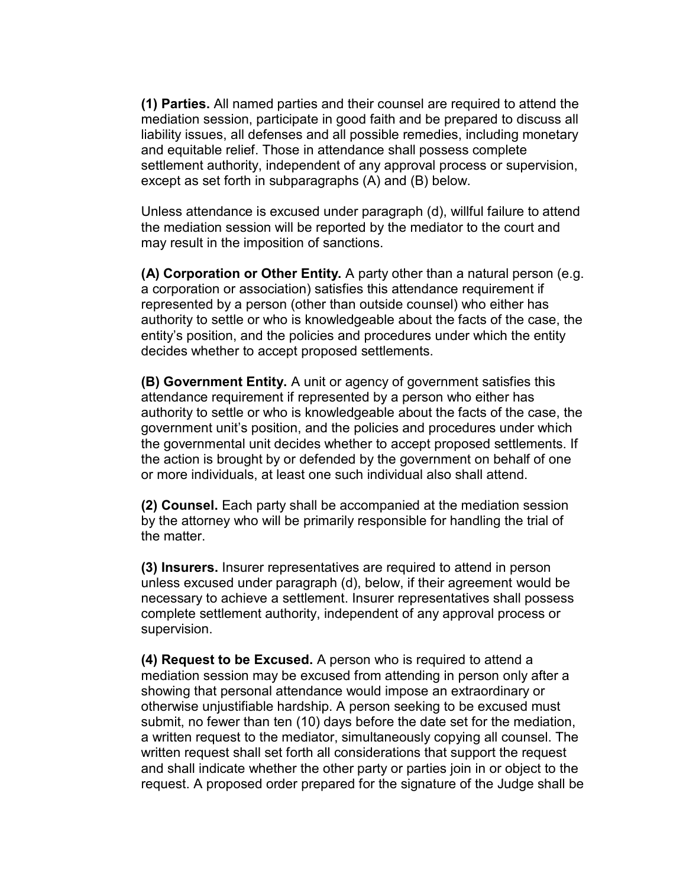**(1) Parties.** All named parties and their counsel are required to attend the mediation session, participate in good faith and be prepared to discuss all liability issues, all defenses and all possible remedies, including monetary and equitable relief. Those in attendance shall possess complete settlement authority, independent of any approval process or supervision, except as set forth in subparagraphs (A) and (B) below.

Unless attendance is excused under paragraph (d), willful failure to attend the mediation session will be reported by the mediator to the court and may result in the imposition of sanctions.

**(A) Corporation or Other Entity.** A party other than a natural person (e.g. a corporation or association) satisfies this attendance requirement if represented by a person (other than outside counsel) who either has authority to settle or who is knowledgeable about the facts of the case, the entity's position, and the policies and procedures under which the entity decides whether to accept proposed settlements.

**(B) Government Entity.** A unit or agency of government satisfies this attendance requirement if represented by a person who either has authority to settle or who is knowledgeable about the facts of the case, the government unit's position, and the policies and procedures under which the governmental unit decides whether to accept proposed settlements. If the action is brought by or defended by the government on behalf of one or more individuals, at least one such individual also shall attend.

**(2) Counsel.** Each party shall be accompanied at the mediation session by the attorney who will be primarily responsible for handling the trial of the matter.

**(3) Insurers.** Insurer representatives are required to attend in person unless excused under paragraph (d), below, if their agreement would be necessary to achieve a settlement. Insurer representatives shall possess complete settlement authority, independent of any approval process or supervision.

**(4) Request to be Excused.** A person who is required to attend a mediation session may be excused from attending in person only after a showing that personal attendance would impose an extraordinary or otherwise unjustifiable hardship. A person seeking to be excused must submit, no fewer than ten (10) days before the date set for the mediation, a written request to the mediator, simultaneously copying all counsel. The written request shall set forth all considerations that support the request and shall indicate whether the other party or parties join in or object to the request. A proposed order prepared for the signature of the Judge shall be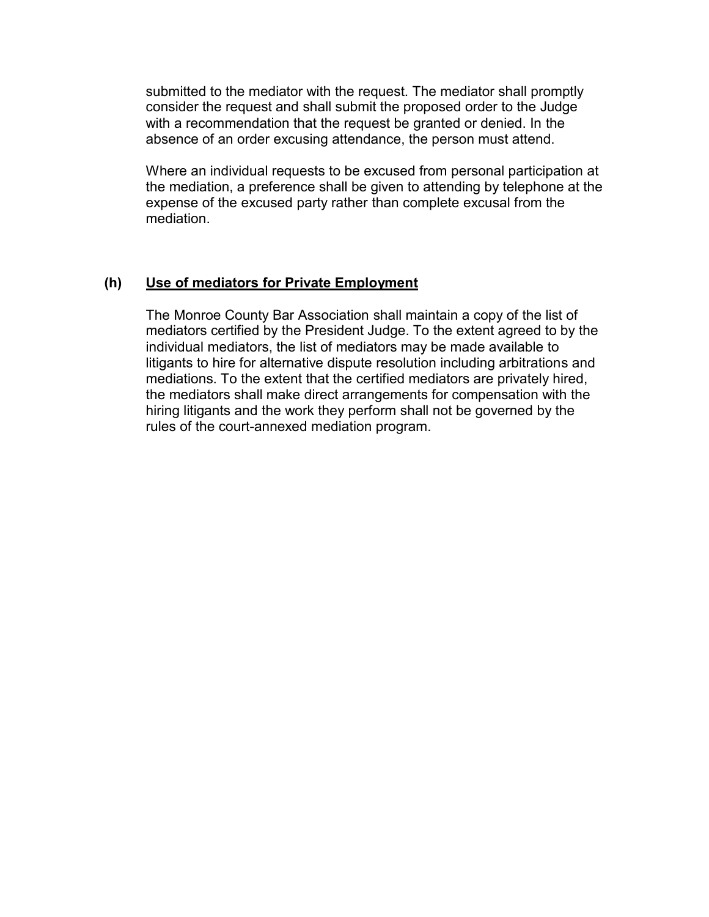submitted to the mediator with the request. The mediator shall promptly consider the request and shall submit the proposed order to the Judge with a recommendation that the request be granted or denied. In the absence of an order excusing attendance, the person must attend.

Where an individual requests to be excused from personal participation at the mediation, a preference shall be given to attending by telephone at the expense of the excused party rather than complete excusal from the mediation.

**(h) <u>Use of mediators for Private Employment</u>**

The Monroe County Bar Association shall maintain a copy of the list of mediators certified by the President Judge. To the extent agreed to by the individual mediators, the list of mediators may be made available to litigants to hire for alternative dispute resolution including arbitrations and mediations. To the extent that the certified mediators are privately hired, the mediators shall make direct arrangements for compensation with the hiring litigants and the work they perform shall not be governed by the rules of the court-annexed mediation program.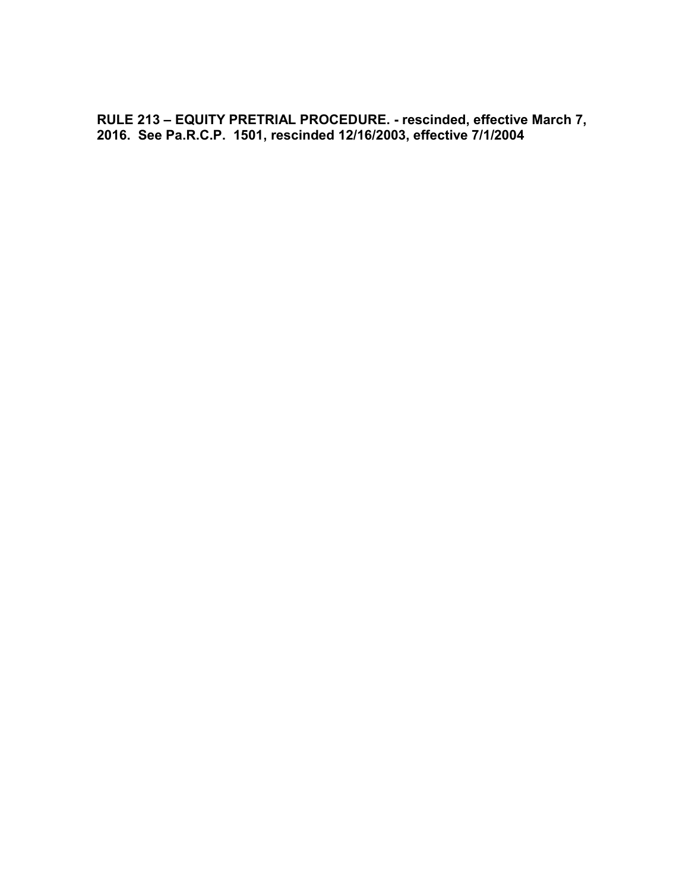**RULE 213 – EQUITY PRETRIAL PROCEDURE. - rescinded, effective March 7, 2016. See Pa.R.C.P. 1501, rescinded 12/16/2003, effective 7/1/2004**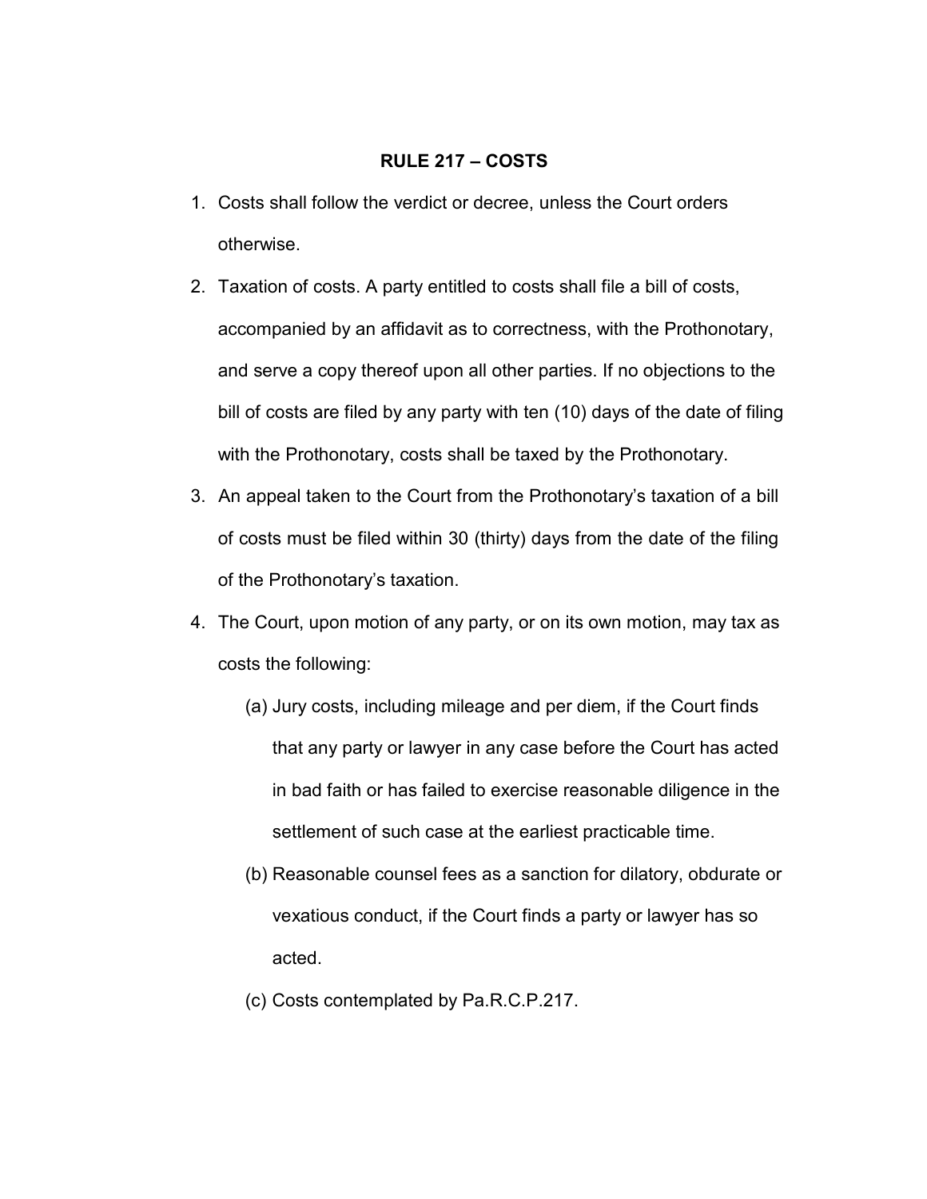## RULE 217 – COSTS

1. Costs shall follow the verdict or decree, unless the Court orders otherwise.
2. Taxation of costs. A party entitled to costs shall file a bill of costs, accompanied by an affidavit as to correctness, with the Prothonotary, and serve a copy thereof upon all other parties. If no objections to the bill of costs are filed by any party with ten (10) days of the date of filing with the Prothonotary, costs shall be taxed by the Prothonotary.
3. An appeal taken to the Court from the Prothonotary's taxation of a bill of costs must be filed within 30 (thirty) days from the date of the filing of the Prothonotary's taxation.
4. The Court, upon motion of any party, or on its own motion, may tax as costs the following:
   (a) Jury costs, including mileage and per diem, if the Court finds that any party or lawyer in any case before the Court has acted in bad faith or has failed to exercise reasonable diligence in the settlement of such case at the earliest practicable time.
   (b) Reasonable counsel fees as a sanction for dilatory, obdurate or vexatious conduct, if the Court finds a party or lawyer has so acted.
   (c) Costs contemplated by Pa.R.C.P.217.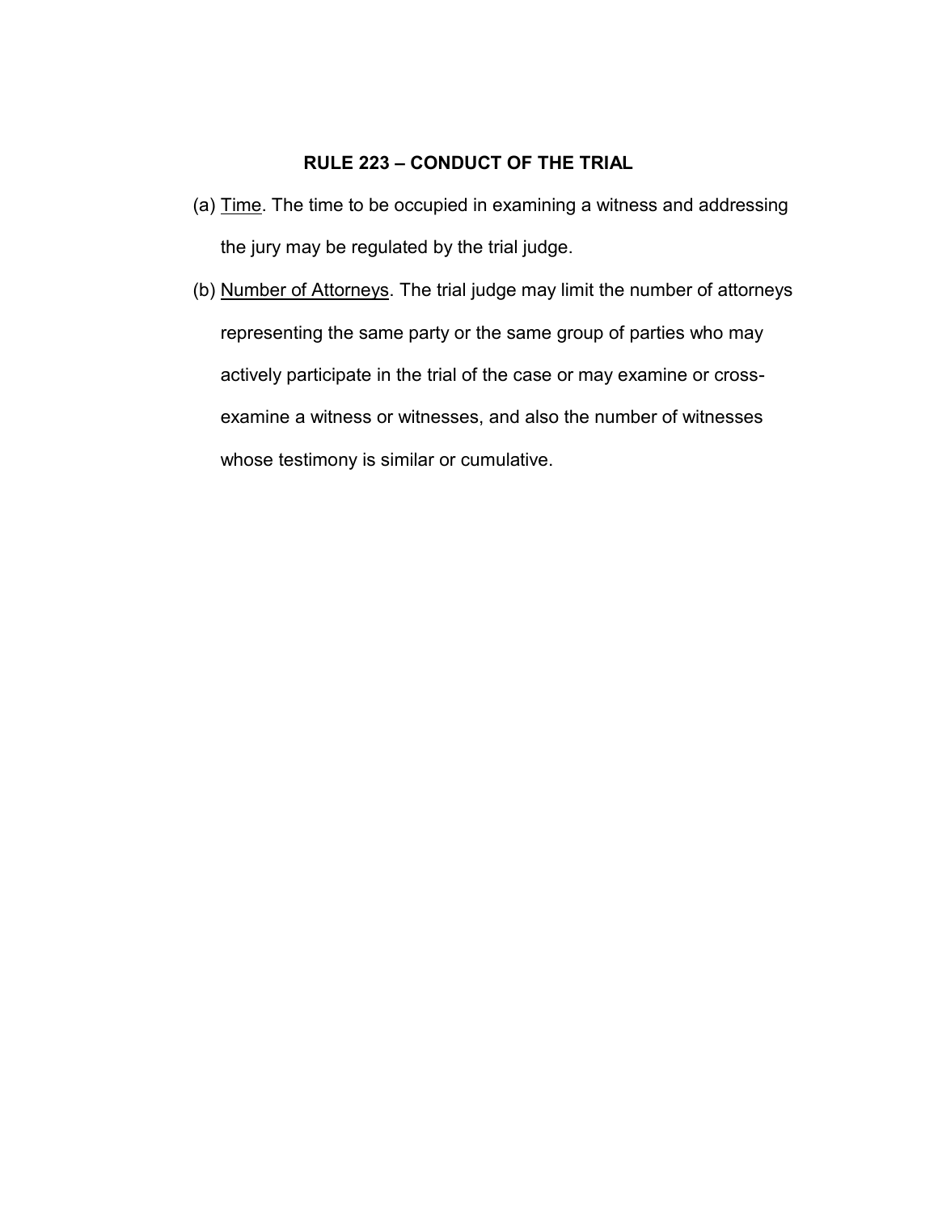## RULE 223 – CONDUCT OF THE TRIAL

(a) Time. The time to be occupied in examining a witness and addressing the jury may be regulated by the trial judge.

(b) Number of Attorneys. The trial judge may limit the number of attorneys representing the same party or the same group of parties who may actively participate in the trial of the case or may examine or cross-examine a witness or witnesses, and also the number of witnesses whose testimony is similar or cumulative.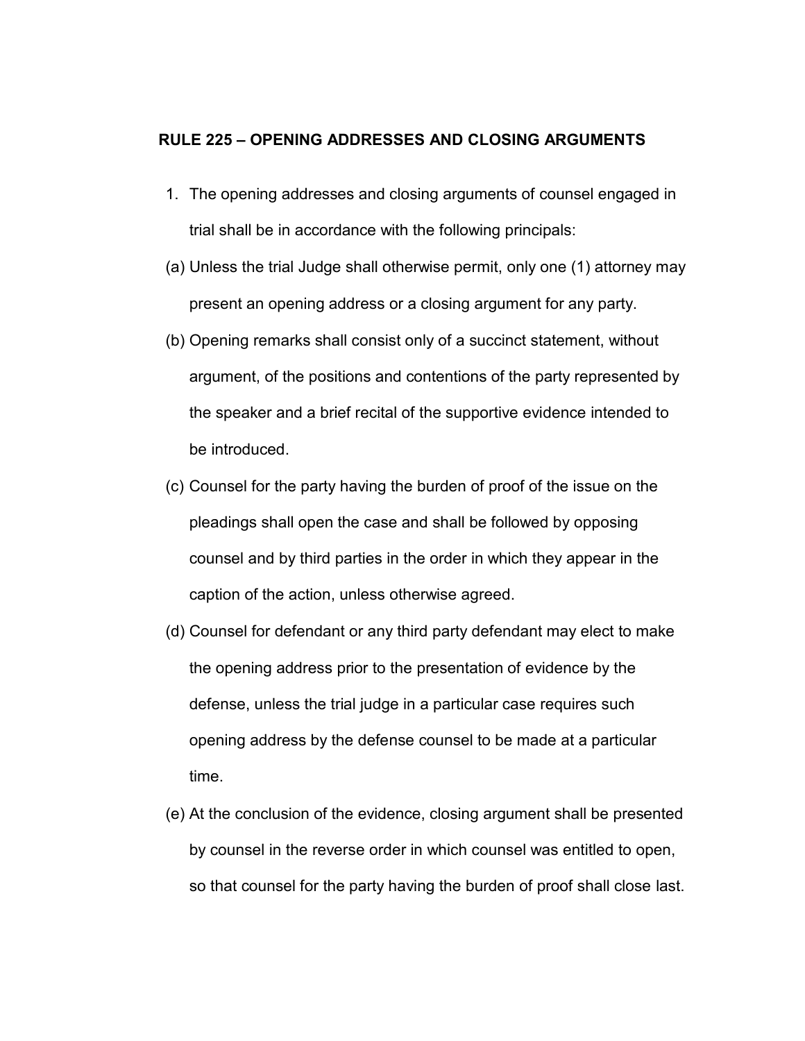## RULE 225 – OPENING ADDRESSES AND CLOSING ARGUMENTS

1. The opening addresses and closing arguments of counsel engaged in trial shall be in accordance with the following principals:

(a) Unless the trial Judge shall otherwise permit, only one (1) attorney may present an opening address or a closing argument for any party.

(b) Opening remarks shall consist only of a succinct statement, without argument, of the positions and contentions of the party represented by the speaker and a brief recital of the supportive evidence intended to be introduced.

(c) Counsel for the party having the burden of proof of the issue on the pleadings shall open the case and shall be followed by opposing counsel and by third parties in the order in which they appear in the caption of the action, unless otherwise agreed.

(d) Counsel for defendant or any third party defendant may elect to make the opening address prior to the presentation of evidence by the defense, unless the trial judge in a particular case requires such opening address by the defense counsel to be made at a particular time.

(e) At the conclusion of the evidence, closing argument shall be presented by counsel in the reverse order in which counsel was entitled to open, so that counsel for the party having the burden of proof shall close last.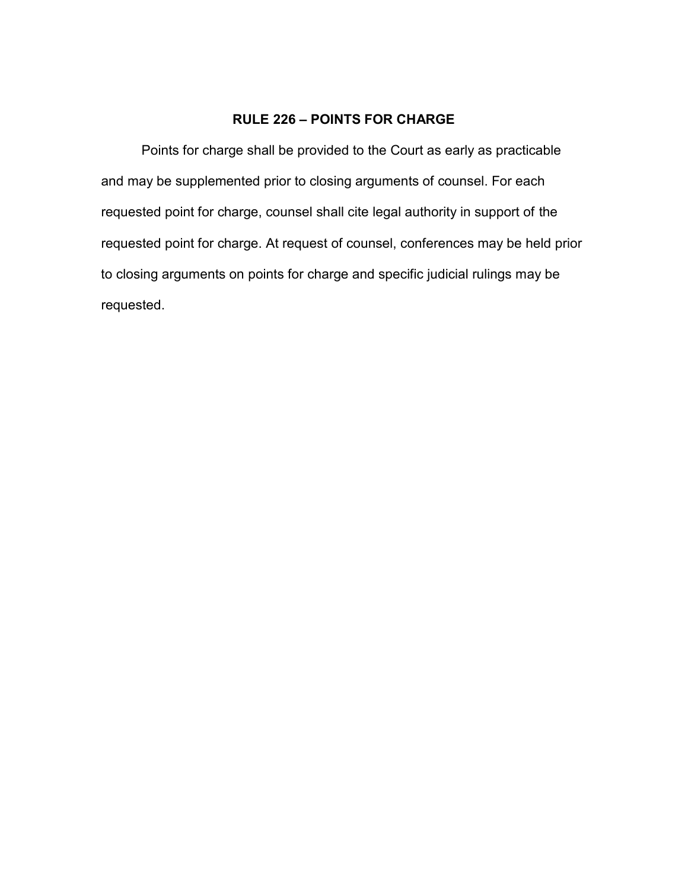## RULE 226 – POINTS FOR CHARGE

Points for charge shall be provided to the Court as early as practicable and may be supplemented prior to closing arguments of counsel. For each requested point for charge, counsel shall cite legal authority in support of the requested point for charge. At request of counsel, conferences may be held prior to closing arguments on points for charge and specific judicial rulings may be requested.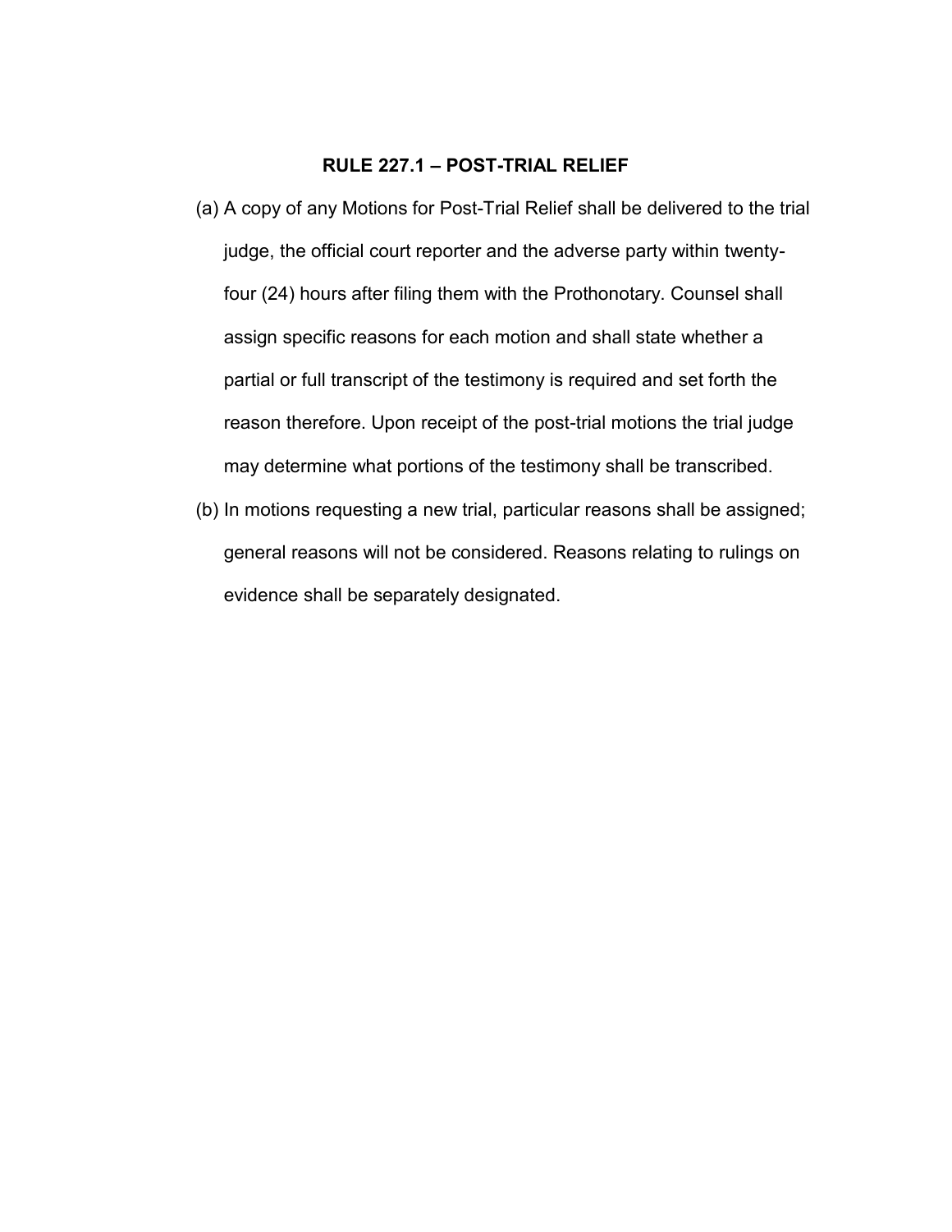# RULE 227.1 – POST-TRIAL RELIEF

(a) A copy of any Motions for Post-Trial Relief shall be delivered to the trial judge, the official court reporter and the adverse party within twenty-four (24) hours after filing them with the Prothonotary. Counsel shall assign specific reasons for each motion and shall state whether a partial or full transcript of the testimony is required and set forth the reason therefore. Upon receipt of the post-trial motions the trial judge may determine what portions of the testimony shall be transcribed.

(b) In motions requesting a new trial, particular reasons shall be assigned; general reasons will not be considered. Reasons relating to rulings on evidence shall be separately designated.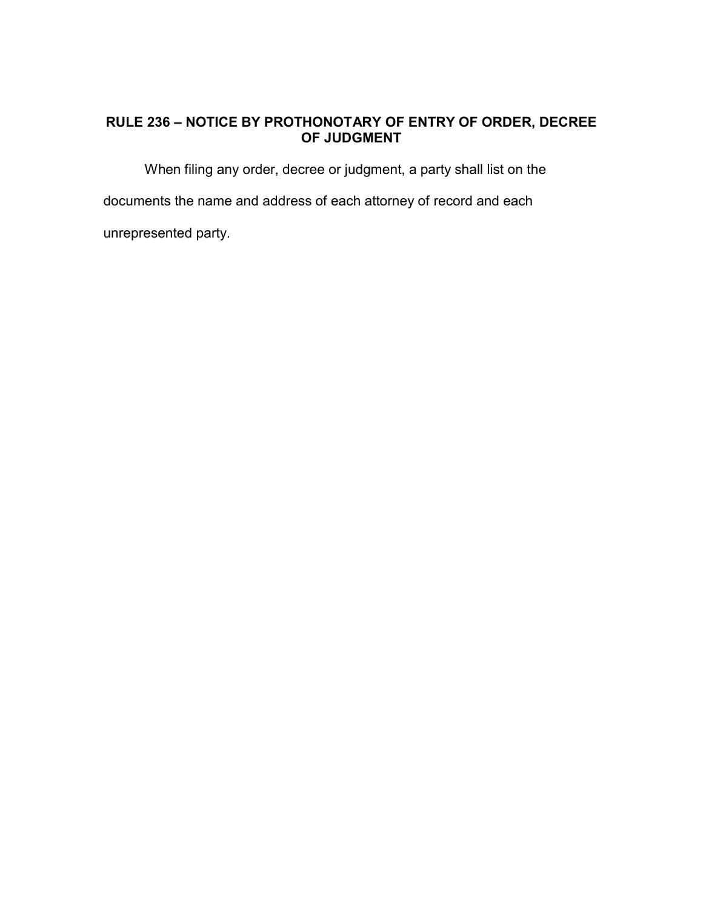## RULE 236 – NOTICE BY PROTHONOTARY OF ENTRY OF ORDER, DECREE OF JUDGMENT

When filing any order, decree or judgment, a party shall list on the documents the name and address of each attorney of record and each unrepresented party.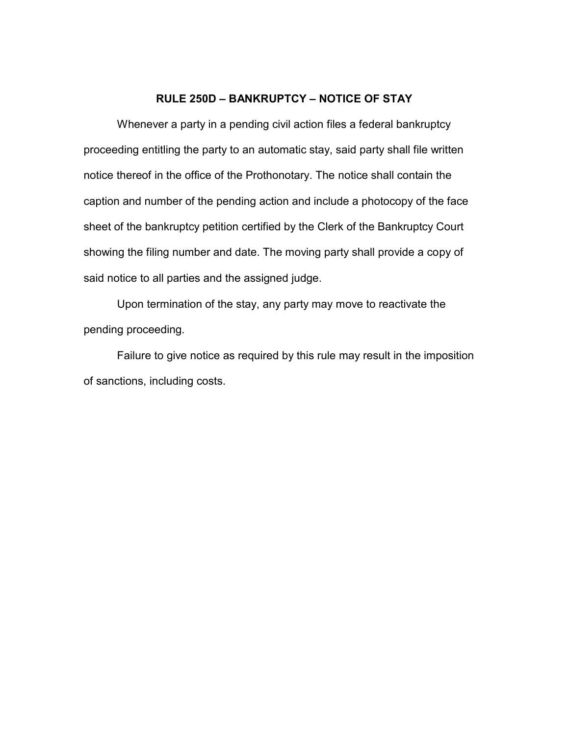## RULE 250D – BANKRUPTCY – NOTICE OF STAY

Whenever a party in a pending civil action files a federal bankruptcy proceeding entitling the party to an automatic stay, said party shall file written notice thereof in the office of the Prothonotary. The notice shall contain the caption and number of the pending action and include a photocopy of the face sheet of the bankruptcy petition certified by the Clerk of the Bankruptcy Court showing the filing number and date. The moving party shall provide a copy of said notice to all parties and the assigned judge.

Upon termination of the stay, any party may move to reactivate the pending proceeding.

Failure to give notice as required by this rule may result in the imposition of sanctions, including costs.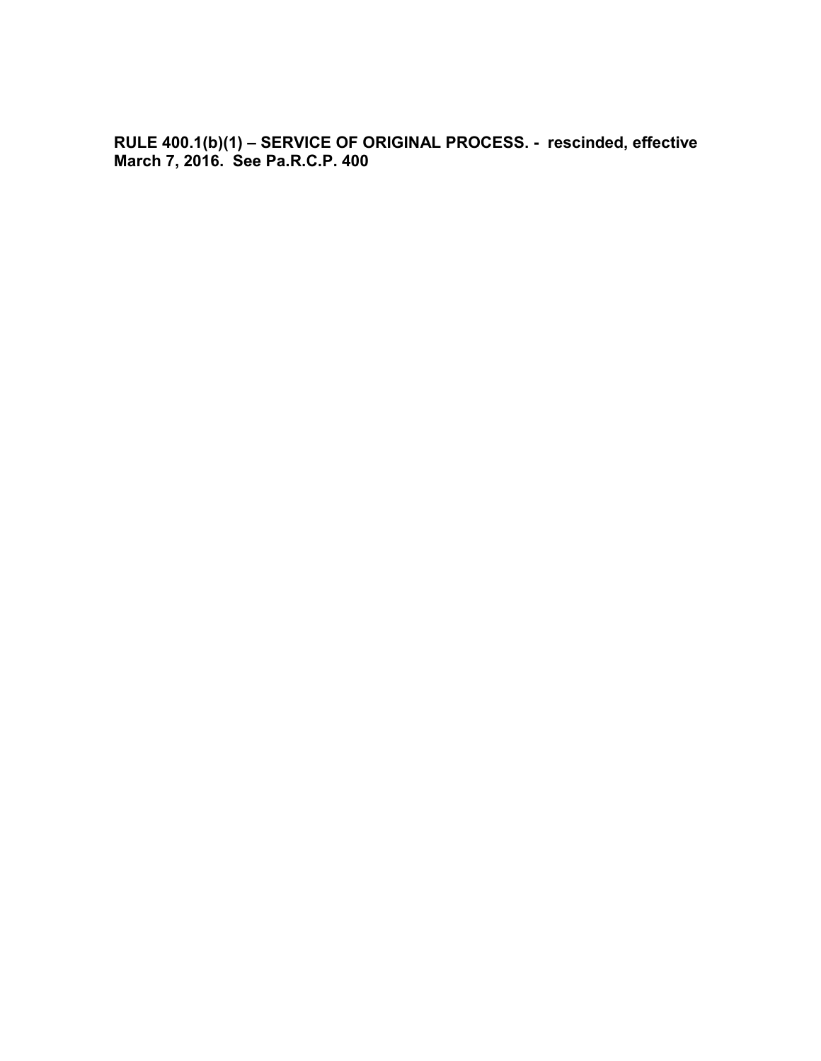**RULE 400.1(b)(1) – SERVICE OF ORIGINAL PROCESS. - rescinded, effective March 7, 2016. See Pa.R.C.P. 400**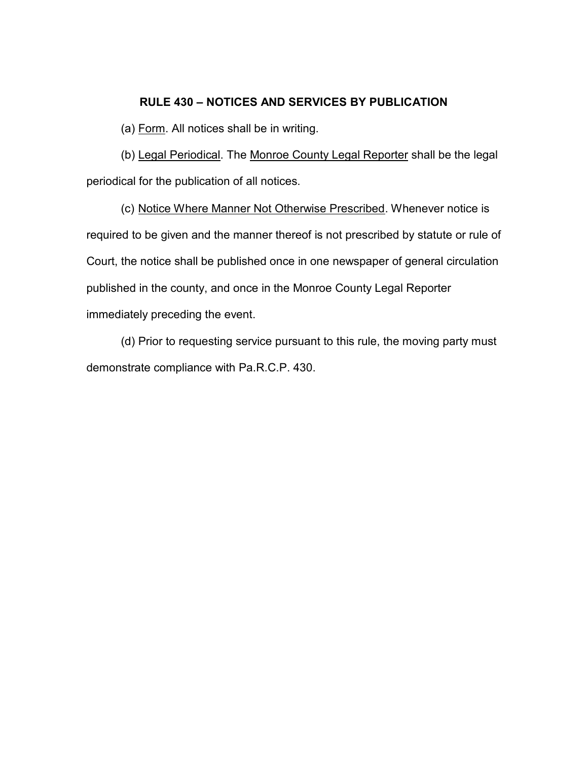## RULE 430 – NOTICES AND SERVICES BY PUBLICATION

(a) Form. All notices shall be in writing.

(b) Legal Periodical. The Monroe County Legal Reporter shall be the legal periodical for the publication of all notices.

(c) Notice Where Manner Not Otherwise Prescribed. Whenever notice is required to be given and the manner thereof is not prescribed by statute or rule of Court, the notice shall be published once in one newspaper of general circulation published in the county, and once in the Monroe County Legal Reporter immediately preceding the event.

(d) Prior to requesting service pursuant to this rule, the moving party must demonstrate compliance with Pa.R.C.P. 430.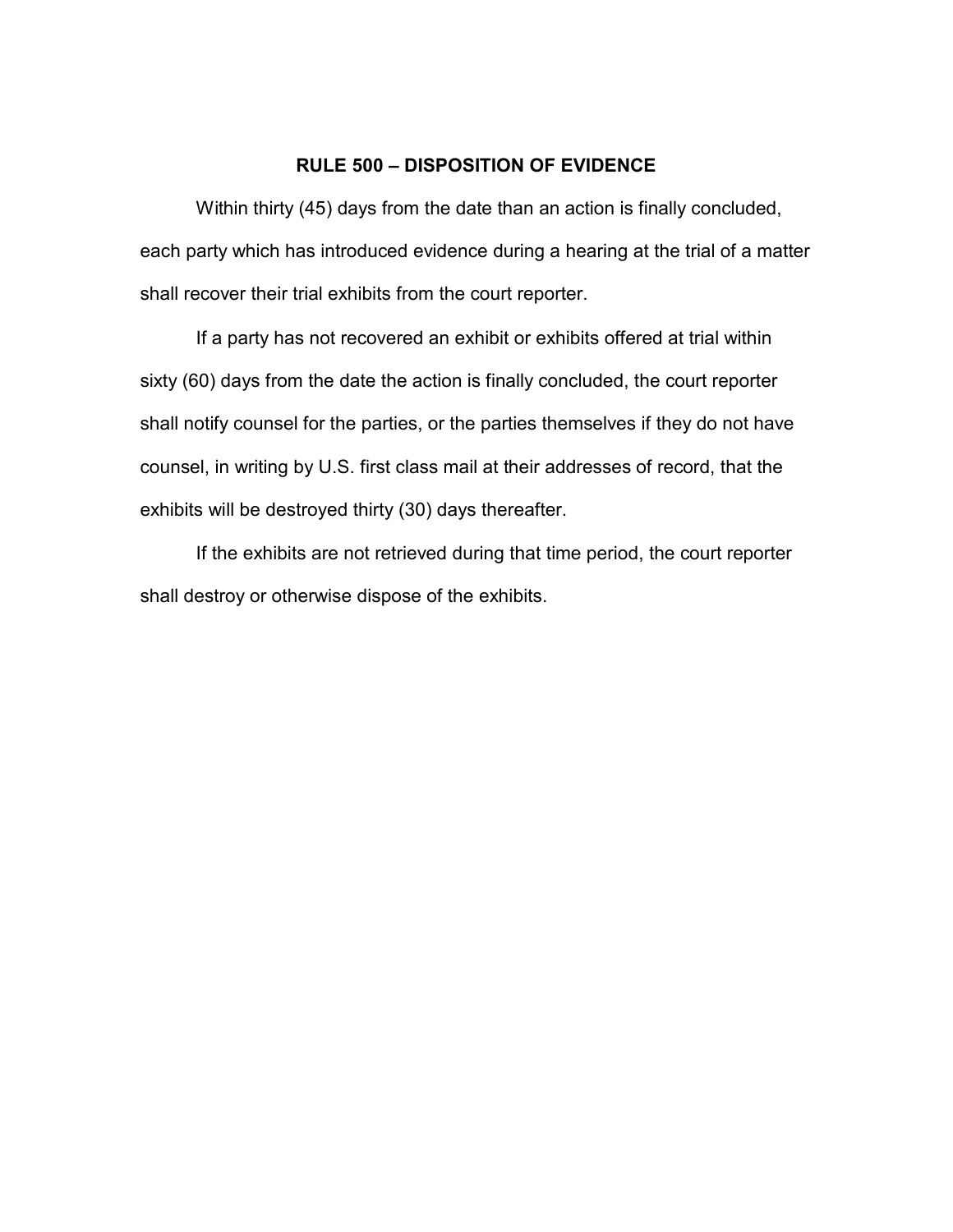## RULE 500 – DISPOSITION OF EVIDENCE

Within thirty (45) days from the date than an action is finally concluded, each party which has introduced evidence during a hearing at the trial of a matter shall recover their trial exhibits from the court reporter.

If a party has not recovered an exhibit or exhibits offered at trial within sixty (60) days from the date the action is finally concluded, the court reporter shall notify counsel for the parties, or the parties themselves if they do not have counsel, in writing by U.S. first class mail at their addresses of record, that the exhibits will be destroyed thirty (30) days thereafter.

If the exhibits are not retrieved during that time period, the court reporter shall destroy or otherwise dispose of the exhibits.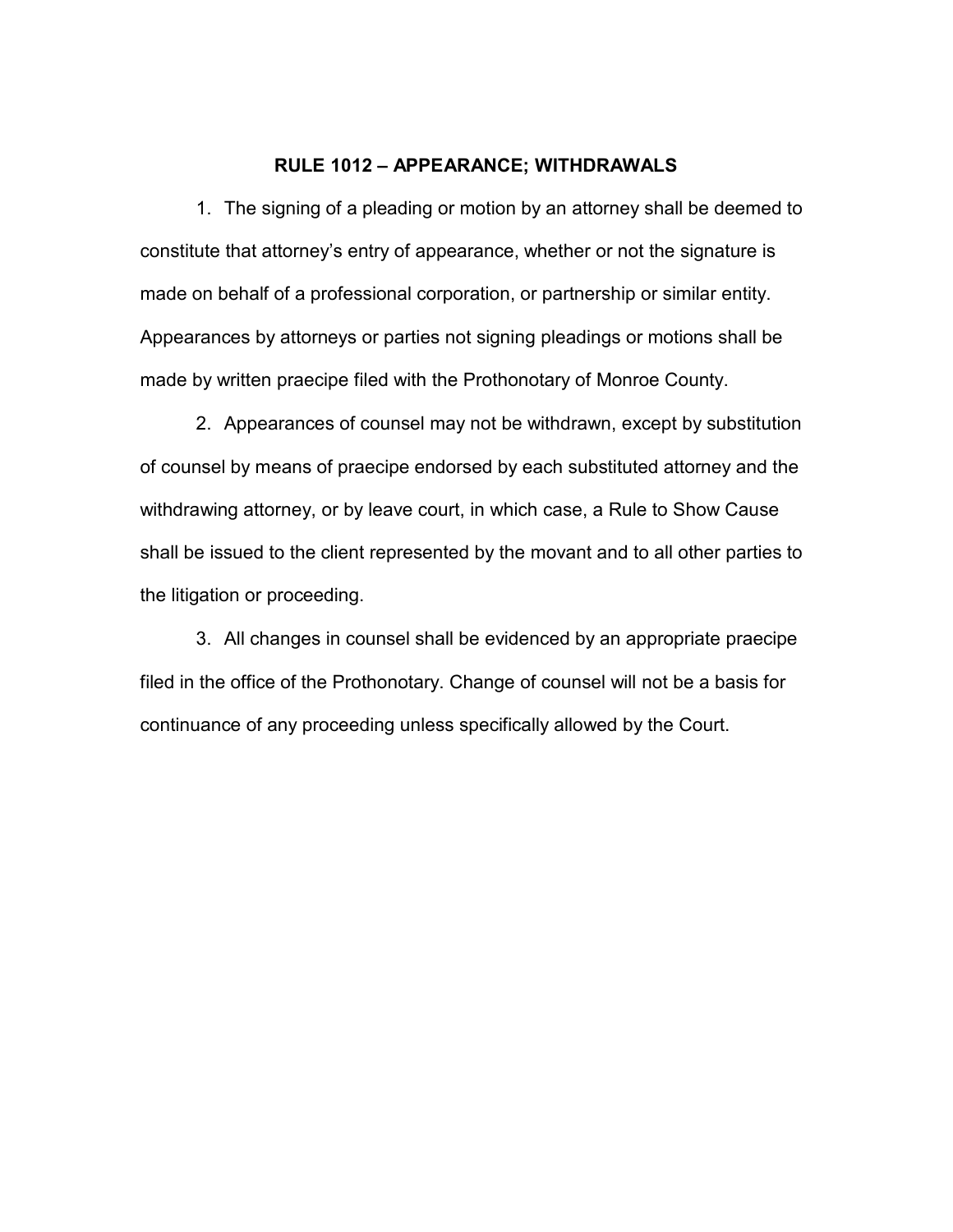## RULE 1012 – APPEARANCE; WITHDRAWALS

1. The signing of a pleading or motion by an attorney shall be deemed to constitute that attorney's entry of appearance, whether or not the signature is made on behalf of a professional corporation, or partnership or similar entity. Appearances by attorneys or parties not signing pleadings or motions shall be made by written praecipe filed with the Prothonotary of Monroe County.

2. Appearances of counsel may not be withdrawn, except by substitution of counsel by means of praecipe endorsed by each substituted attorney and the withdrawing attorney, or by leave court, in which case, a Rule to Show Cause shall be issued to the client represented by the movant and to all other parties to the litigation or proceeding.

3. All changes in counsel shall be evidenced by an appropriate praecipe filed in the office of the Prothonotary. Change of counsel will not be a basis for continuance of any proceeding unless specifically allowed by the Court.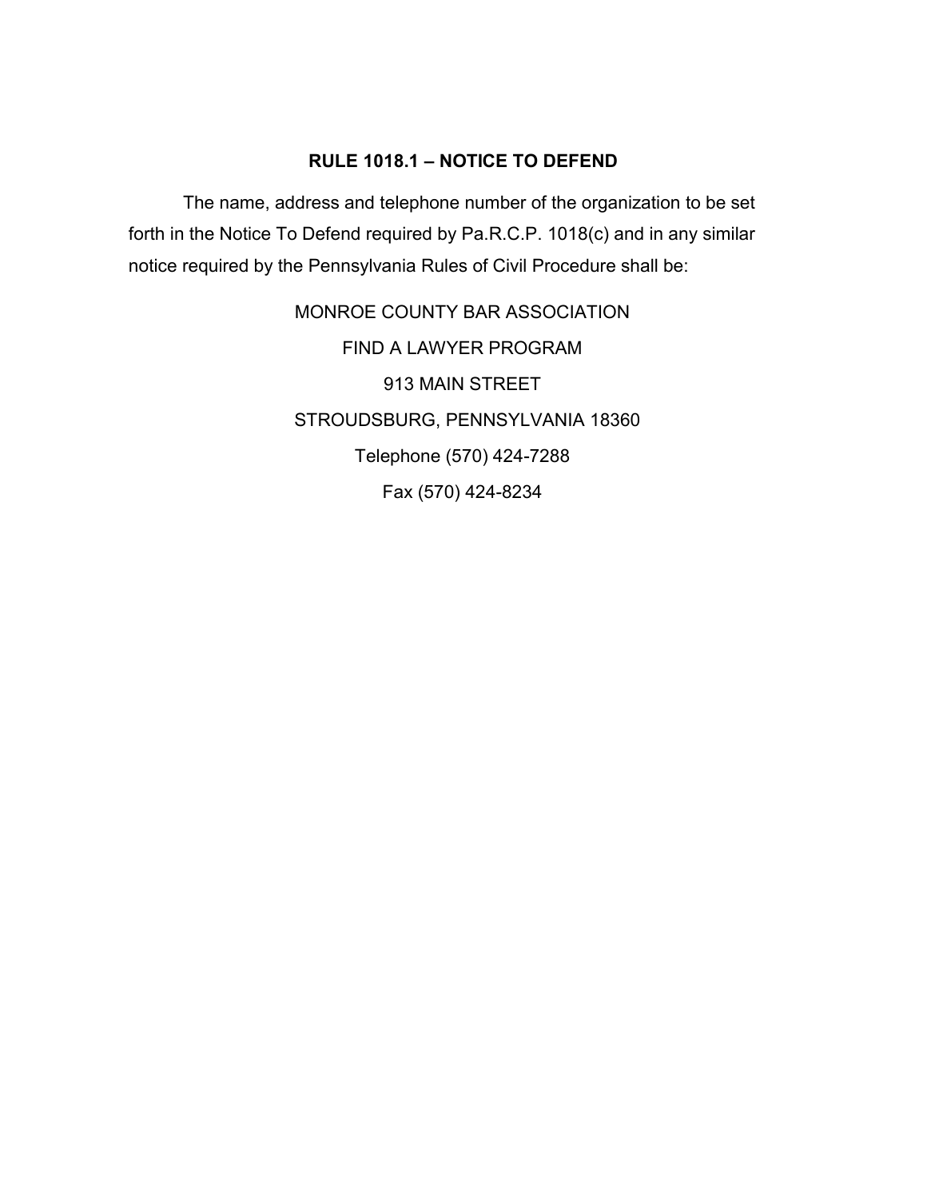## RULE 1018.1 – NOTICE TO DEFEND

The name, address and telephone number of the organization to be set forth in the Notice To Defend required by Pa.R.C.P. 1018(c) and in any similar notice required by the Pennsylvania Rules of Civil Procedure shall be:

MONROE COUNTY BAR ASSOCIATION
FIND A LAWYER PROGRAM
913 MAIN STREET
STROUDSBURG, PENNSYLVANIA 18360
Telephone (570) 424-7288
Fax (570) 424-8234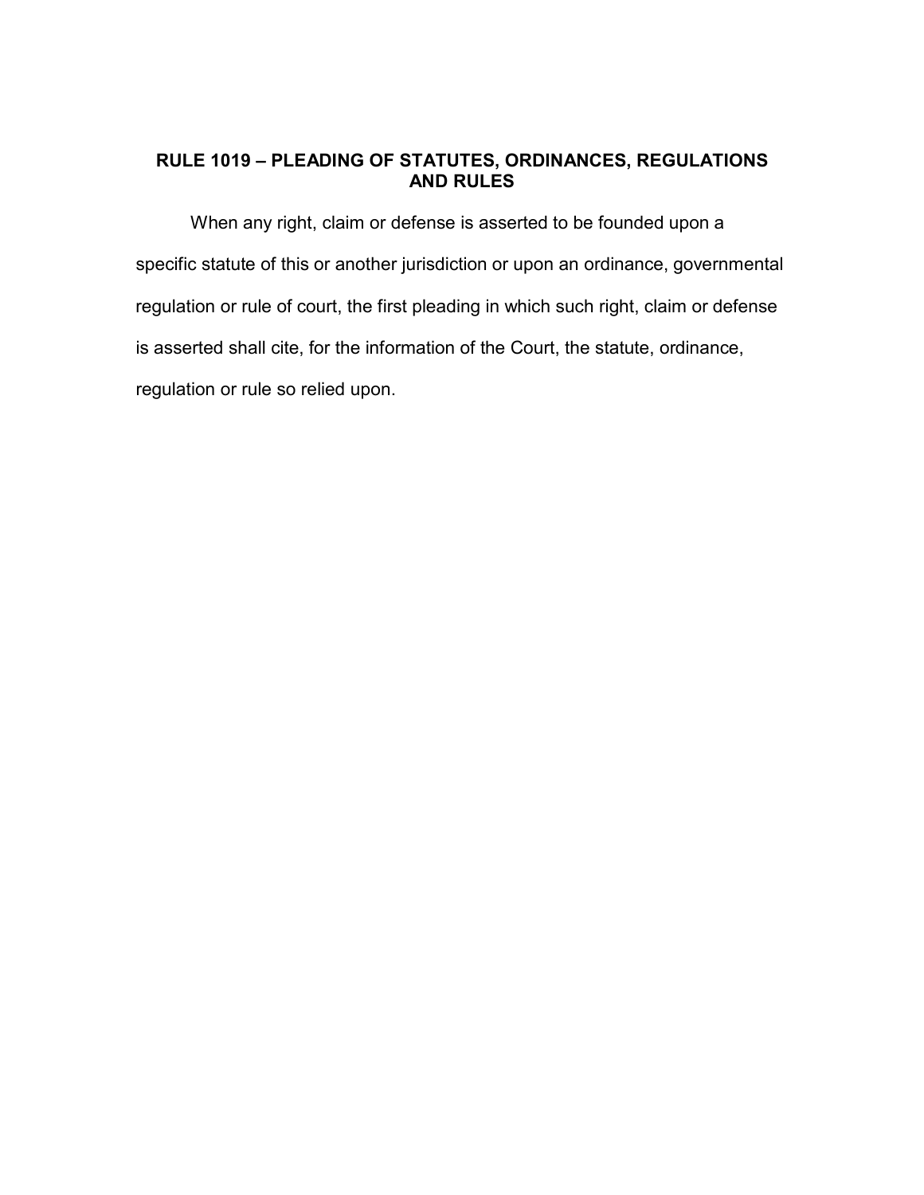## RULE 1019 – PLEADING OF STATUTES, ORDINANCES, REGULATIONS AND RULES

When any right, claim or defense is asserted to be founded upon a specific statute of this or another jurisdiction or upon an ordinance, governmental regulation or rule of court, the first pleading in which such right, claim or defense is asserted shall cite, for the information of the Court, the statute, ordinance, regulation or rule so relied upon.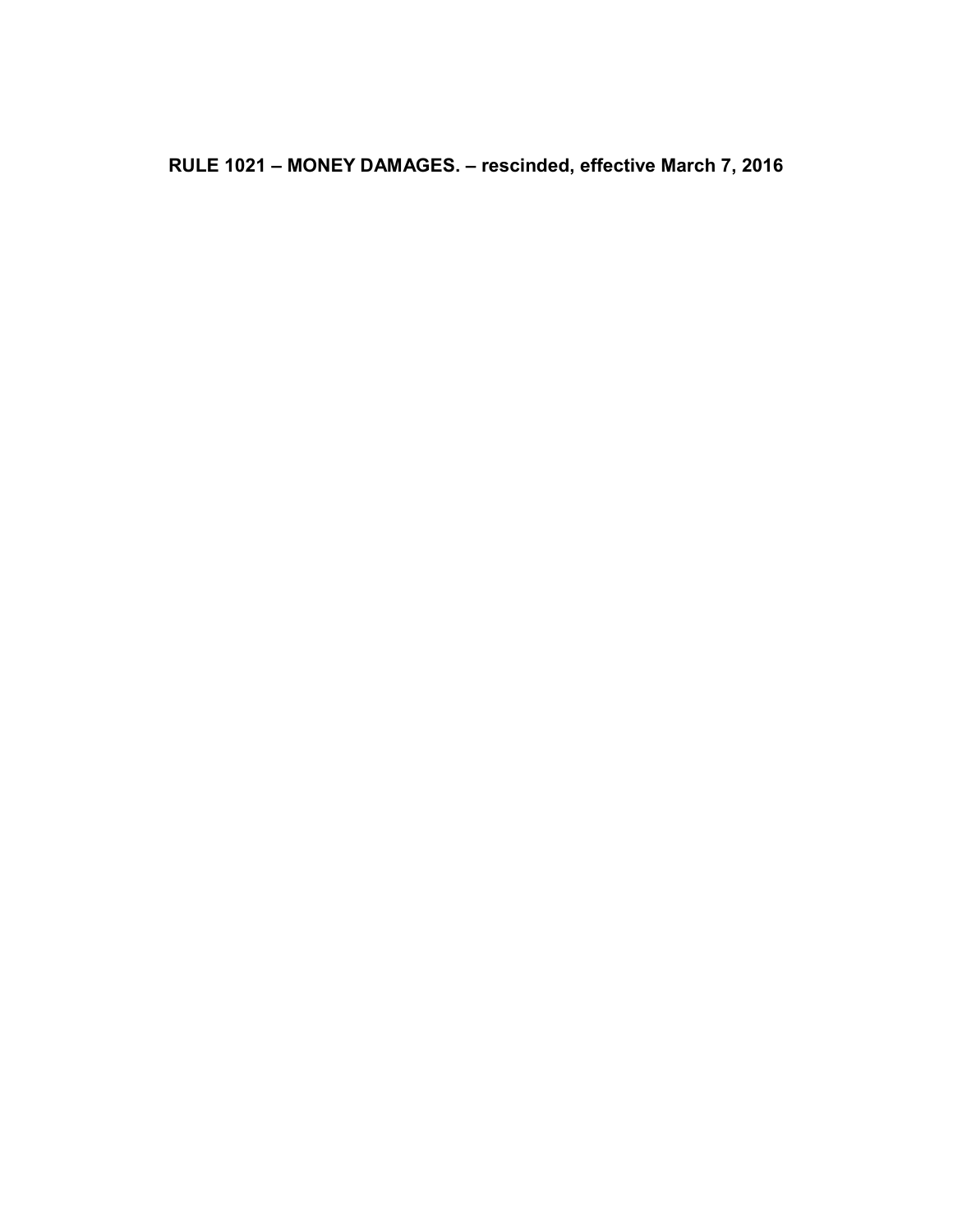**RULE 1021 – MONEY DAMAGES. – rescinded, effective March 7, 2016**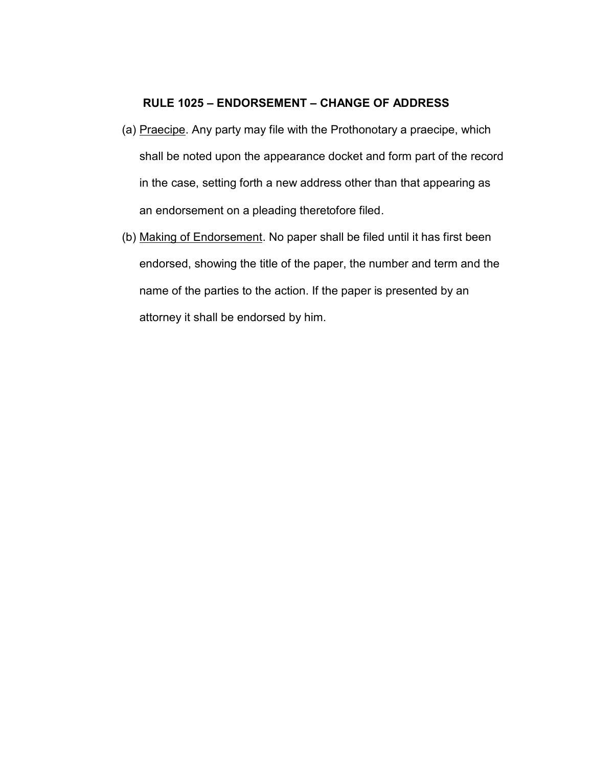## RULE 1025 – ENDORSEMENT – CHANGE OF ADDRESS

(a) Praecipe. Any party may file with the Prothonotary a praecipe, which shall be noted upon the appearance docket and form part of the record in the case, setting forth a new address other than that appearing as an endorsement on a pleading theretofore filed.

(b) Making of Endorsement. No paper shall be filed until it has first been endorsed, showing the title of the paper, the number and term and the name of the parties to the action. If the paper is presented by an attorney it shall be endorsed by him.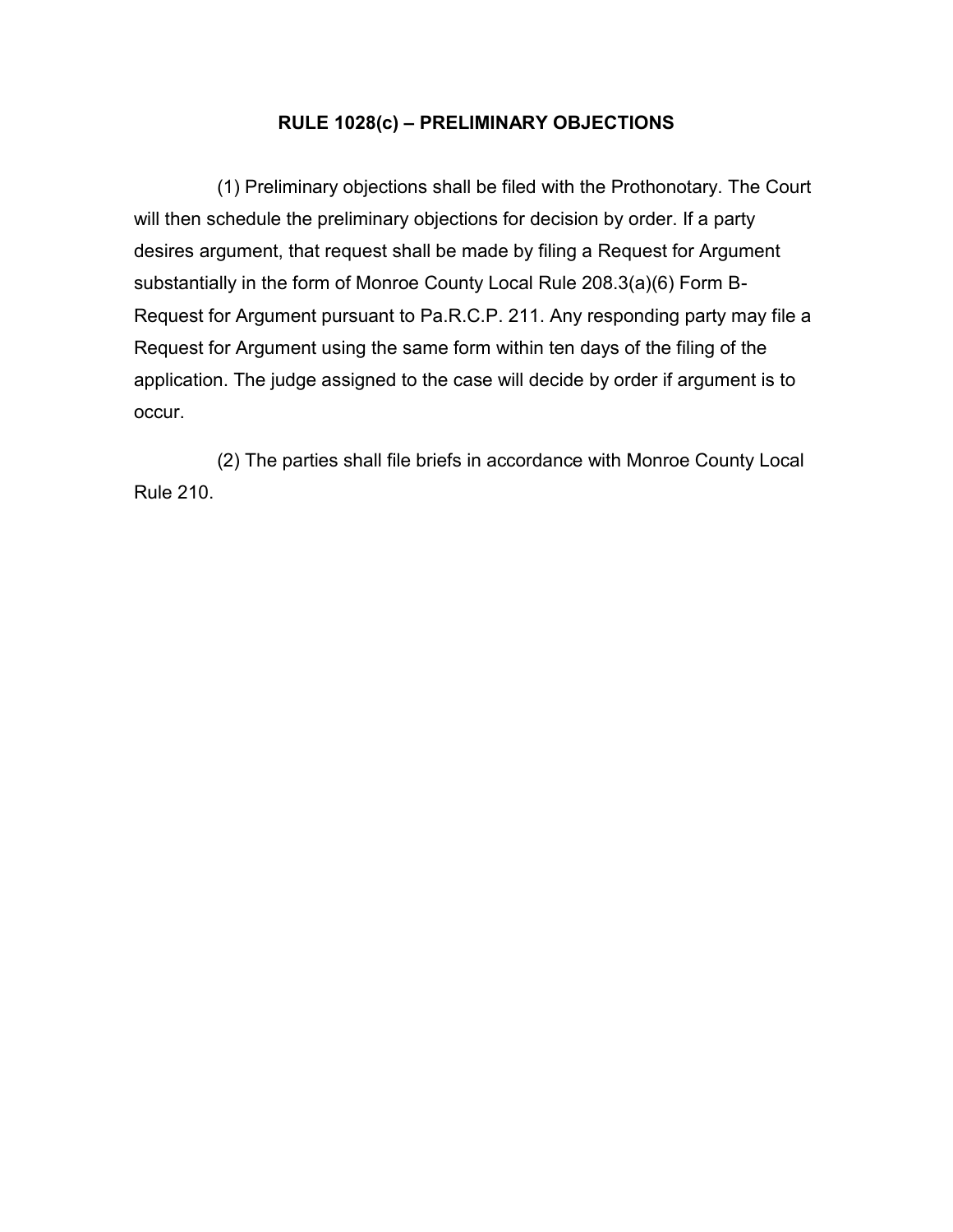# RULE 1028(c) – PRELIMINARY OBJECTIONS

(1) Preliminary objections shall be filed with the Prothonotary. The Court will then schedule the preliminary objections for decision by order. If a party desires argument, that request shall be made by filing a Request for Argument substantially in the form of Monroe County Local Rule 208.3(a)(6) Form B-Request for Argument pursuant to Pa.R.C.P. 211. Any responding party may file a Request for Argument using the same form within ten days of the filing of the application. The judge assigned to the case will decide by order if argument is to occur.

(2) The parties shall file briefs in accordance with Monroe County Local Rule 210.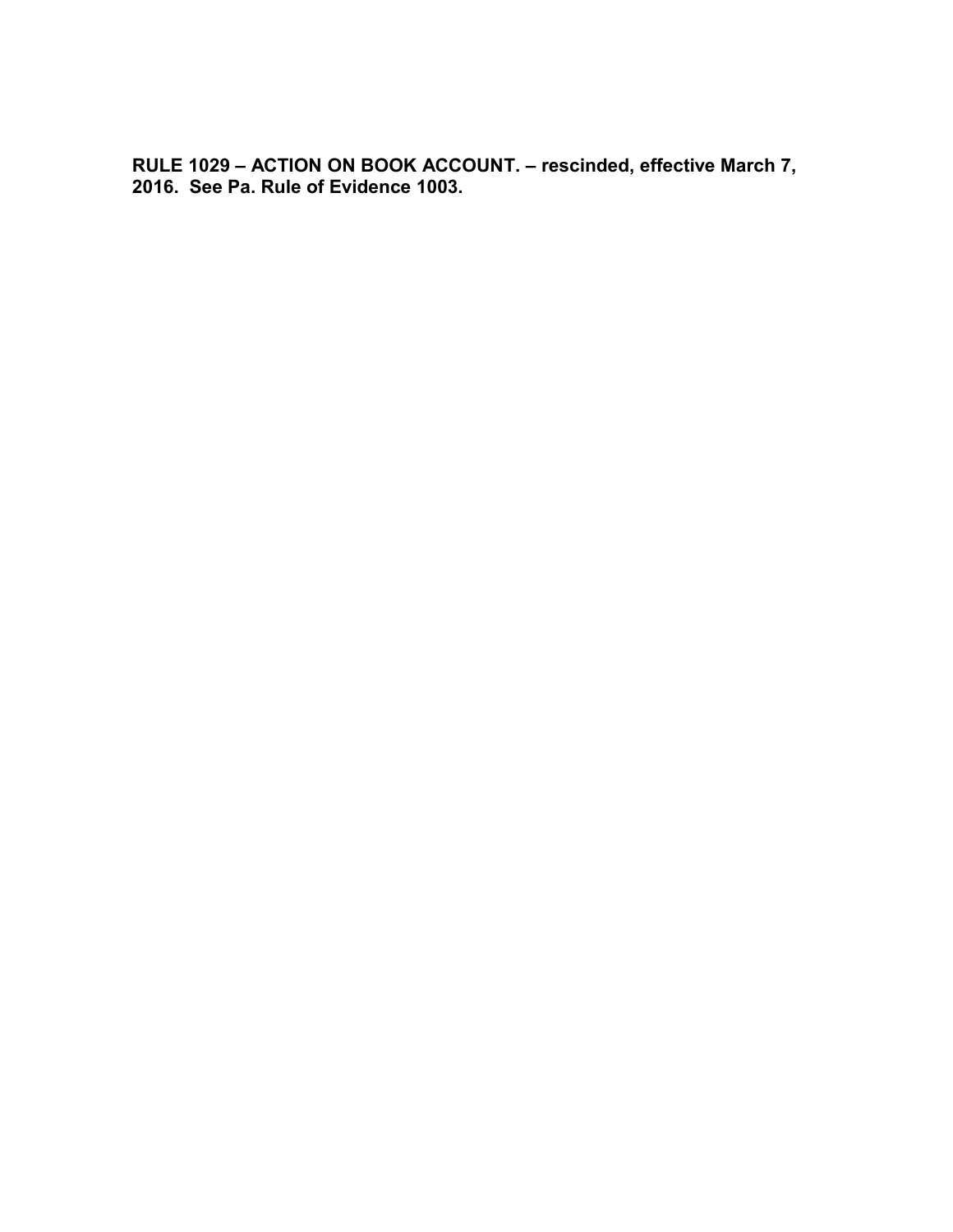**RULE 1029 – ACTION ON BOOK ACCOUNT. – rescinded, effective March 7, 2016. See Pa. Rule of Evidence 1003.**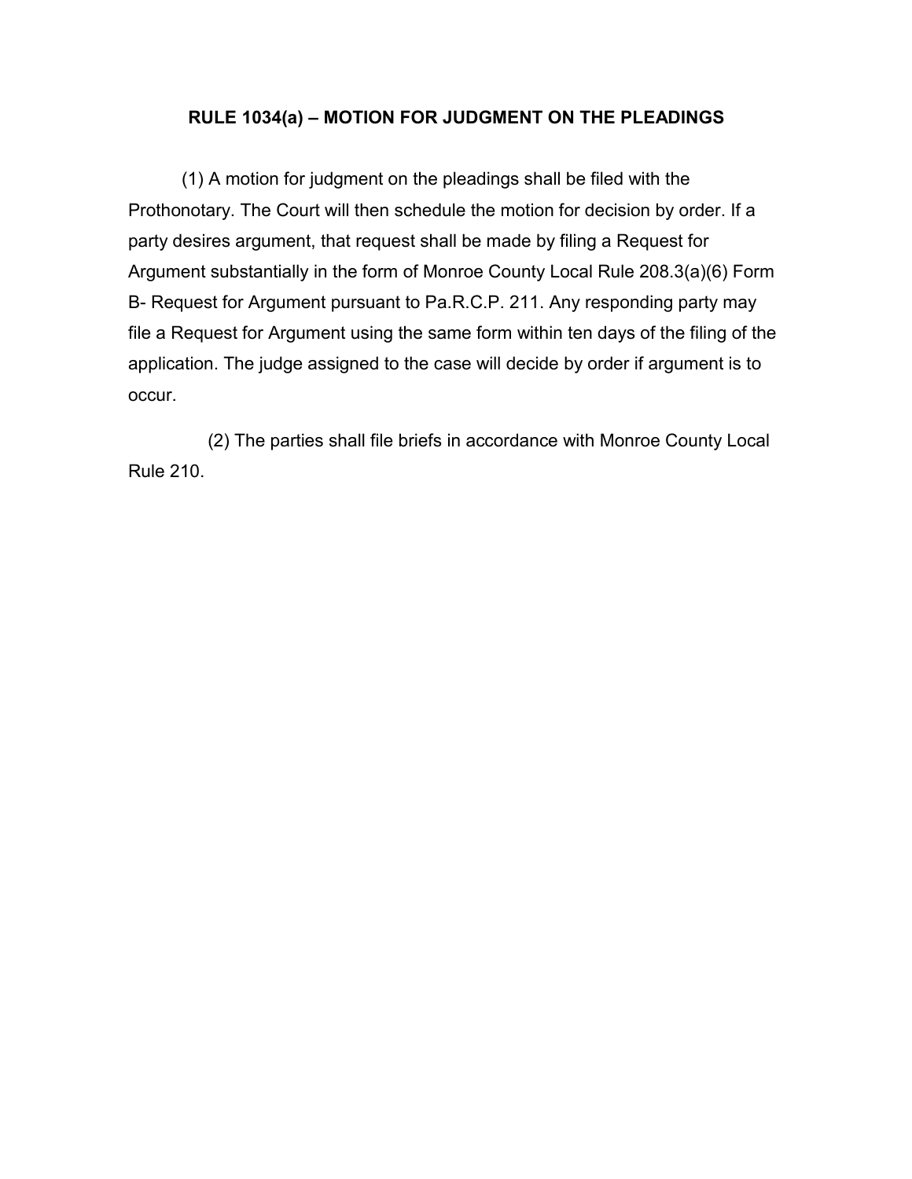**RULE 1034(a) – MOTION FOR JUDGMENT ON THE PLEADINGS**

(1) A motion for judgment on the pleadings shall be filed with the Prothonotary. The Court will then schedule the motion for decision by order. If a party desires argument, that request shall be made by filing a Request for Argument substantially in the form of Monroe County Local Rule 208.3(a)(6) Form B- Request for Argument pursuant to Pa.R.C.P. 211. Any responding party may file a Request for Argument using the same form within ten days of the filing of the application. The judge assigned to the case will decide by order if argument is to occur.

(2) The parties shall file briefs in accordance with Monroe County Local Rule 210.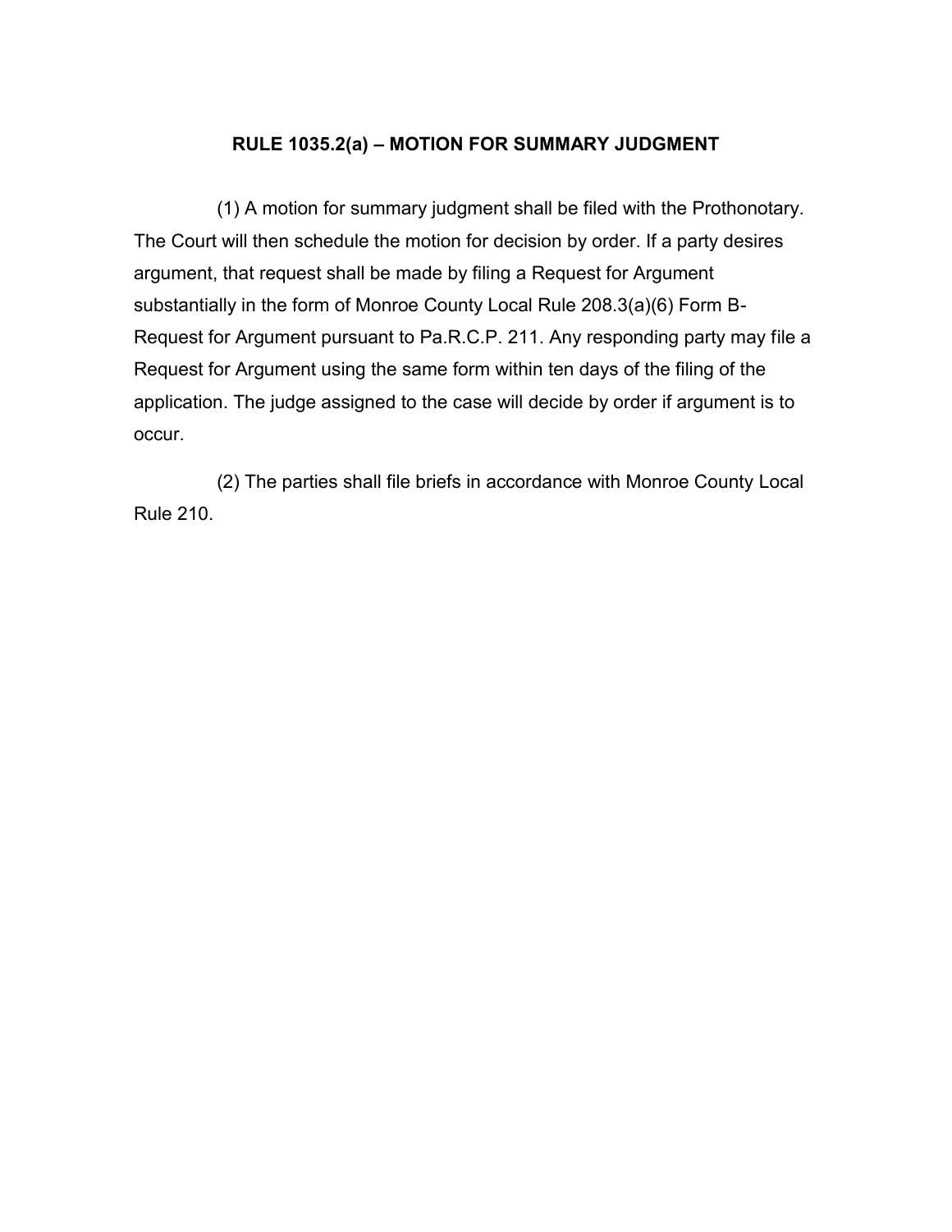## RULE 1035.2(a) – MOTION FOR SUMMARY JUDGMENT

(1) A motion for summary judgment shall be filed with the Prothonotary. The Court will then schedule the motion for decision by order. If a party desires argument, that request shall be made by filing a Request for Argument substantially in the form of Monroe County Local Rule 208.3(a)(6) Form B-Request for Argument pursuant to Pa.R.C.P. 211. Any responding party may file a Request for Argument using the same form within ten days of the filing of the application. The judge assigned to the case will decide by order if argument is to occur.

(2) The parties shall file briefs in accordance with Monroe County Local Rule 210.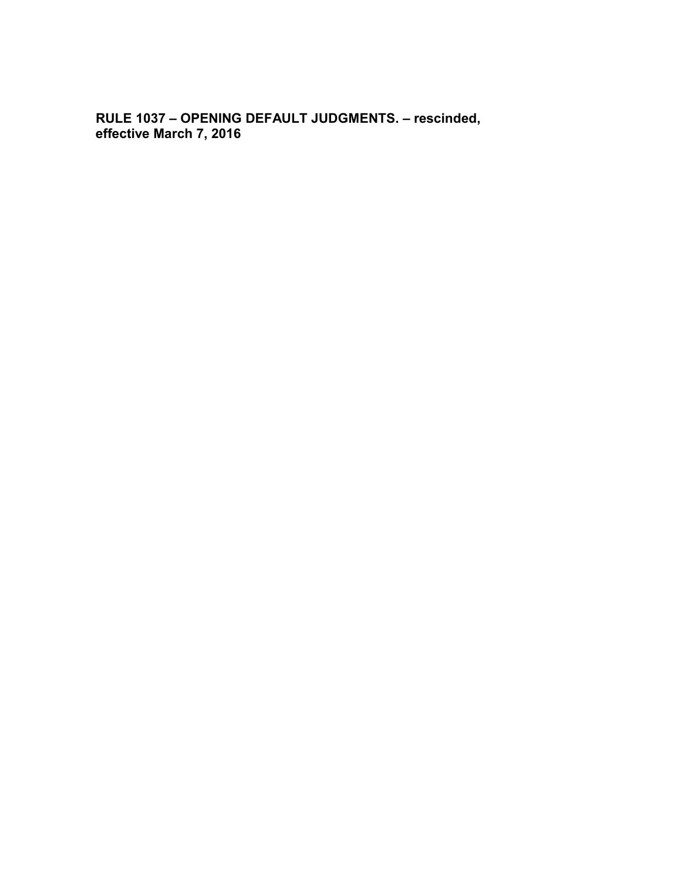**RULE 1037 – OPENING DEFAULT JUDGMENTS. – rescinded, effective March 7, 2016**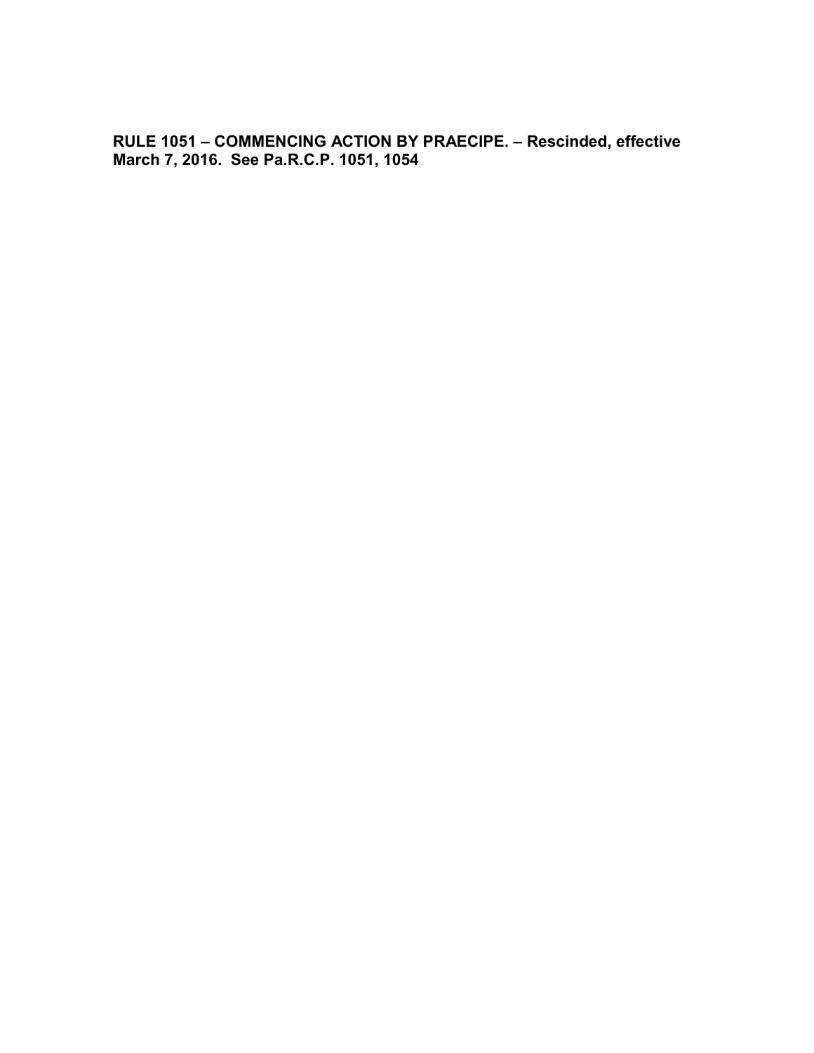**RULE 1051 – COMMENCING ACTION BY PRAECIPE. – Rescinded, effective March 7, 2016. See Pa.R.C.P. 1051, 1054**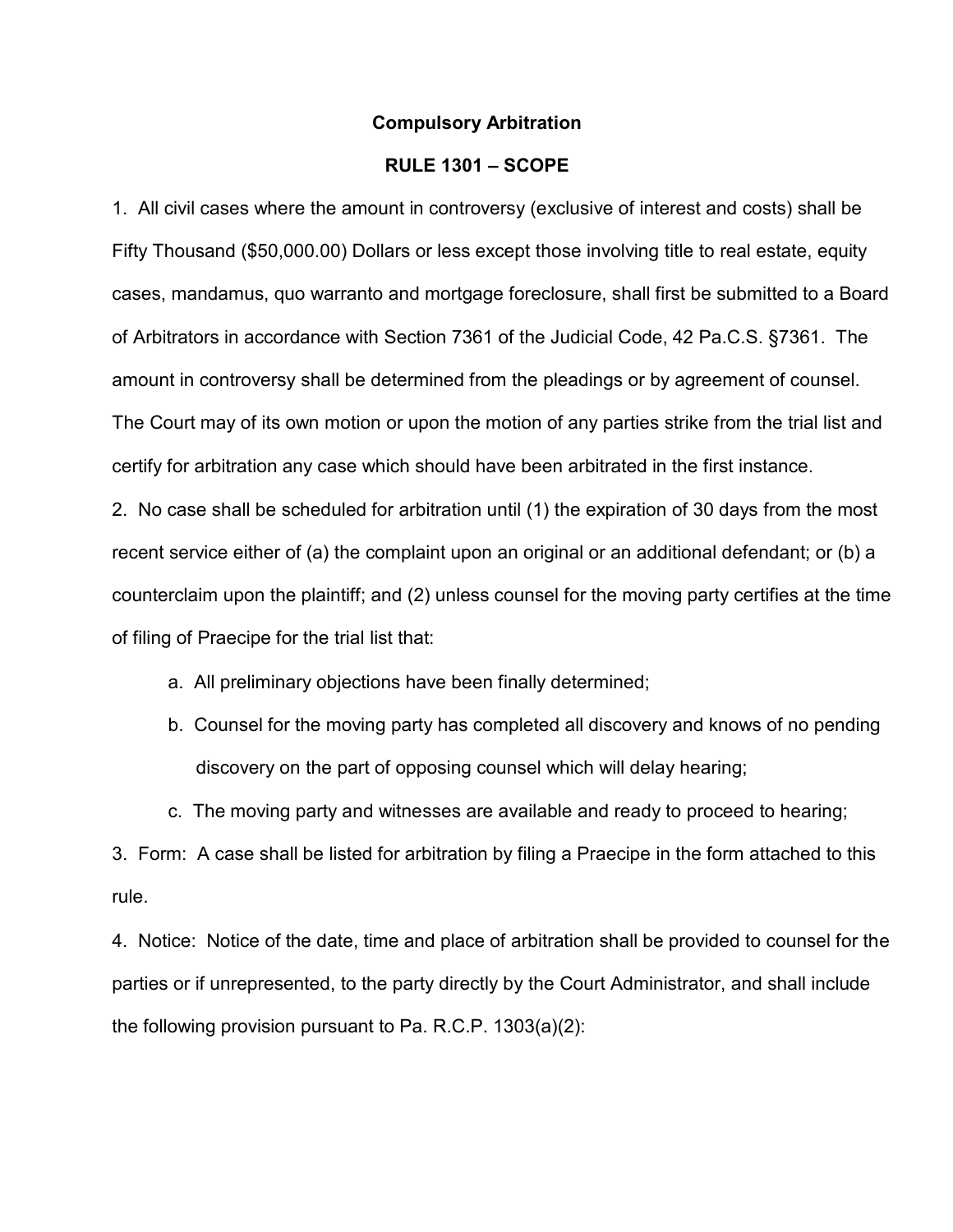**Compulsory Arbitration**

**RULE 1301 – SCOPE**

1. All civil cases where the amount in controversy (exclusive of interest and costs) shall be Fifty Thousand ($50,000.00) Dollars or less except those involving title to real estate, equity cases, mandamus, quo warranto and mortgage foreclosure, shall first be submitted to a Board of Arbitrators in accordance with Section 7361 of the Judicial Code, 42 Pa.C.S. §7361. The amount in controversy shall be determined from the pleadings or by agreement of counsel. The Court may of its own motion or upon the motion of any parties strike from the trial list and certify for arbitration any case which should have been arbitrated in the first instance.

2. No case shall be scheduled for arbitration until (1) the expiration of 30 days from the most recent service either of (a) the complaint upon an original or an additional defendant; or (b) a counterclaim upon the plaintiff; and (2) unless counsel for the moving party certifies at the time of filing of Praecipe for the trial list that:

   a. All preliminary objections have been finally determined;

   b. Counsel for the moving party has completed all discovery and knows of no pending discovery on the part of opposing counsel which will delay hearing;

   c. The moving party and witnesses are available and ready to proceed to hearing;

3. Form: A case shall be listed for arbitration by filing a Praecipe in the form attached to this rule.

4. Notice: Notice of the date, time and place of arbitration shall be provided to counsel for the parties or if unrepresented, to the party directly by the Court Administrator, and shall include the following provision pursuant to Pa. R.C.P. 1303(a)(2):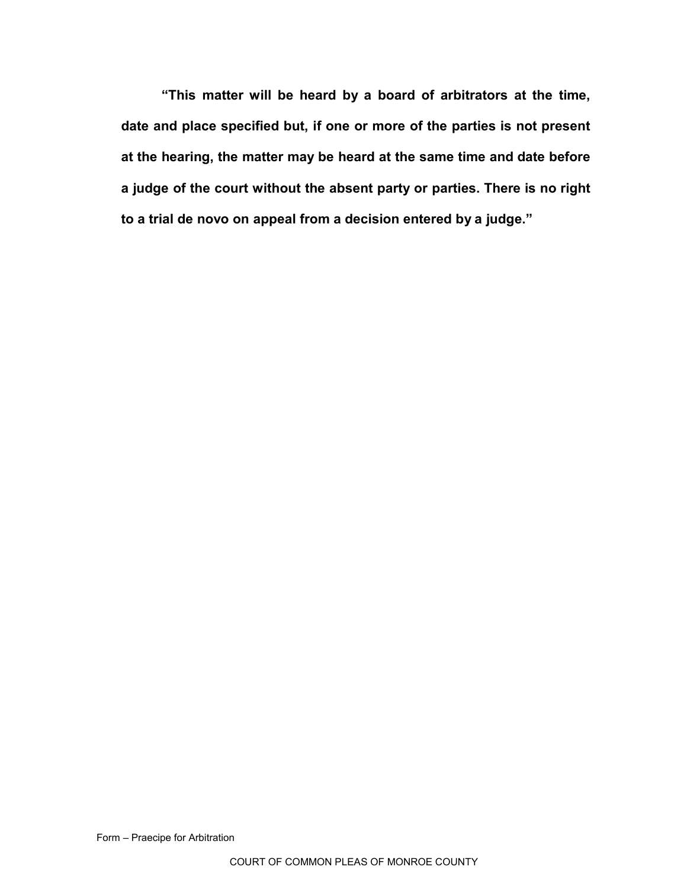**“This matter will be heard by a board of arbitrators at the time, date and place specified but, if one or more of the parties is not present at the hearing, the matter may be heard at the same time and date before a judge of the court without the absent party or parties. There is no right to a trial de novo on appeal from a decision entered by a judge.”**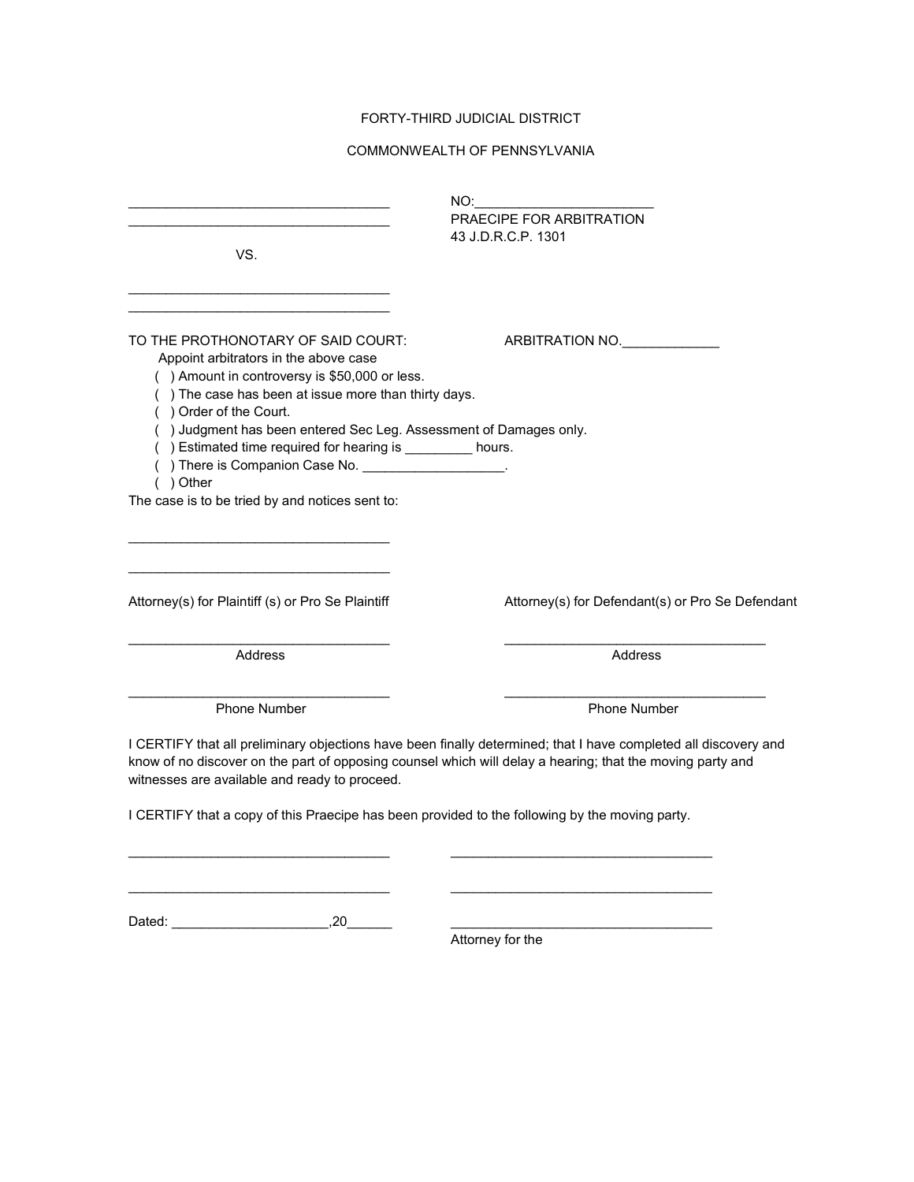FORTY-THIRD JUDICIAL DISTRICT

COMMONWEALTH OF PENNSYLVANIA

___________________________________ NO:________________________

___________________________________ PRAECIPE FOR ARBITRATION

43 J.D.R.C.P. 1301

VS.

___________________________________

___________________________________

TO THE PROTHONOTARY OF SAID COURT: ARBITRATION NO.____________

Appoint arbitrators in the above case

( ) Amount in controversy is $50,000 or less.

( ) The case has been at issue more than thirty days.

( ) Order of the Court.

( ) Judgment has been entered Sec Leg. Assessment of Damages only.

( ) Estimated time required for hearing is _________ hours.

( ) There is Companion Case No. ___________________.

( ) Other

The case is to be tried by and notices sent to:

___________________________________

___________________________________

Attorney(s) for Plaintiff (s) or Pro Se Plaintiff

___________________________________
Address

___________________________________
Phone Number

Attorney(s) for Defendant(s) or Pro Se Defendant

___________________________________
Address

___________________________________
Phone Number

I CERTIFY that all preliminary objections have been finally determined; that I have completed all discovery and know of no discover on the part of opposing counsel which will delay a hearing; that the moving party and witnesses are available and ready to proceed.

I CERTIFY that a copy of this Praecipe has been provided to the following by the moving party.

___________________________________ ___________________________________

___________________________________ ___________________________________

Dated: ____________________,20______ ___________________________________

Attorney for the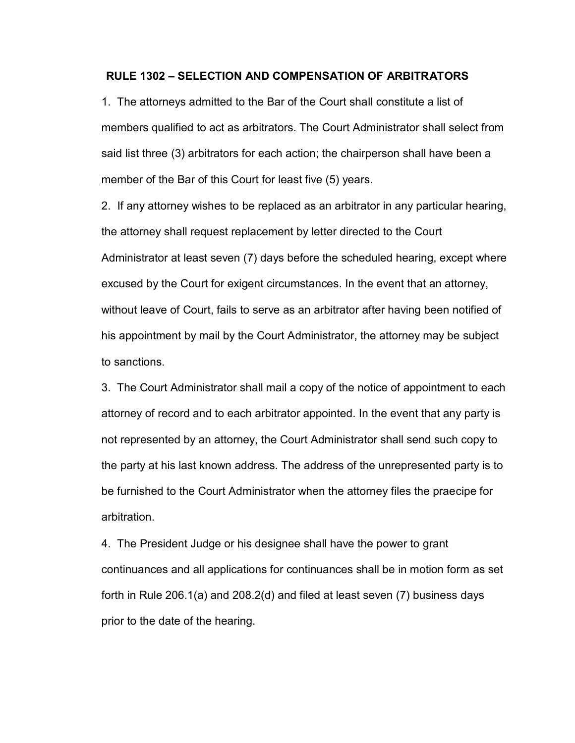## RULE 1302 – SELECTION AND COMPENSATION OF ARBITRATORS

1. The attorneys admitted to the Bar of the Court shall constitute a list of members qualified to act as arbitrators. The Court Administrator shall select from said list three (3) arbitrators for each action; the chairperson shall have been a member of the Bar of this Court for least five (5) years.

2. If any attorney wishes to be replaced as an arbitrator in any particular hearing, the attorney shall request replacement by letter directed to the Court Administrator at least seven (7) days before the scheduled hearing, except where excused by the Court for exigent circumstances. In the event that an attorney, without leave of Court, fails to serve as an arbitrator after having been notified of his appointment by mail by the Court Administrator, the attorney may be subject to sanctions.

3. The Court Administrator shall mail a copy of the notice of appointment to each attorney of record and to each arbitrator appointed. In the event that any party is not represented by an attorney, the Court Administrator shall send such copy to the party at his last known address. The address of the unrepresented party is to be furnished to the Court Administrator when the attorney files the praecipe for arbitration.

4. The President Judge or his designee shall have the power to grant continuances and all applications for continuances shall be in motion form as set forth in Rule 206.1(a) and 208.2(d) and filed at least seven (7) business days prior to the date of the hearing.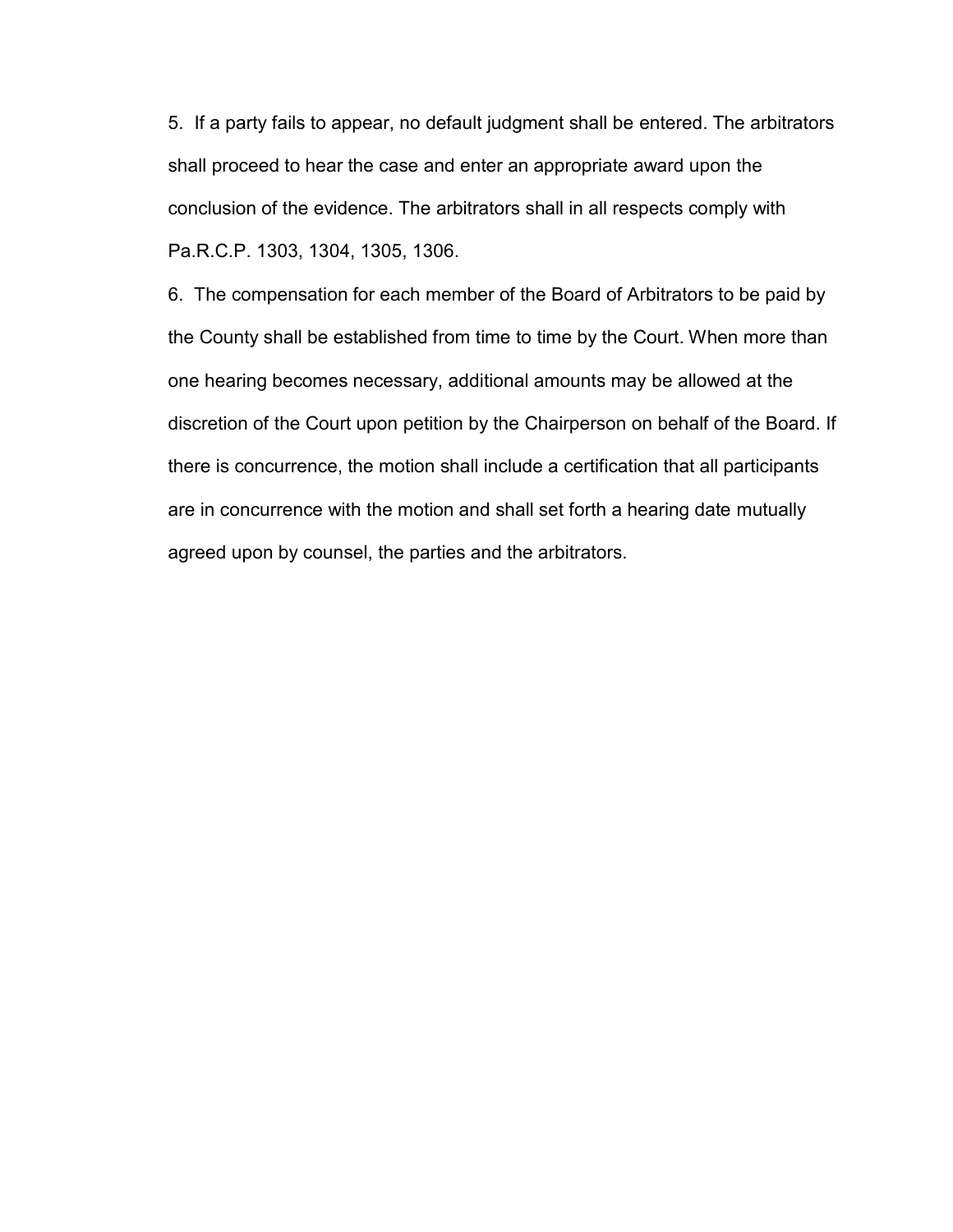5. If a party fails to appear, no default judgment shall be entered. The arbitrators shall proceed to hear the case and enter an appropriate award upon the conclusion of the evidence. The arbitrators shall in all respects comply with Pa.R.C.P. 1303, 1304, 1305, 1306.

6. The compensation for each member of the Board of Arbitrators to be paid by the County shall be established from time to time by the Court. When more than one hearing becomes necessary, additional amounts may be allowed at the discretion of the Court upon petition by the Chairperson on behalf of the Board. If there is concurrence, the motion shall include a certification that all participants are in concurrence with the motion and shall set forth a hearing date mutually agreed upon by counsel, the parties and the arbitrators.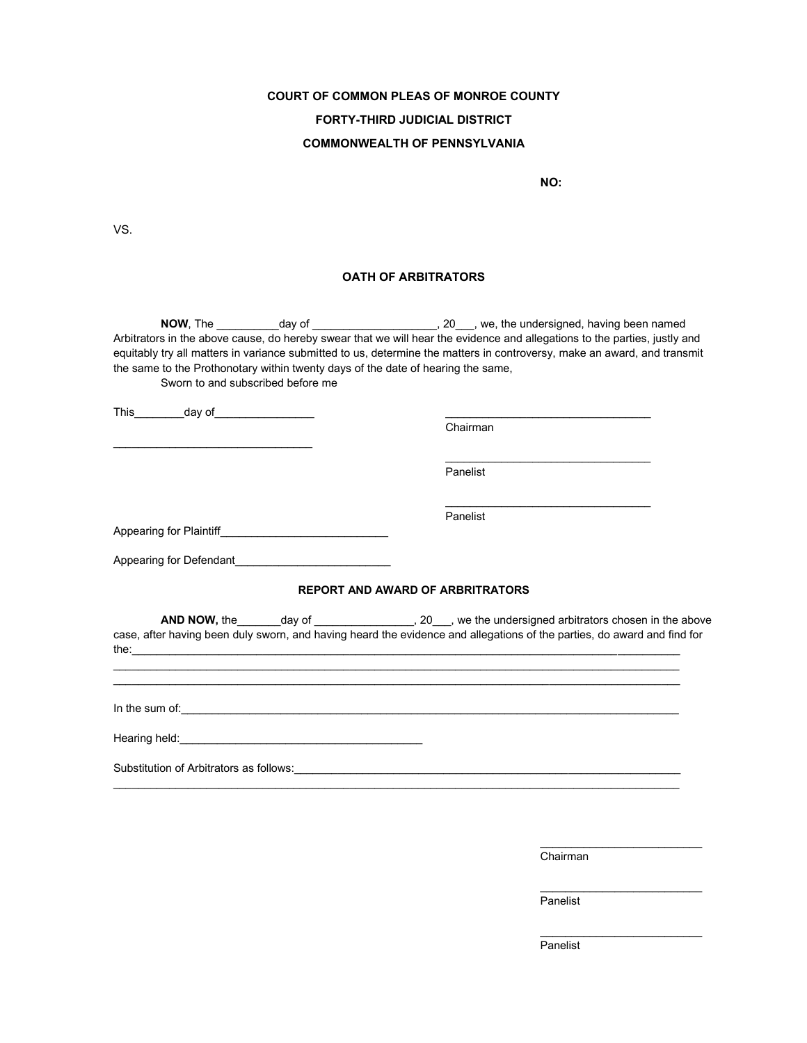**COURT OF COMMON PLEAS OF MONROE COUNTY**

**FORTY-THIRD JUDICIAL DISTRICT**

**COMMONWEALTH OF PENNSYLVANIA**

**NO:**

VS.

**OATH OF ARBITRATORS**

**NOW**, The __________day of ____________________, 20___, we, the undersigned, having been named Arbitrators in the above cause, do hereby swear that we will hear the evidence and allegations to the parties, justly and equitably try all matters in variance submitted to us, determine the matters in controversy, make an award, and transmit the same to the Prothonotary within twenty days of the date of hearing the same,

Sworn to and subscribed before me

This________day of________________

________________________________

_________________________________
Chairman

_________________________________
Panelist

_________________________________
Panelist

Appearing for Plaintiff___________________________

Appearing for Defendant_________________________

**REPORT AND AWARD OF ARBRITRATORS**

**AND NOW,** the_______day of ________________, 20___, we the undersigned arbitrators chosen in the above case, after having been duly sworn, and having heard the evidence and allegations of the parties, do award and find for the:_____________________________________________________________________________________________
_____________________________________________________________________________________________
_____________________________________________________________________________________________

In the sum of:_________________________________________________________________________________

Hearing held:_________________________________________

Substitution of Arbitrators as follows:_________________________________________________________________
_____________________________________________________________________________________________

__________________________
Chairman

__________________________
Panelist

__________________________
Panelist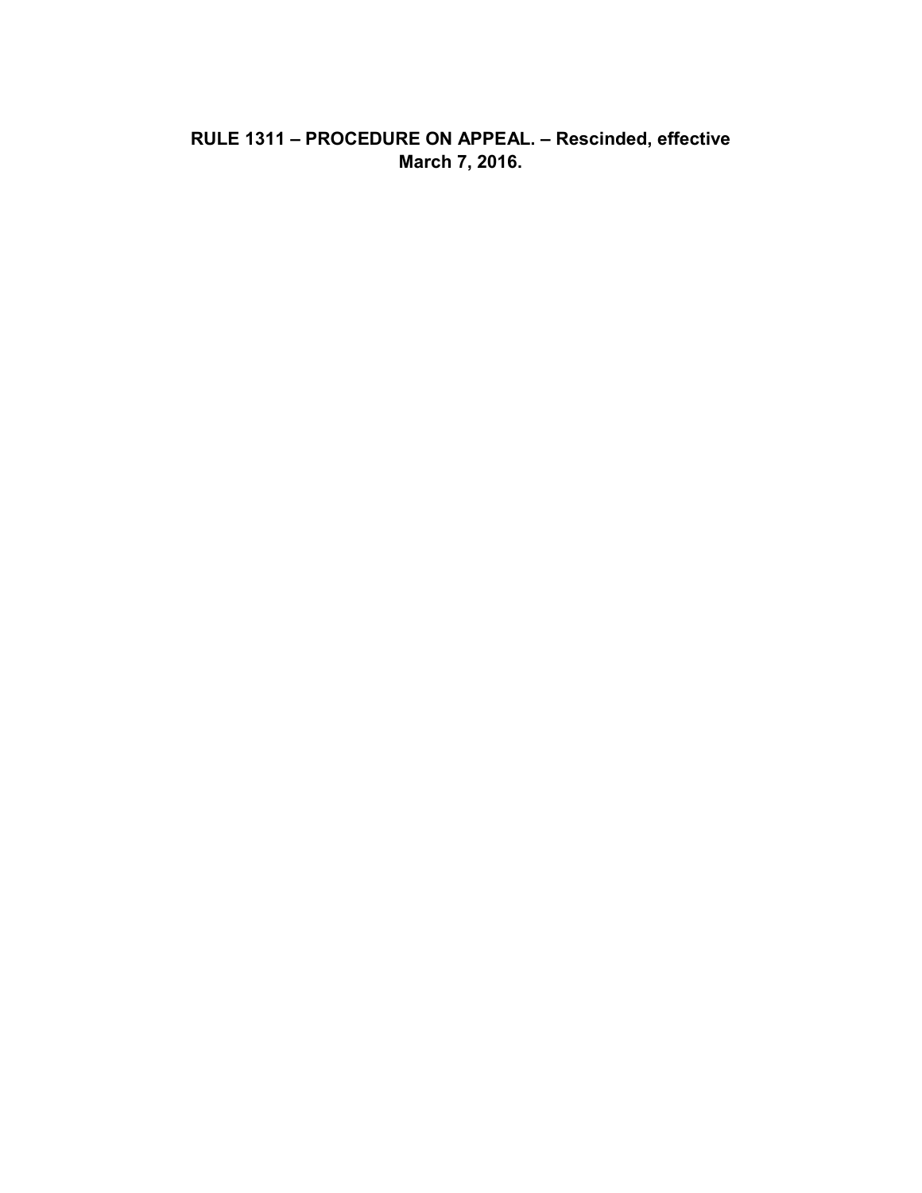**RULE 1311 – PROCEDURE ON APPEAL. – Rescinded, effective March 7, 2016.**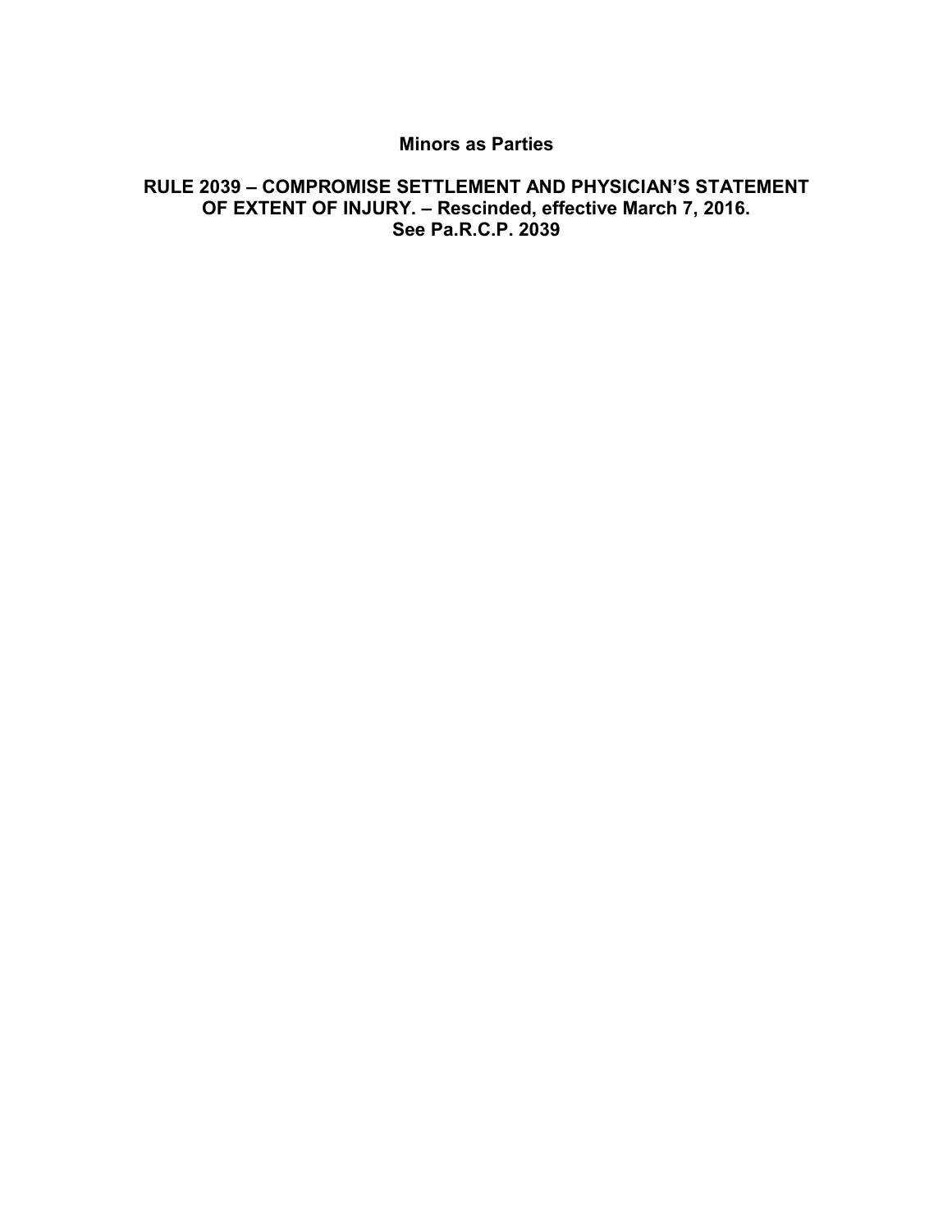# Minors as Parties

## RULE 2039 – COMPROMISE SETTLEMENT AND PHYSICIAN'S STATEMENT OF EXTENT OF INJURY. – Rescinded, effective March 7, 2016. See Pa.R.C.P. 2039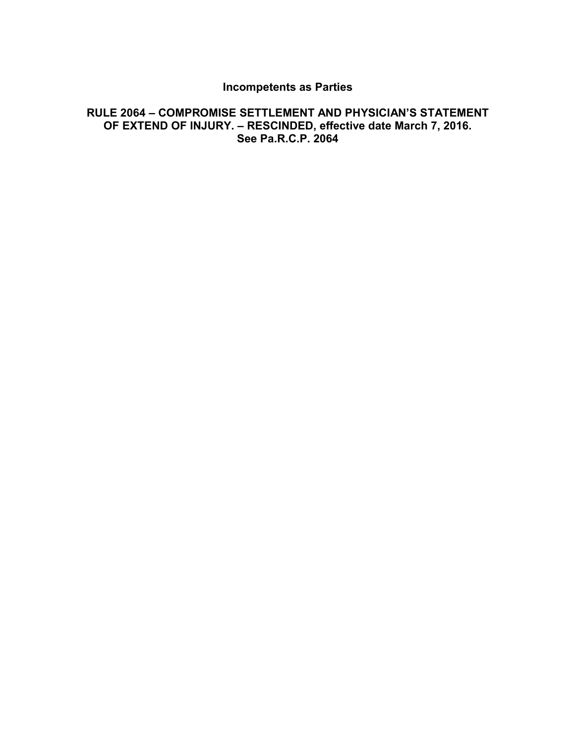## Incompetents as Parties

### RULE 2064 – COMPROMISE SETTLEMENT AND PHYSICIAN'S STATEMENT OF EXTEND OF INJURY. – RESCINDED, effective date March 7, 2016. See Pa.R.C.P. 2064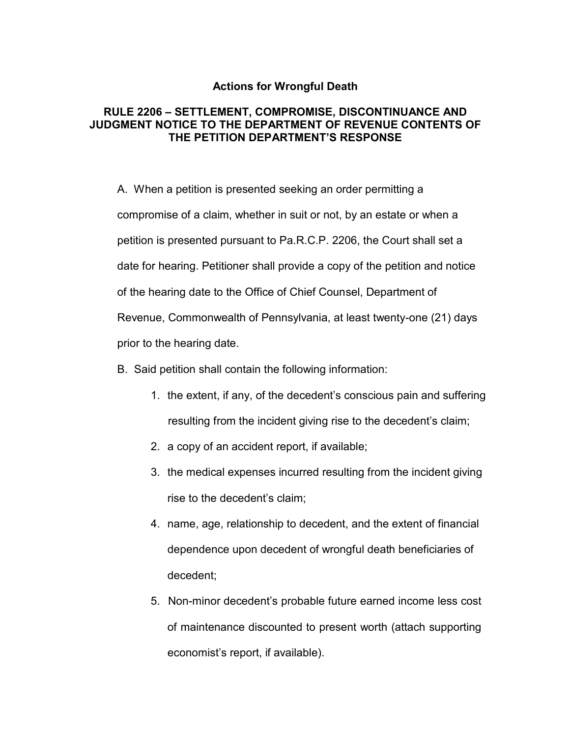## Actions for Wrongful Death

### RULE 2206 – SETTLEMENT, COMPROMISE, DISCONTINUANCE AND JUDGMENT NOTICE TO THE DEPARTMENT OF REVENUE CONTENTS OF THE PETITION DEPARTMENT'S RESPONSE

A. When a petition is presented seeking an order permitting a compromise of a claim, whether in suit or not, by an estate or when a petition is presented pursuant to Pa.R.C.P. 2206, the Court shall set a date for hearing. Petitioner shall provide a copy of the petition and notice of the hearing date to the Office of Chief Counsel, Department of Revenue, Commonwealth of Pennsylvania, at least twenty-one (21) days prior to the hearing date.

B. Said petition shall contain the following information:

1. the extent, if any, of the decedent's conscious pain and suffering resulting from the incident giving rise to the decedent's claim;
2. a copy of an accident report, if available;
3. the medical expenses incurred resulting from the incident giving rise to the decedent's claim;
4. name, age, relationship to decedent, and the extent of financial dependence upon decedent of wrongful death beneficiaries of decedent;
5. Non-minor decedent's probable future earned income less cost of maintenance discounted to present worth (attach supporting economist's report, if available).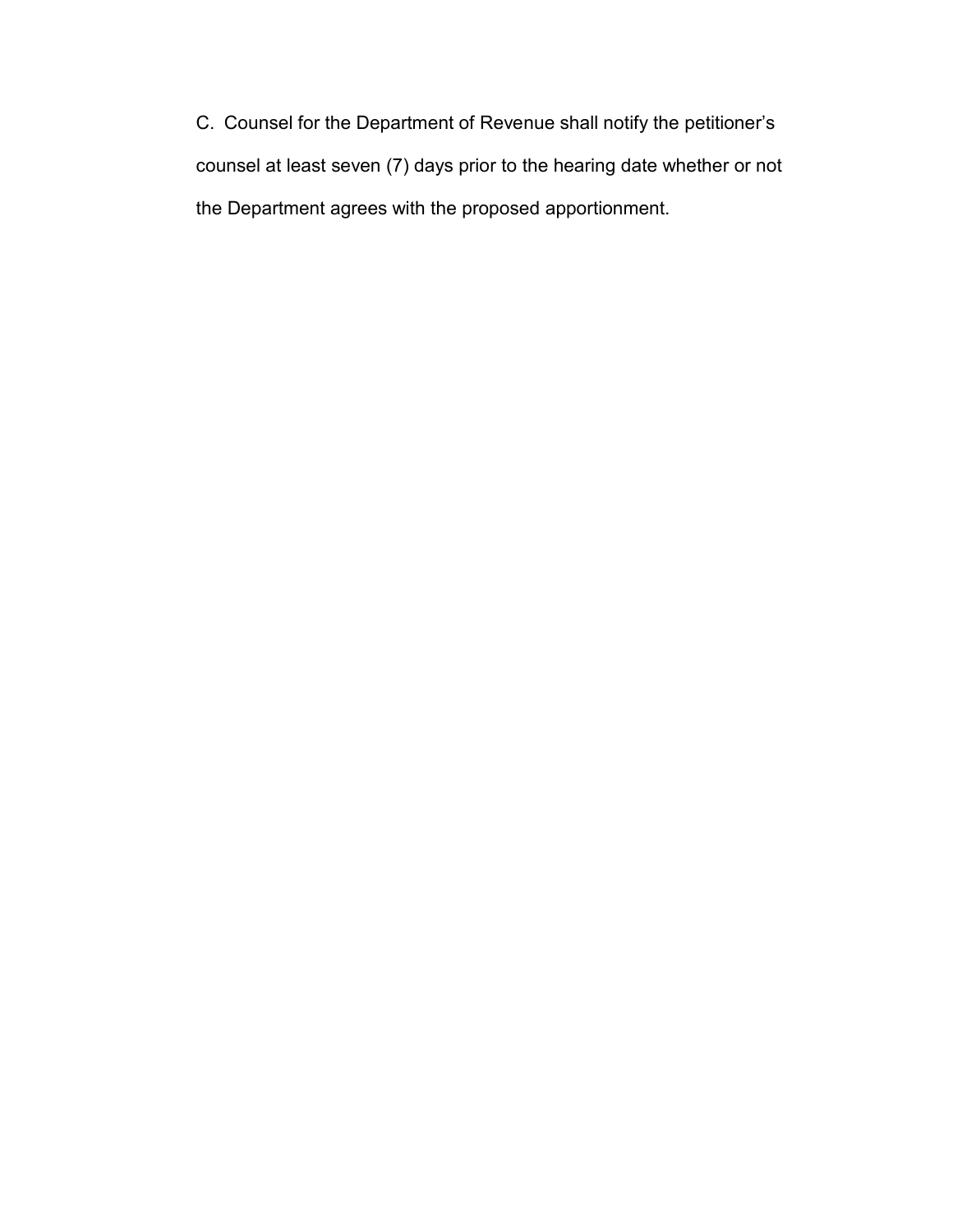C. Counsel for the Department of Revenue shall notify the petitioner's counsel at least seven (7) days prior to the hearing date whether or not the Department agrees with the proposed apportionment.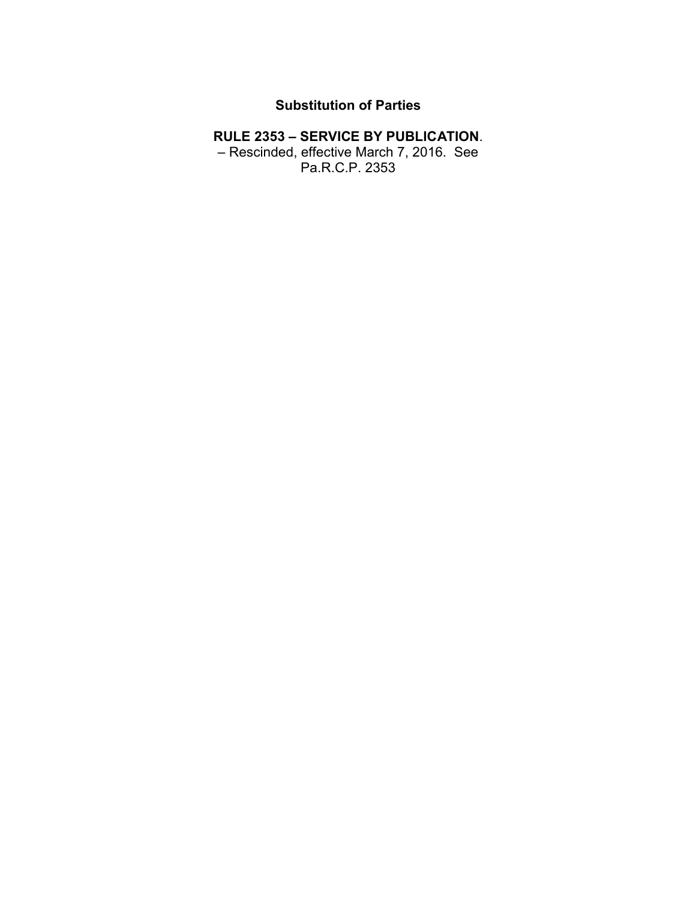**Substitution of Parties**

**RULE 2353 – SERVICE BY PUBLICATION**.
– Rescinded, effective March 7, 2016. See
Pa.R.C.P. 2353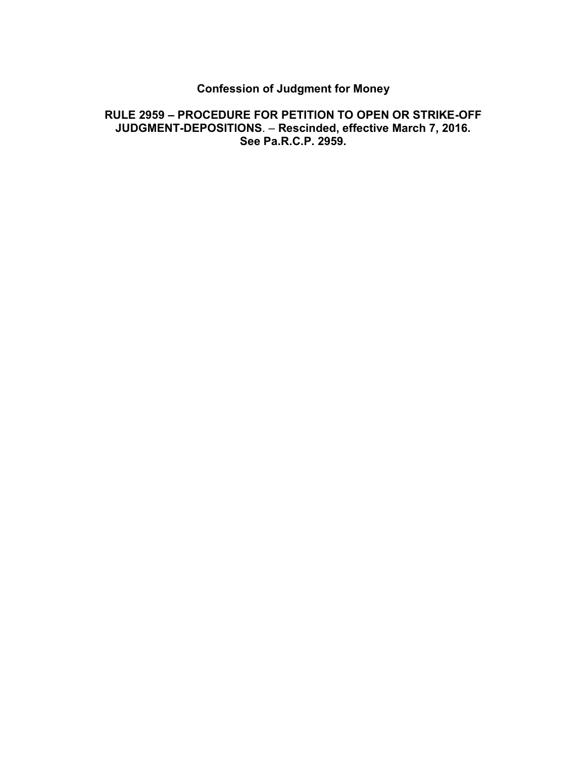## Confession of Judgment for Money

**RULE 2959 – PROCEDURE FOR PETITION TO OPEN OR STRIKE-OFF JUDGMENT-DEPOSITIONS**. – **Rescinded, effective March 7, 2016. See Pa.R.C.P. 2959.**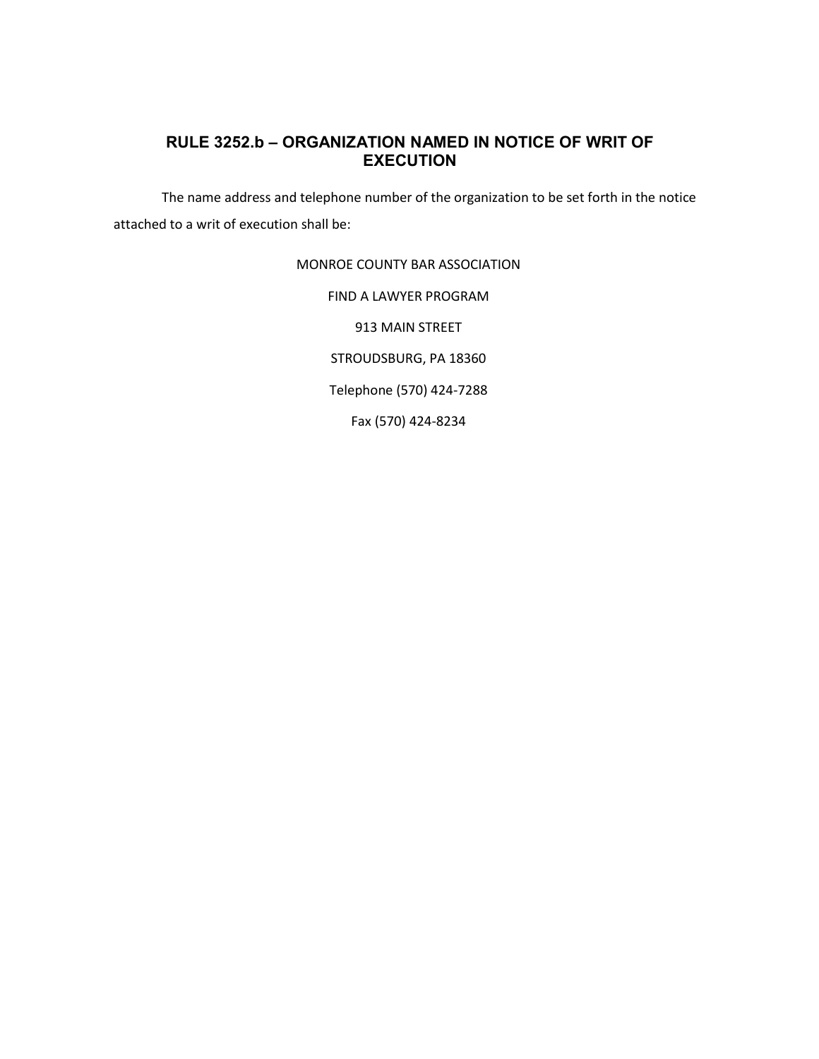## RULE 3252.b – ORGANIZATION NAMED IN NOTICE OF WRIT OF EXECUTION

The name address and telephone number of the organization to be set forth in the notice attached to a writ of execution shall be:

MONROE COUNTY BAR ASSOCIATION

FIND A LAWYER PROGRAM

913 MAIN STREET

STROUDSBURG, PA 18360

Telephone (570) 424-7288

Fax (570) 424-8234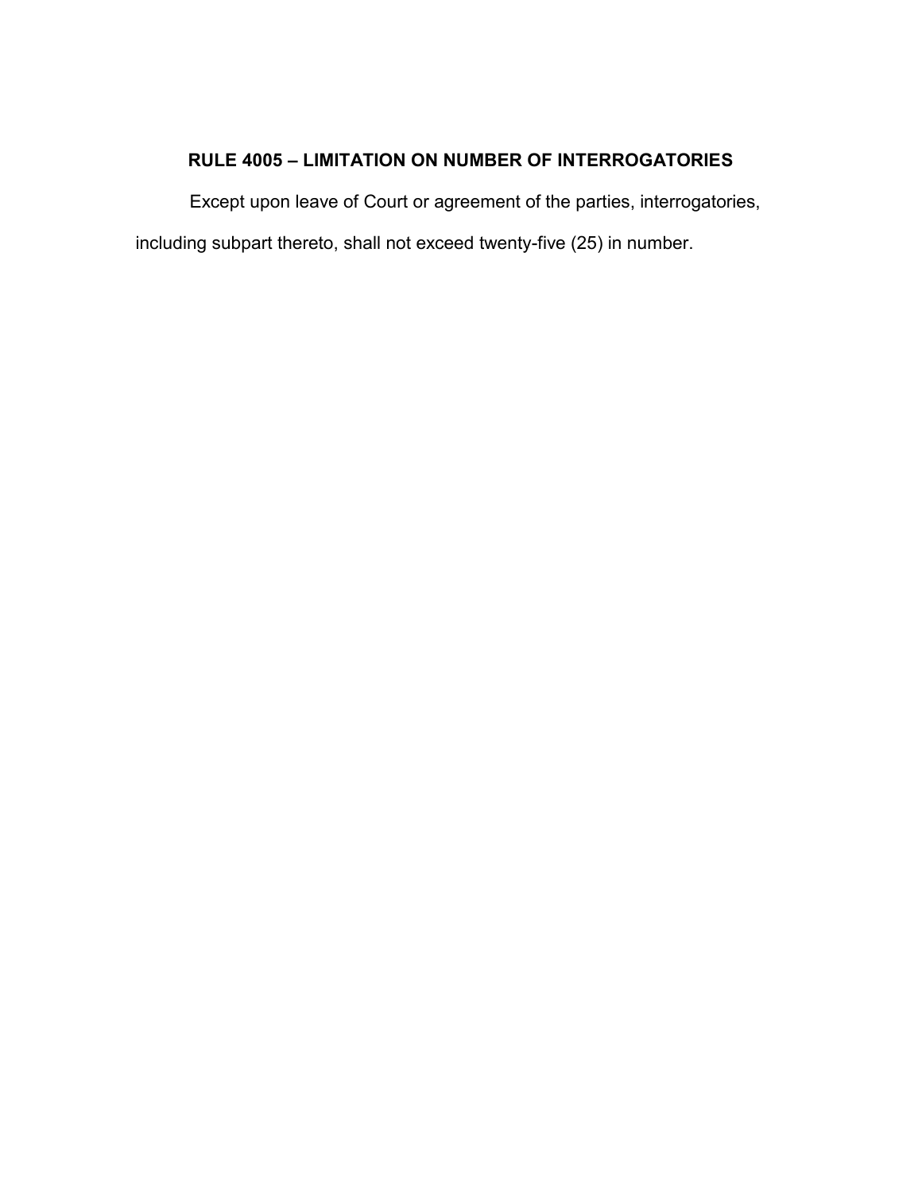## RULE 4005 – LIMITATION ON NUMBER OF INTERROGATORIES

Except upon leave of Court or agreement of the parties, interrogatories, including subpart thereto, shall not exceed twenty-five (25) in number.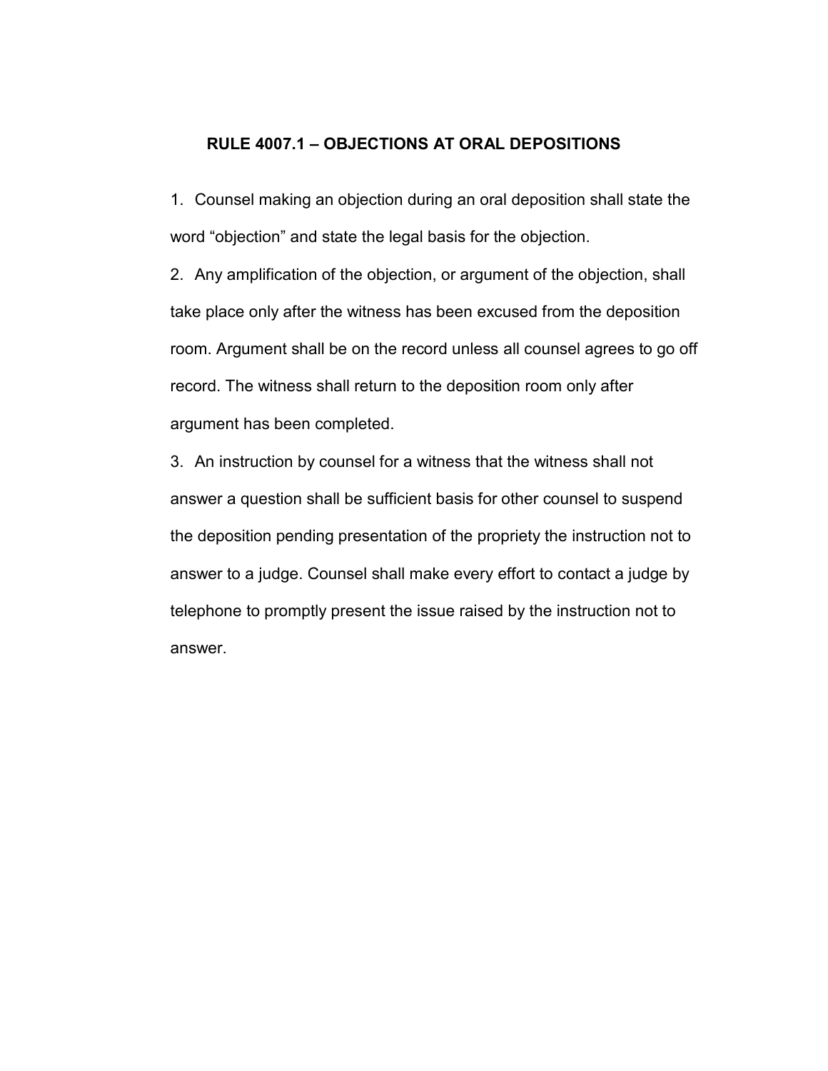# RULE 4007.1 – OBJECTIONS AT ORAL DEPOSITIONS

1. Counsel making an objection during an oral deposition shall state the word "objection" and state the legal basis for the objection.
2. Any amplification of the objection, or argument of the objection, shall take place only after the witness has been excused from the deposition room. Argument shall be on the record unless all counsel agrees to go off record. The witness shall return to the deposition room only after argument has been completed.
3. An instruction by counsel for a witness that the witness shall not answer a question shall be sufficient basis for other counsel to suspend the deposition pending presentation of the propriety the instruction not to answer to a judge. Counsel shall make every effort to contact a judge by telephone to promptly present the issue raised by the instruction not to answer.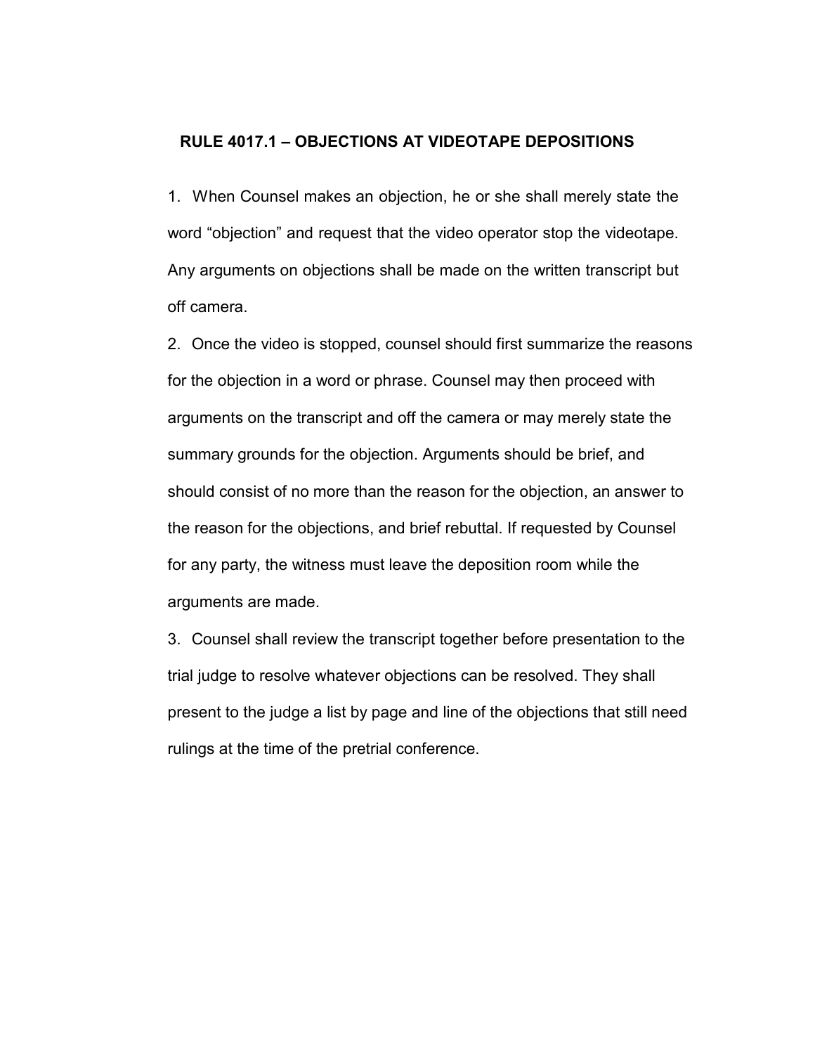## RULE 4017.1 – OBJECTIONS AT VIDEOTAPE DEPOSITIONS

1. When Counsel makes an objection, he or she shall merely state the word "objection" and request that the video operator stop the videotape. Any arguments on objections shall be made on the written transcript but off camera.
2. Once the video is stopped, counsel should first summarize the reasons for the objection in a word or phrase. Counsel may then proceed with arguments on the transcript and off the camera or may merely state the summary grounds for the objection. Arguments should be brief, and should consist of no more than the reason for the objection, an answer to the reason for the objections, and brief rebuttal. If requested by Counsel for any party, the witness must leave the deposition room while the arguments are made.
3. Counsel shall review the transcript together before presentation to the trial judge to resolve whatever objections can be resolved. They shall present to the judge a list by page and line of the objections that still need rulings at the time of the pretrial conference.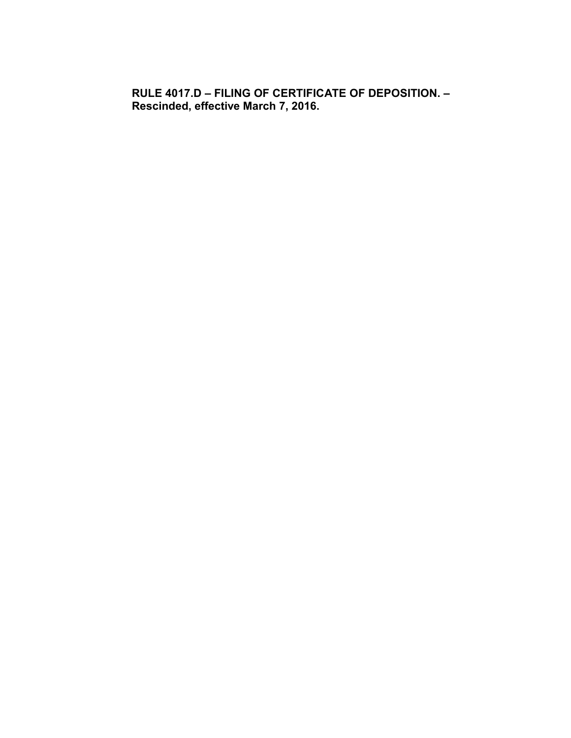**RULE 4017.D – FILING OF CERTIFICATE OF DEPOSITION. – Rescinded, effective March 7, 2016.**